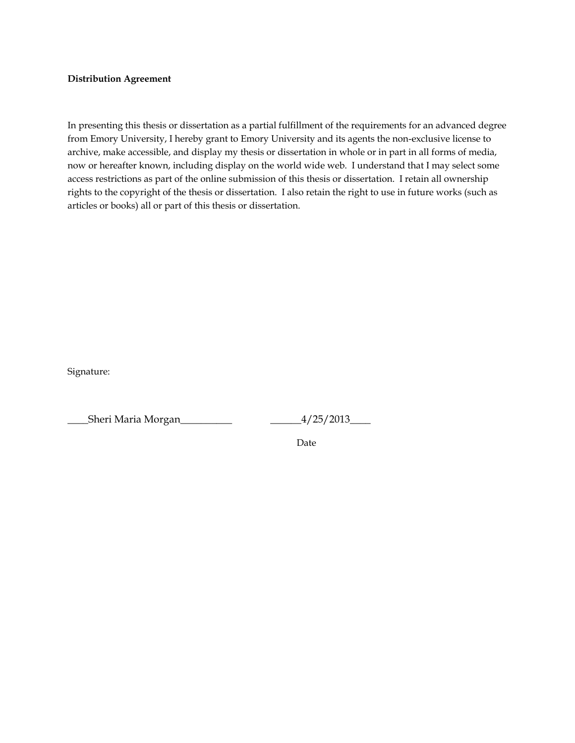**Distribution Agreement**

In presenting this thesis or dissertation as a partial fulfillment of the requirements for an advanced degree from Emory University, I hereby grant to Emory University and its agents the non-exclusive license to archive, make accessible, and display my thesis or dissertation in whole or in part in all forms of media, now or hereafter known, including display on the world wide web. I understand that I may select some access restrictions as part of the online submission of this thesis or dissertation. I retain all ownership rights to the copyright of the thesis or dissertation. I also retain the right to use in future works (such as articles or books) all or part of this thesis or dissertation.

Signature:

____Sheri Maria Morgan__________ ______4/25/2013____

Date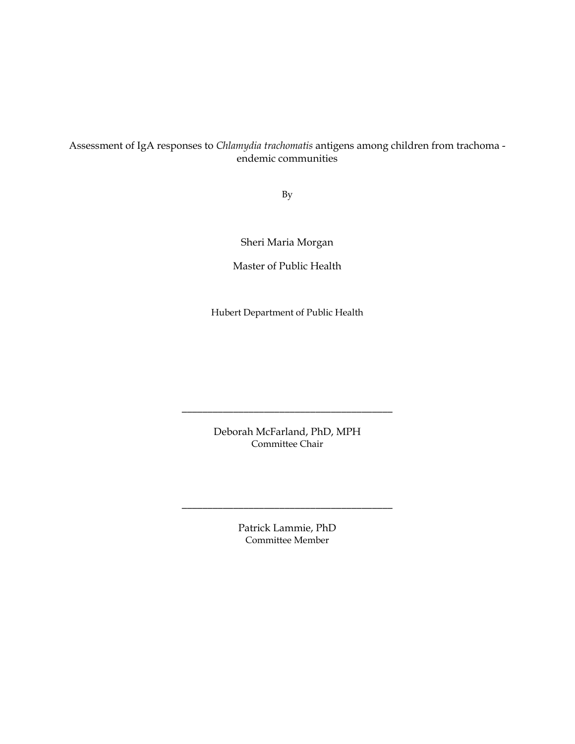Assessment of IgA responses to *Chlamydia trachomatis* antigens among children from trachoma - endemic communities

By

Sheri Maria Morgan

Master of Public Health

Hubert Department of Public Health

\_\_\_\_\_\_\_\_\_\_\_\_\_\_\_\_\_\_\_\_\_\_\_\_\_\_\_\_\_\_\_\_\_\_\_\_\_\_\_\_

Deborah McFarland, PhD, MPH
Committee Chair

\_\_\_\_\_\_\_\_\_\_\_\_\_\_\_\_\_\_\_\_\_\_\_\_\_\_\_\_\_\_\_\_\_\_\_\_\_\_\_\_

Patrick Lammie, PhD
Committee Member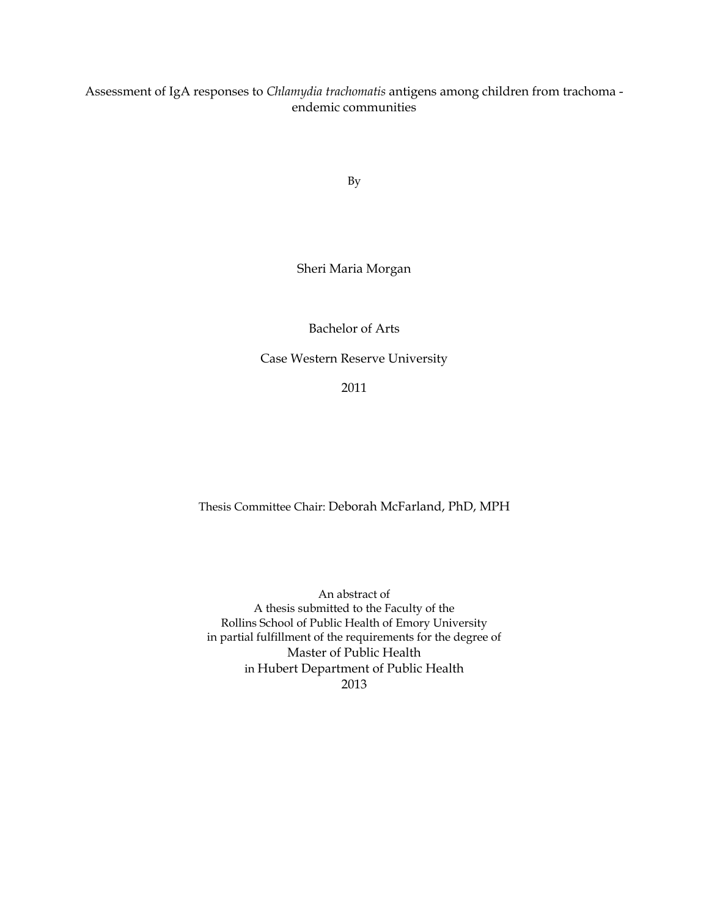Assessment of IgA responses to *Chlamydia trachomatis* antigens among children from trachoma - endemic communities

By

Sheri Maria Morgan

Bachelor of Arts

Case Western Reserve University

2011

Thesis Committee Chair: Deborah McFarland, PhD, MPH

An abstract of
A thesis submitted to the Faculty of the
Rollins School of Public Health of Emory University
in partial fulfillment of the requirements for the degree of
Master of Public Health
in Hubert Department of Public Health
2013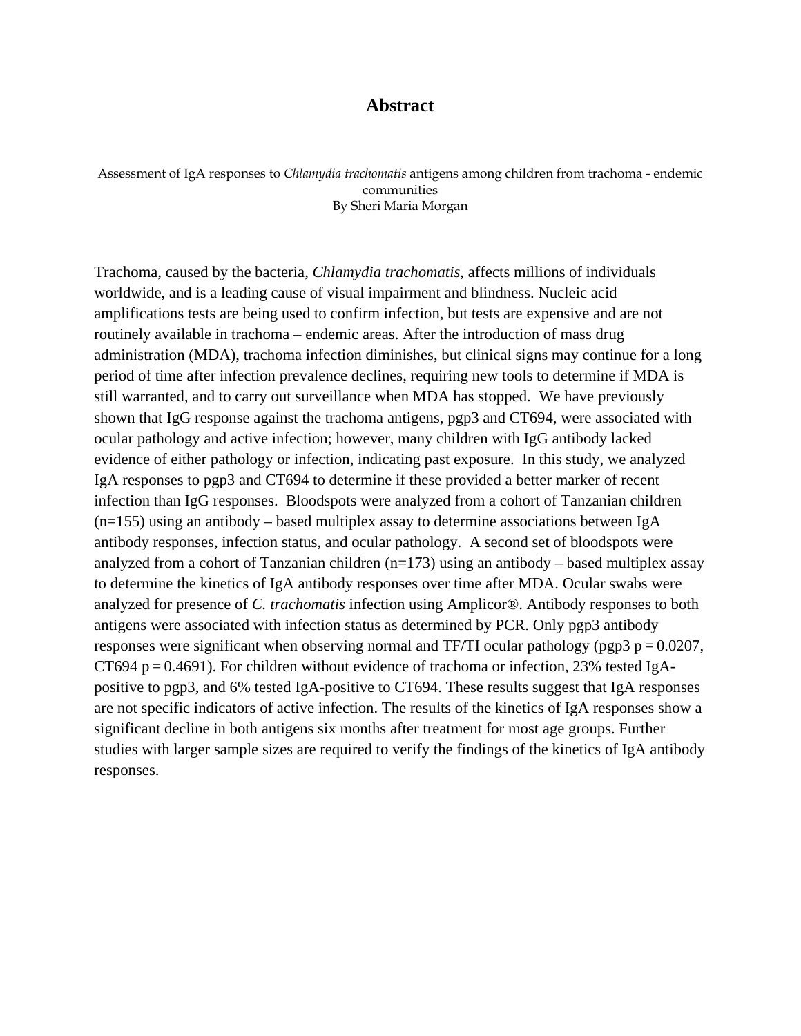# Abstract

Assessment of IgA responses to *Chlamydia trachomatis* antigens among children from trachoma - endemic communities
By Sheri Maria Morgan

Trachoma, caused by the bacteria, *Chlamydia trachomatis*, affects millions of individuals worldwide, and is a leading cause of visual impairment and blindness. Nucleic acid amplifications tests are being used to confirm infection, but tests are expensive and are not routinely available in trachoma – endemic areas. After the introduction of mass drug administration (MDA), trachoma infection diminishes, but clinical signs may continue for a long period of time after infection prevalence declines, requiring new tools to determine if MDA is still warranted, and to carry out surveillance when MDA has stopped. We have previously shown that IgG response against the trachoma antigens, pgp3 and CT694, were associated with ocular pathology and active infection; however, many children with IgG antibody lacked evidence of either pathology or infection, indicating past exposure. In this study, we analyzed IgA responses to pgp3 and CT694 to determine if these provided a better marker of recent infection than IgG responses. Bloodspots were analyzed from a cohort of Tanzanian children (n=155) using an antibody – based multiplex assay to determine associations between IgA antibody responses, infection status, and ocular pathology. A second set of bloodspots were analyzed from a cohort of Tanzanian children (n=173) using an antibody – based multiplex assay to determine the kinetics of IgA antibody responses over time after MDA. Ocular swabs were analyzed for presence of *C. trachomatis* infection using Amplicor®. Antibody responses to both antigens were associated with infection status as determined by PCR. Only pgp3 antibody responses were significant when observing normal and TF/TI ocular pathology (pgp3 $p = 0.0207$, CT694 $p = 0.4691$). For children without evidence of trachoma or infection, 23% tested IgA-positive to pgp3, and 6% tested IgA-positive to CT694. These results suggest that IgA responses are not specific indicators of active infection. The results of the kinetics of IgA responses show a significant decline in both antigens six months after treatment for most age groups. Further studies with larger sample sizes are required to verify the findings of the kinetics of IgA antibody responses.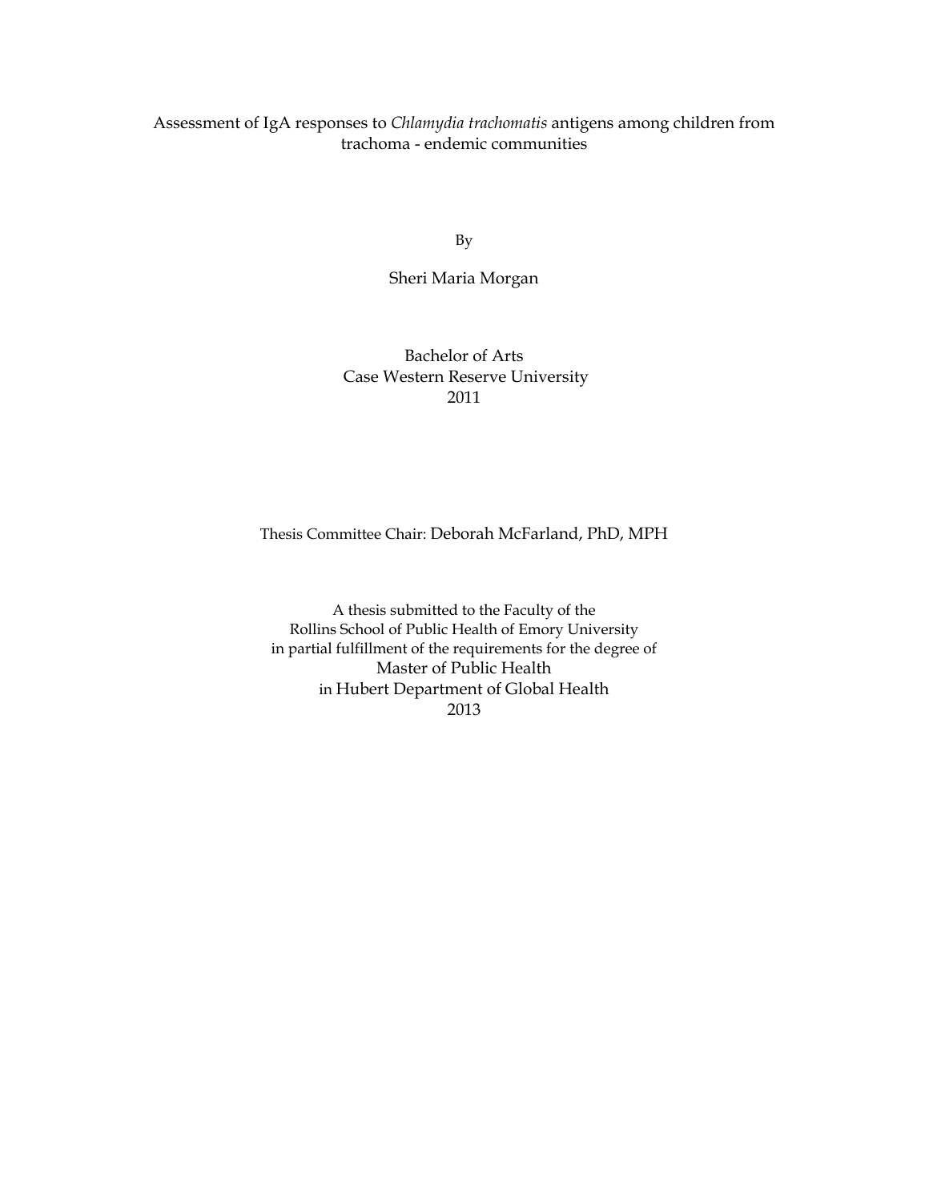Assessment of IgA responses to *Chlamydia trachomatis* antigens among children from trachoma - endemic communities

By

Sheri Maria Morgan

Bachelor of Arts
Case Western Reserve University
2011

Thesis Committee Chair: Deborah McFarland, PhD, MPH

A thesis submitted to the Faculty of the
Rollins School of Public Health of Emory University
in partial fulfillment of the requirements for the degree of
Master of Public Health
in Hubert Department of Global Health
2013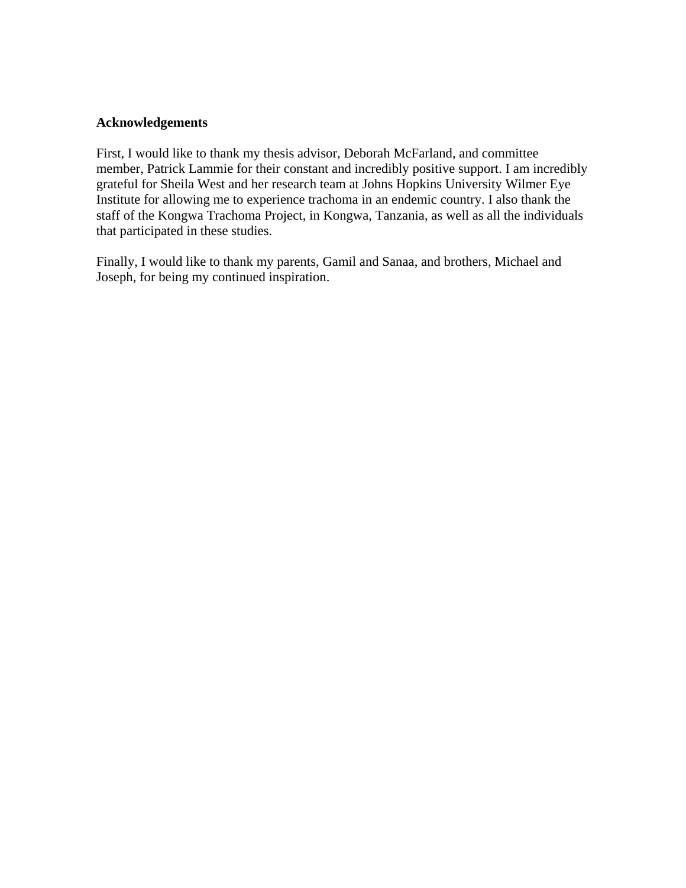# Acknowledgements

First, I would like to thank my thesis advisor, Deborah McFarland, and committee member, Patrick Lammie for their constant and incredibly positive support. I am incredibly grateful for Sheila West and her research team at Johns Hopkins University Wilmer Eye Institute for allowing me to experience trachoma in an endemic country. I also thank the staff of the Kongwa Trachoma Project, in Kongwa, Tanzania, as well as all the individuals that participated in these studies.

Finally, I would like to thank my parents, Gamil and Sanaa, and brothers, Michael and Joseph, for being my continued inspiration.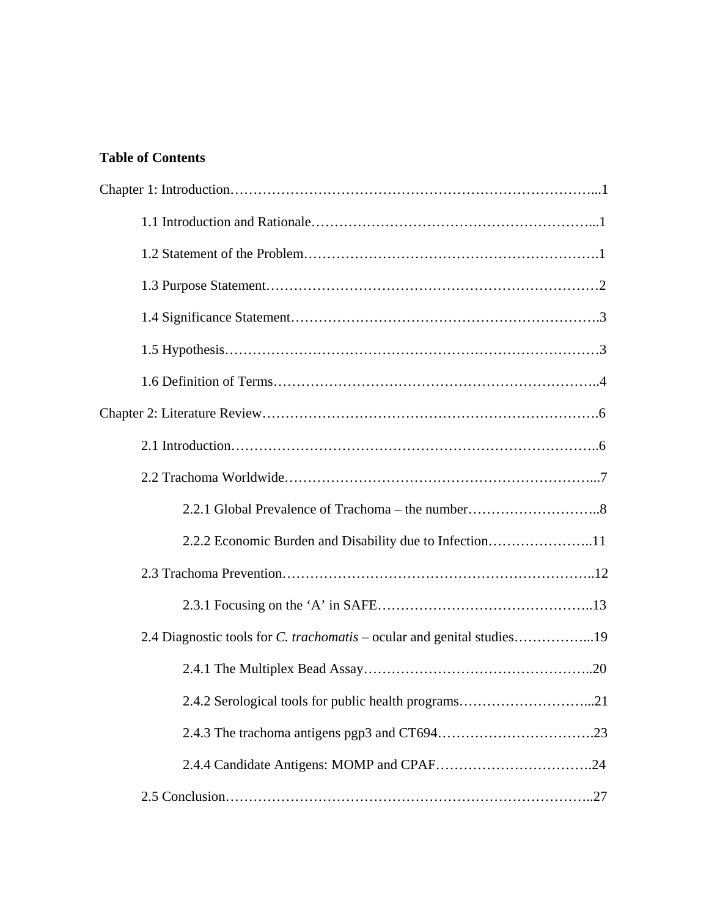**Table of Contents**

Chapter 1: Introduction…………………………………………………………………...1

1.1 Introduction and Rationale…………………………………………………...1

1.2 Statement of the Problem……………………………………………………….1

1.3 Purpose Statement………………………………………………………………2

1.4 Significance Statement……………………………………………………….3

1.5 Hypothesis………………………………………………………………………3

1.6 Definition of Terms……………………………………………………………..4

Chapter 2: Literature Review……………………………………………………………….6

2.1 Introduction…………………………………………………………………..6

2.2 Trachoma Worldwide…………………………………………………………...7

2.2.1 Global Prevalence of Trachoma – the number………………………..8

2.2.2 Economic Burden and Disability due to Infection…………………..11

2.3 Trachoma Prevention…………………………………………………………..12

2.3.1 Focusing on the 'A' in SAFE……………………………………….13

2.4 Diagnostic tools for *C. trachomatis* – ocular and genital studies……………...19

2.4.1 The Multiplex Bead Assay…………………………………………..20

2.4.2 Serological tools for public health programs………………………...21

2.4.3 The trachoma antigens pgp3 and CT694…………………………….23

2.4.4 Candidate Antigens: MOMP and CPAF…………………………….24

2.5 Conclusion…………………………………………………………………..27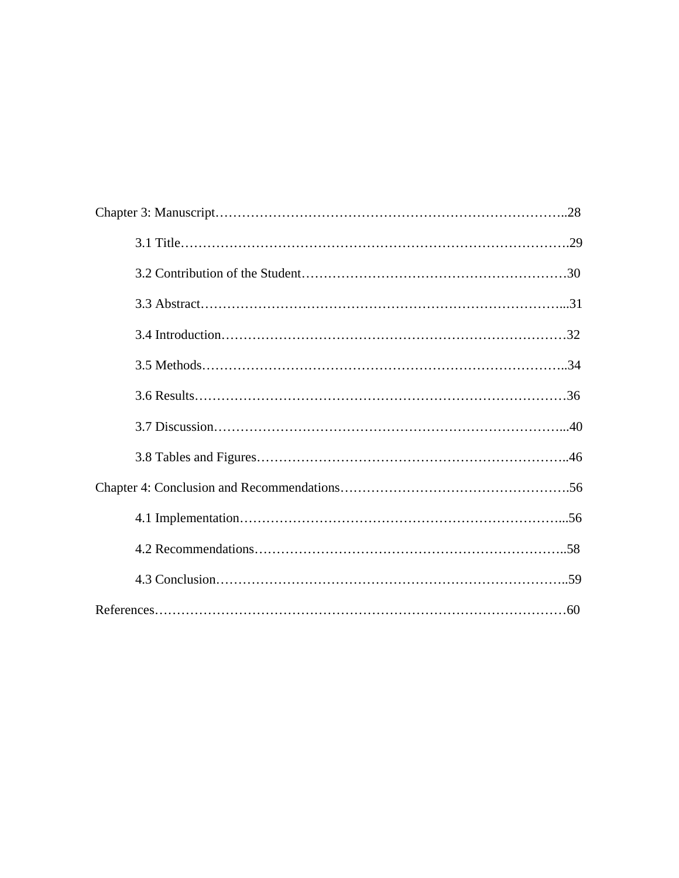Chapter 3: Manuscript…………………………………………………………………..28

3.1 Title…………………………………………………………………………….29

3.2 Contribution of the Student……………………………………………………30

3.3 Abstract…………………………………………………………………...31

3.4 Introduction……………………………………………………………………32

3.5 Methods………………………………………………………………………..34

3.6 Results…………………………………………………………………………36

3.7 Discussion………………………………………………………………...40

3.8 Tables and Figures……………………………………………………………..46

Chapter 4: Conclusion and Recommendations…………………………………………….56

4.1 Implementation………………………………………………………………...56

4.2 Recommendations……………………………………………………………..58

4.3 Conclusion……………………………………………………………………..59

References…………………………………………………………………………………60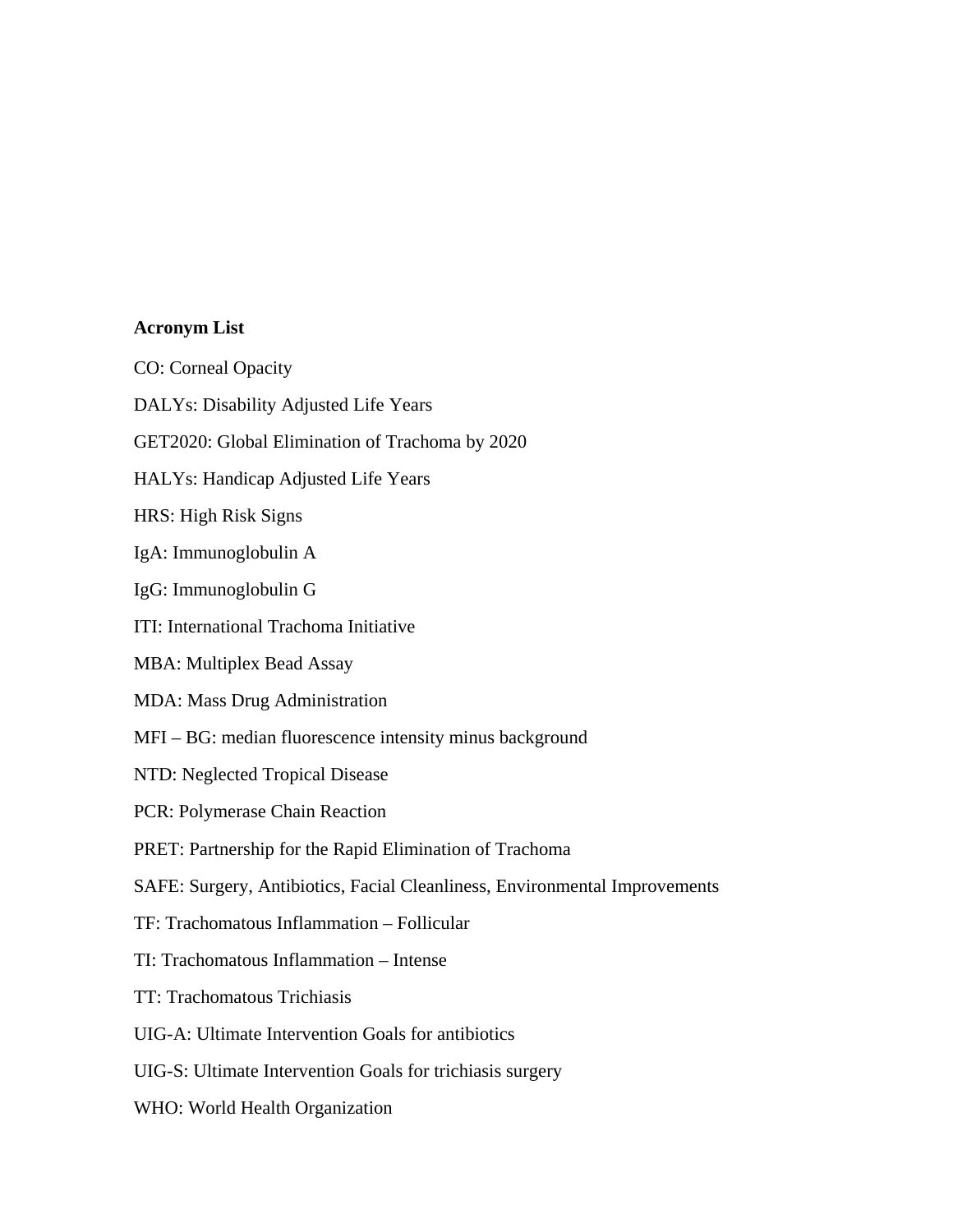**Acronym List**

CO: Corneal Opacity

DALYs: Disability Adjusted Life Years

GET2020: Global Elimination of Trachoma by 2020

HALYs: Handicap Adjusted Life Years

HRS: High Risk Signs

IgA: Immunoglobulin A

IgG: Immunoglobulin G

ITI: International Trachoma Initiative

MBA: Multiplex Bead Assay

MDA: Mass Drug Administration

MFI – BG: median fluorescence intensity minus background

NTD: Neglected Tropical Disease

PCR: Polymerase Chain Reaction

PRET: Partnership for the Rapid Elimination of Trachoma

SAFE: Surgery, Antibiotics, Facial Cleanliness, Environmental Improvements

TF: Trachomatous Inflammation – Follicular

TI: Trachomatous Inflammation – Intense

TT: Trachomatous Trichiasis

UIG-A: Ultimate Intervention Goals for antibiotics

UIG-S: Ultimate Intervention Goals for trichiasis surgery

WHO: World Health Organization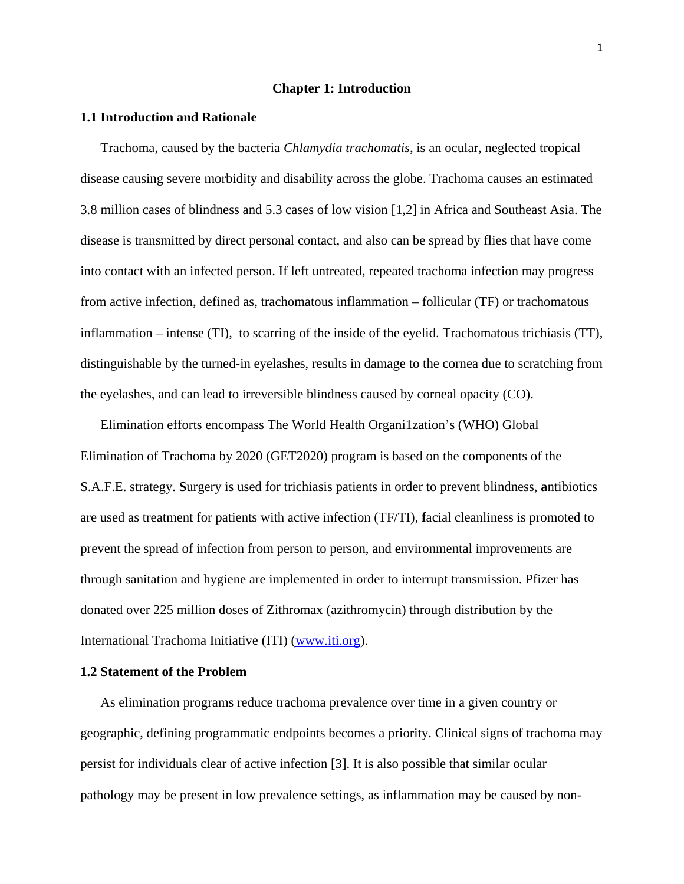# Chapter 1: Introduction

## 1.1 Introduction and Rationale

Trachoma, caused by the bacteria *Chlamydia trachomatis*, is an ocular, neglected tropical disease causing severe morbidity and disability across the globe. Trachoma causes an estimated 3.8 million cases of blindness and 5.3 cases of low vision [1,2] in Africa and Southeast Asia. The disease is transmitted by direct personal contact, and also can be spread by flies that have come into contact with an infected person. If left untreated, repeated trachoma infection may progress from active infection, defined as, trachomatous inflammation – follicular (TF) or trachomatous inflammation – intense (TI), to scarring of the inside of the eyelid. Trachomatous trichiasis (TT), distinguishable by the turned-in eyelashes, results in damage to the cornea due to scratching from the eyelashes, and can lead to irreversible blindness caused by corneal opacity (CO).

Elimination efforts encompass The World Health Organi1zation's (WHO) Global Elimination of Trachoma by 2020 (GET2020) program is based on the components of the S.A.F.E. strategy. **S**urgery is used for trichiasis patients in order to prevent blindness, **a**ntibiotics are used as treatment for patients with active infection (TF/TI), **f**acial cleanliness is promoted to prevent the spread of infection from person to person, and **e**nvironmental improvements are through sanitation and hygiene are implemented in order to interrupt transmission. Pfizer has donated over 225 million doses of Zithromax (azithromycin) through distribution by the International Trachoma Initiative (ITI) (www.iti.org).

## 1.2 Statement of the Problem

As elimination programs reduce trachoma prevalence over time in a given country or geographic, defining programmatic endpoints becomes a priority. Clinical signs of trachoma may persist for individuals clear of active infection [3]. It is also possible that similar ocular pathology may be present in low prevalence settings, as inflammation may be caused by non-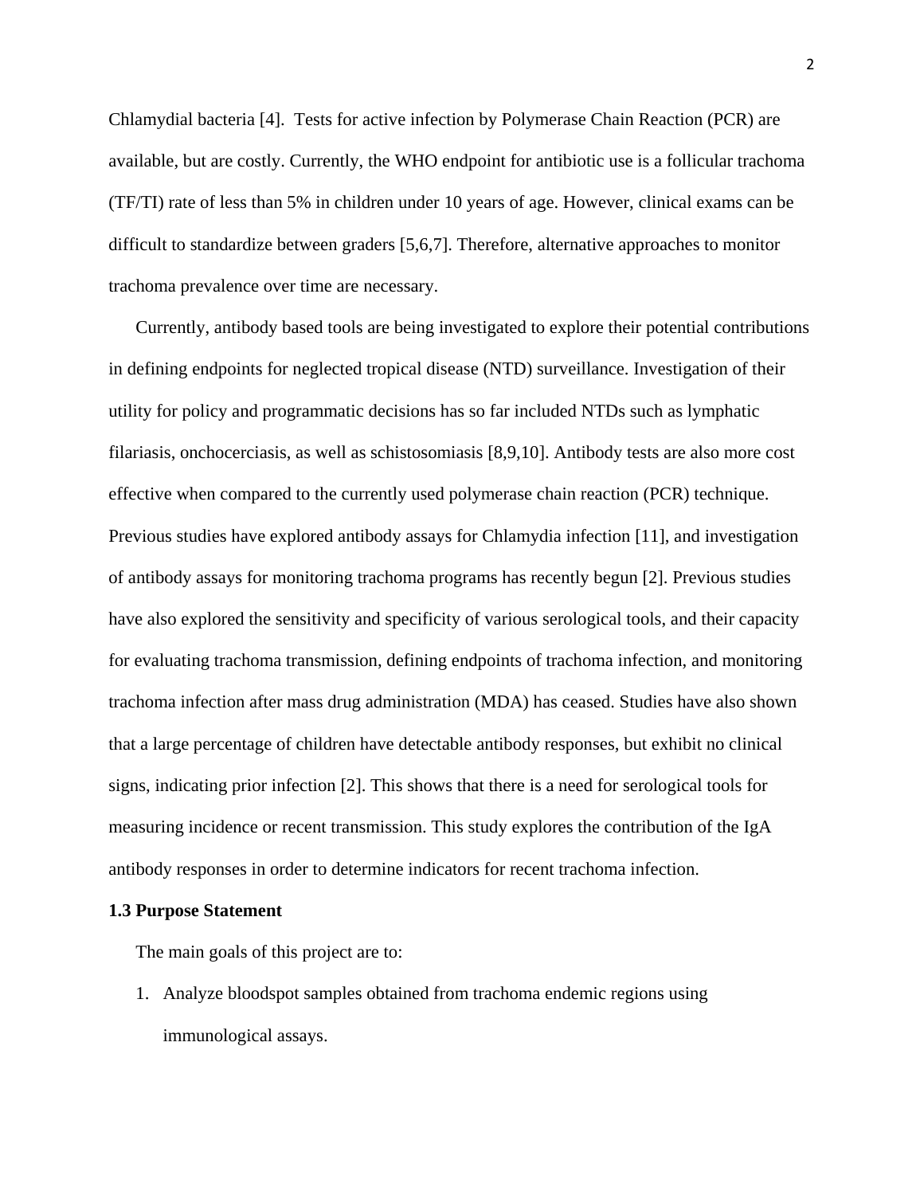Chlamydial bacteria [4]. Tests for active infection by Polymerase Chain Reaction (PCR) are available, but are costly. Currently, the WHO endpoint for antibiotic use is a follicular trachoma (TF/TI) rate of less than 5% in children under 10 years of age. However, clinical exams can be difficult to standardize between graders [5,6,7]. Therefore, alternative approaches to monitor trachoma prevalence over time are necessary.

Currently, antibody based tools are being investigated to explore their potential contributions in defining endpoints for neglected tropical disease (NTD) surveillance. Investigation of their utility for policy and programmatic decisions has so far included NTDs such as lymphatic filariasis, onchocerciasis, as well as schistosomiasis [8,9,10]. Antibody tests are also more cost effective when compared to the currently used polymerase chain reaction (PCR) technique. Previous studies have explored antibody assays for Chlamydia infection [11], and investigation of antibody assays for monitoring trachoma programs has recently begun [2]. Previous studies have also explored the sensitivity and specificity of various serological tools, and their capacity for evaluating trachoma transmission, defining endpoints of trachoma infection, and monitoring trachoma infection after mass drug administration (MDA) has ceased. Studies have also shown that a large percentage of children have detectable antibody responses, but exhibit no clinical signs, indicating prior infection [2]. This shows that there is a need for serological tools for measuring incidence or recent transmission. This study explores the contribution of the IgA antibody responses in order to determine indicators for recent trachoma infection.

**1.3 Purpose Statement**

The main goals of this project are to:

1. Analyze bloodspot samples obtained from trachoma endemic regions using immunological assays.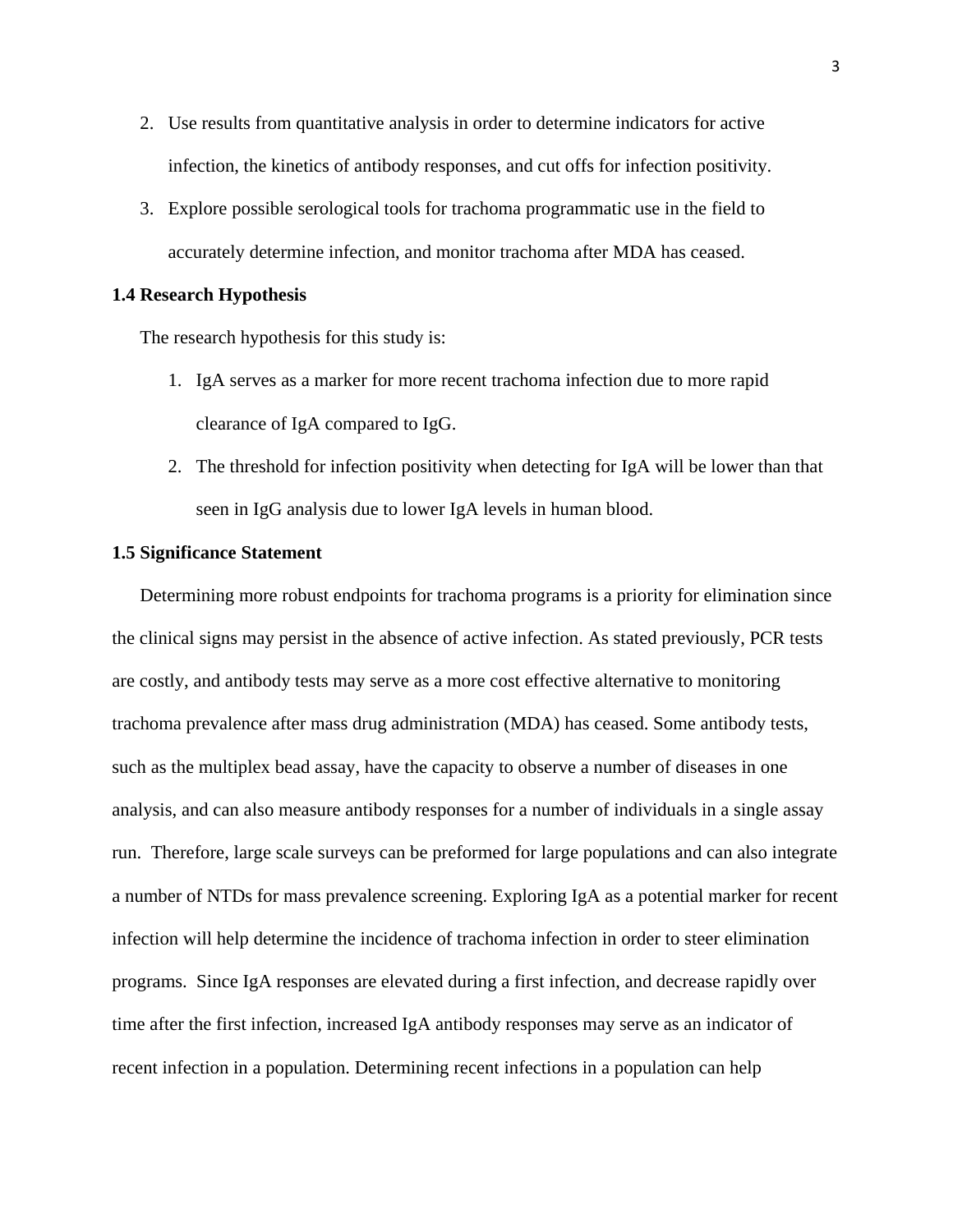2. Use results from quantitative analysis in order to determine indicators for active infection, the kinetics of antibody responses, and cut offs for infection positivity.
3. Explore possible serological tools for trachoma programmatic use in the field to accurately determine infection, and monitor trachoma after MDA has ceased.

### 1.4 Research Hypothesis

The research hypothesis for this study is:

1. IgA serves as a marker for more recent trachoma infection due to more rapid clearance of IgA compared to IgG.
2. The threshold for infection positivity when detecting for IgA will be lower than that seen in IgG analysis due to lower IgA levels in human blood.

### 1.5 Significance Statement

Determining more robust endpoints for trachoma programs is a priority for elimination since the clinical signs may persist in the absence of active infection. As stated previously, PCR tests are costly, and antibody tests may serve as a more cost effective alternative to monitoring trachoma prevalence after mass drug administration (MDA) has ceased. Some antibody tests, such as the multiplex bead assay, have the capacity to observe a number of diseases in one analysis, and can also measure antibody responses for a number of individuals in a single assay run. Therefore, large scale surveys can be preformed for large populations and can also integrate a number of NTDs for mass prevalence screening. Exploring IgA as a potential marker for recent infection will help determine the incidence of trachoma infection in order to steer elimination programs. Since IgA responses are elevated during a first infection, and decrease rapidly over time after the first infection, increased IgA antibody responses may serve as an indicator of recent infection in a population. Determining recent infections in a population can help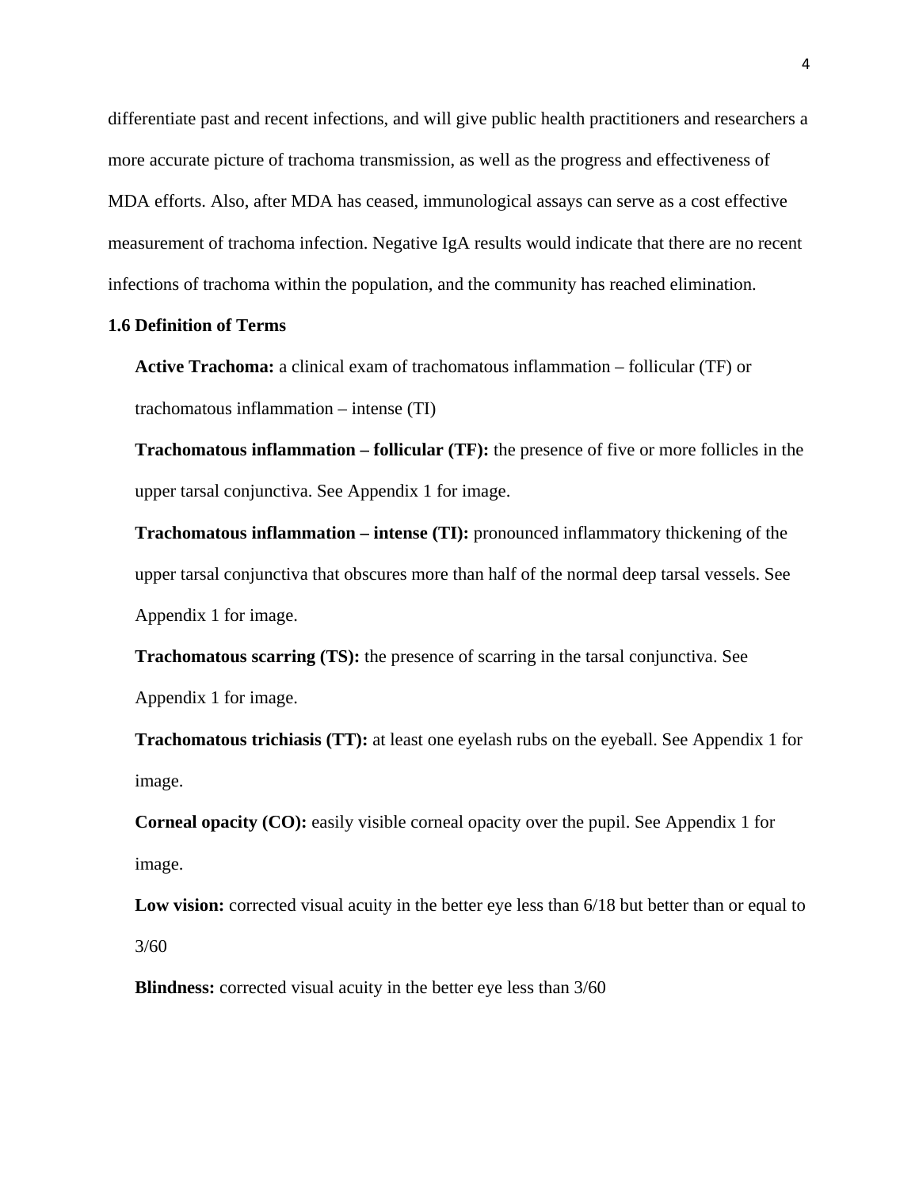differentiate past and recent infections, and will give public health practitioners and researchers a more accurate picture of trachoma transmission, as well as the progress and effectiveness of MDA efforts. Also, after MDA has ceased, immunological assays can serve as a cost effective measurement of trachoma infection. Negative IgA results would indicate that there are no recent infections of trachoma within the population, and the community has reached elimination.

### 1.6 Definition of Terms

**Active Trachoma:** a clinical exam of trachomatous inflammation – follicular (TF) or trachomatous inflammation – intense (TI)

**Trachomatous inflammation – follicular (TF):** the presence of five or more follicles in the upper tarsal conjunctiva. See Appendix 1 for image.

**Trachomatous inflammation – intense (TI):** pronounced inflammatory thickening of the upper tarsal conjunctiva that obscures more than half of the normal deep tarsal vessels. See Appendix 1 for image.

**Trachomatous scarring (TS):** the presence of scarring in the tarsal conjunctiva. See Appendix 1 for image.

**Trachomatous trichiasis (TT):** at least one eyelash rubs on the eyeball. See Appendix 1 for image.

**Corneal opacity (CO):** easily visible corneal opacity over the pupil. See Appendix 1 for image.

**Low vision:** corrected visual acuity in the better eye less than 6/18 but better than or equal to 3/60

**Blindness:** corrected visual acuity in the better eye less than 3/60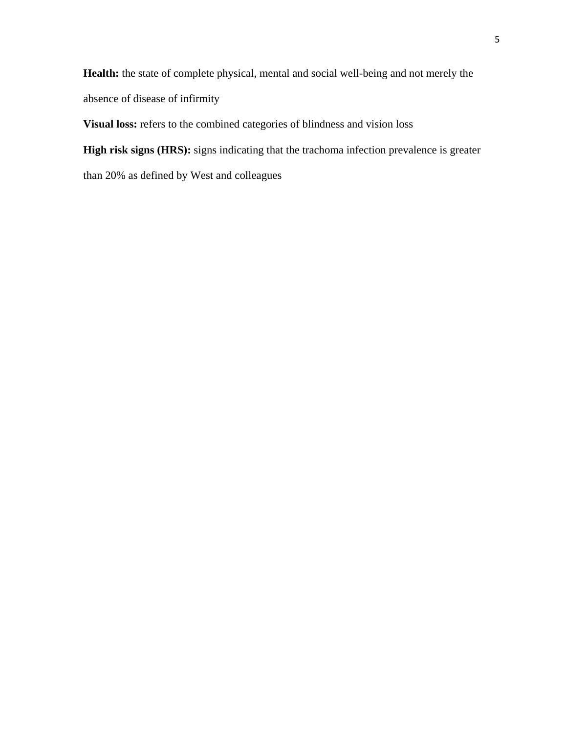**Health:** the state of complete physical, mental and social well-being and not merely the absence of disease of infirmity

**Visual loss:** refers to the combined categories of blindness and vision loss

**High risk signs (HRS):** signs indicating that the trachoma infection prevalence is greater than 20% as defined by West and colleagues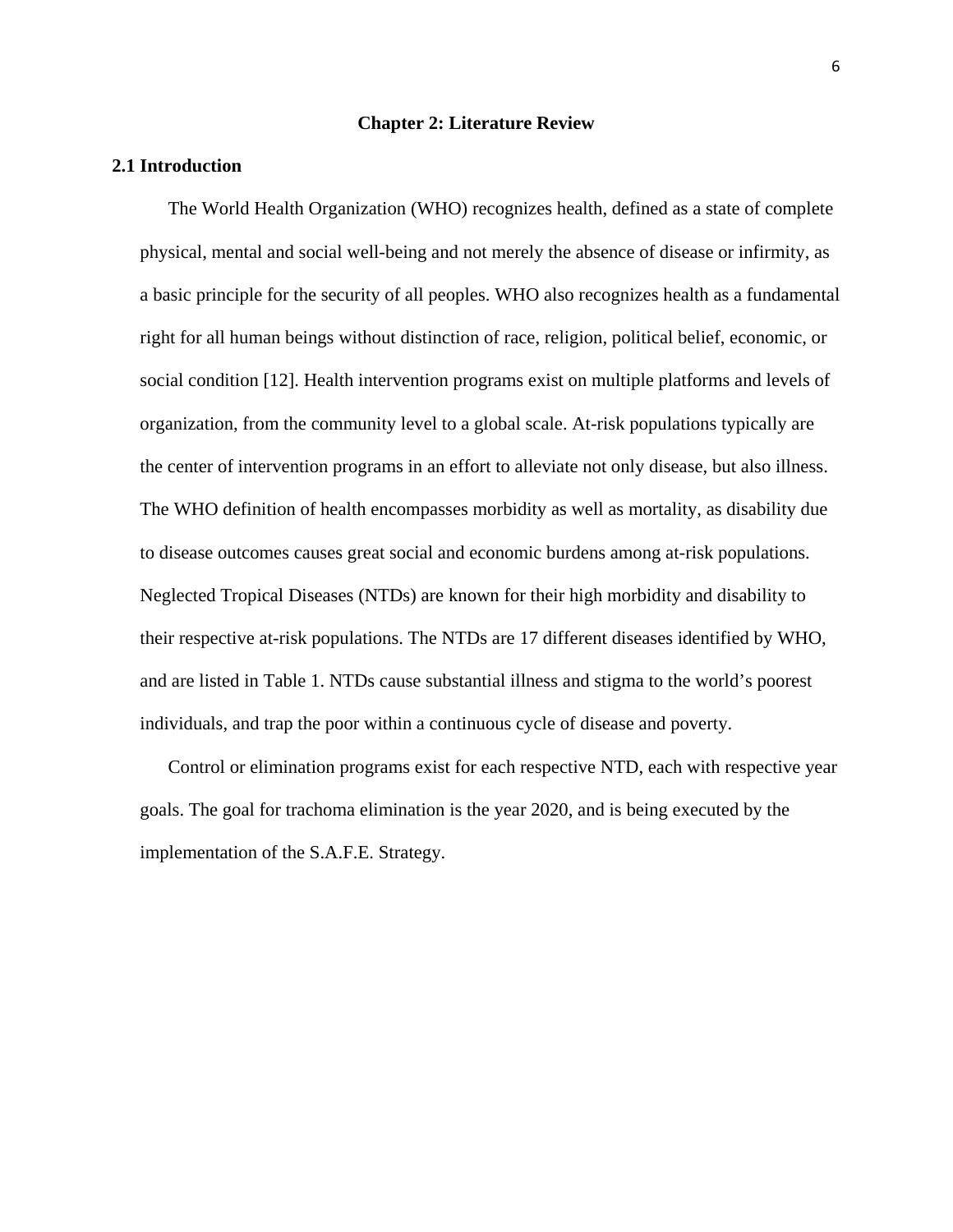# Chapter 2: Literature Review

## 2.1 Introduction

The World Health Organization (WHO) recognizes health, defined as a state of complete physical, mental and social well-being and not merely the absence of disease or infirmity, as a basic principle for the security of all peoples. WHO also recognizes health as a fundamental right for all human beings without distinction of race, religion, political belief, economic, or social condition [12]. Health intervention programs exist on multiple platforms and levels of organization, from the community level to a global scale. At-risk populations typically are the center of intervention programs in an effort to alleviate not only disease, but also illness. The WHO definition of health encompasses morbidity as well as mortality, as disability due to disease outcomes causes great social and economic burdens among at-risk populations. Neglected Tropical Diseases (NTDs) are known for their high morbidity and disability to their respective at-risk populations. The NTDs are 17 different diseases identified by WHO, and are listed in Table 1. NTDs cause substantial illness and stigma to the world's poorest individuals, and trap the poor within a continuous cycle of disease and poverty.

Control or elimination programs exist for each respective NTD, each with respective year goals. The goal for trachoma elimination is the year 2020, and is being executed by the implementation of the S.A.F.E. Strategy.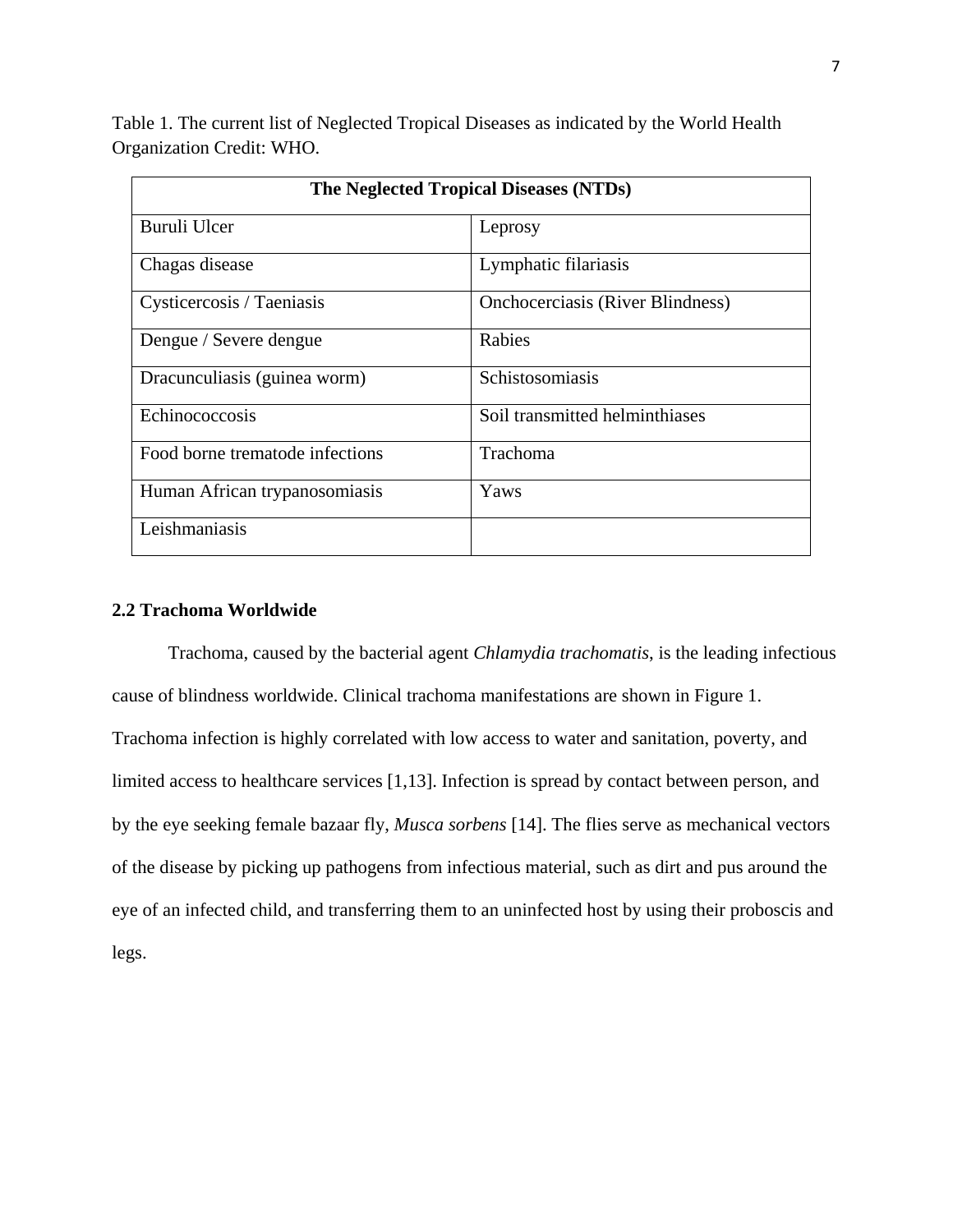Table 1. The current list of Neglected Tropical Diseases as indicated by the World Health Organization Credit: WHO.

| The Neglected Tropical Diseases (NTDs) | |
|---|---|
| Buruli Ulcer | Leprosy |
| Chagas disease | Lymphatic filariasis |
| Cysticercosis / Taeniasis | Onchocerciasis (River Blindness) |
| Dengue / Severe dengue | Rabies |
| Dracunculiasis (guinea worm) | Schistosomiasis |
| Echinococcosis | Soil transmitted helminthiases |
| Food borne trematode infections | Trachoma |
| Human African trypanosomiasis | Yaws |
| Leishmaniasis | |

## 2.2 Trachoma Worldwide

Trachoma, caused by the bacterial agent *Chlamydia trachomatis*, is the leading infectious cause of blindness worldwide. Clinical trachoma manifestations are shown in Figure 1. Trachoma infection is highly correlated with low access to water and sanitation, poverty, and limited access to healthcare services [1,13]. Infection is spread by contact between person, and by the eye seeking female bazaar fly, *Musca sorbens* [14]. The flies serve as mechanical vectors of the disease by picking up pathogens from infectious material, such as dirt and pus around the eye of an infected child, and transferring them to an uninfected host by using their proboscis and legs.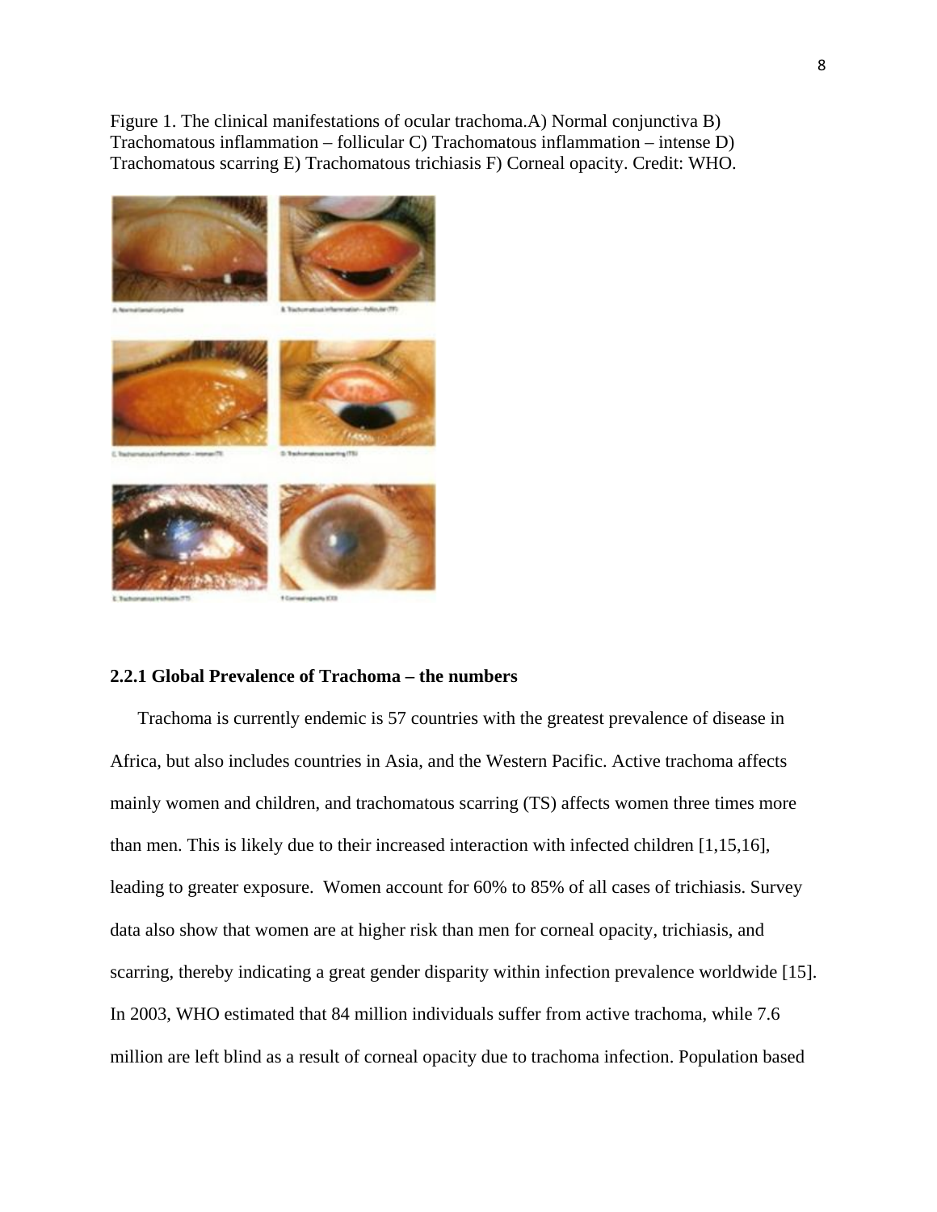Figure 1. The clinical manifestations of ocular trachoma.A) Normal conjunctiva B) Trachomatous inflammation – follicular C) Trachomatous inflammation – intense D) Trachomatous scarring E) Trachomatous trichiasis F) Corneal opacity. Credit: WHO.

**2.2.1 Global Prevalence of Trachoma – the numbers**

Trachoma is currently endemic is 57 countries with the greatest prevalence of disease in Africa, but also includes countries in Asia, and the Western Pacific. Active trachoma affects mainly women and children, and trachomatous scarring (TS) affects women three times more than men. This is likely due to their increased interaction with infected children [1,15,16], leading to greater exposure. Women account for 60% to 85% of all cases of trichiasis. Survey data also show that women are at higher risk than men for corneal opacity, trichiasis, and scarring, thereby indicating a great gender disparity within infection prevalence worldwide [15]. In 2003, WHO estimated that 84 million individuals suffer from active trachoma, while 7.6 million are left blind as a result of corneal opacity due to trachoma infection. Population based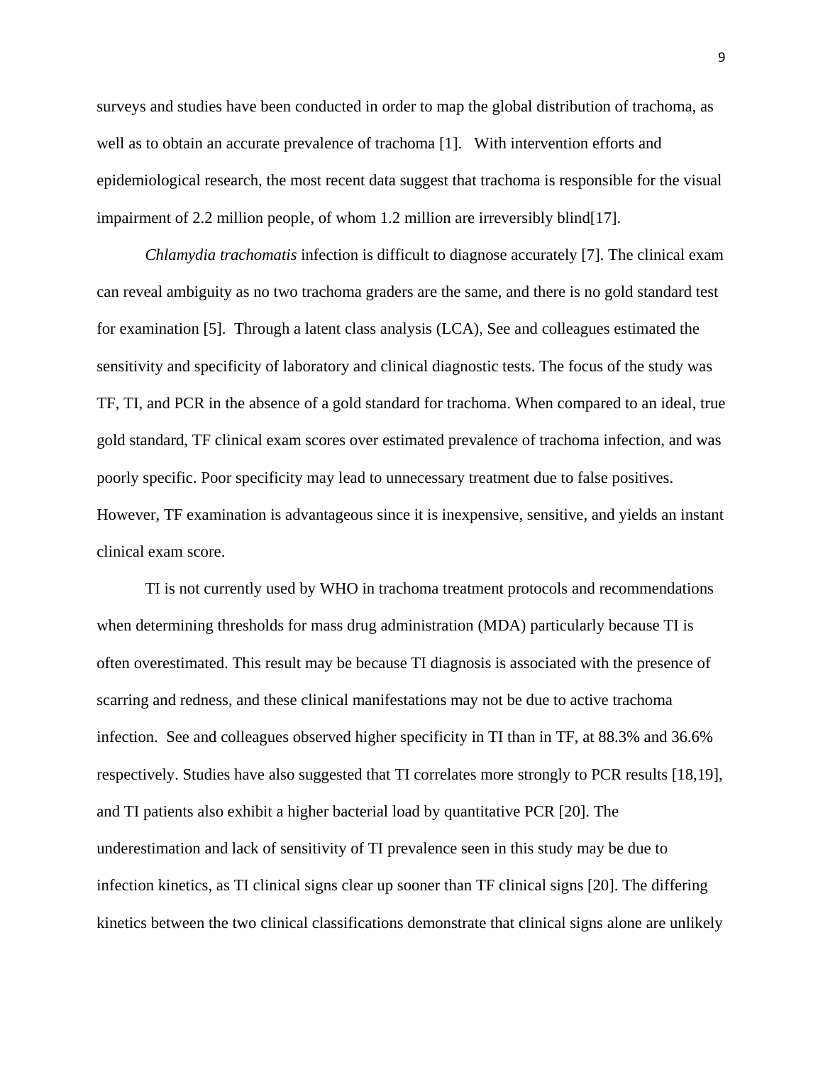surveys and studies have been conducted in order to map the global distribution of trachoma, as well as to obtain an accurate prevalence of trachoma [1]. With intervention efforts and epidemiological research, the most recent data suggest that trachoma is responsible for the visual impairment of 2.2 million people, of whom 1.2 million are irreversibly blind[17].

*Chlamydia trachomatis* infection is difficult to diagnose accurately [7]. The clinical exam can reveal ambiguity as no two trachoma graders are the same, and there is no gold standard test for examination [5]. Through a latent class analysis (LCA), See and colleagues estimated the sensitivity and specificity of laboratory and clinical diagnostic tests. The focus of the study was TF, TI, and PCR in the absence of a gold standard for trachoma. When compared to an ideal, true gold standard, TF clinical exam scores over estimated prevalence of trachoma infection, and was poorly specific. Poor specificity may lead to unnecessary treatment due to false positives. However, TF examination is advantageous since it is inexpensive, sensitive, and yields an instant clinical exam score.

TI is not currently used by WHO in trachoma treatment protocols and recommendations when determining thresholds for mass drug administration (MDA) particularly because TI is often overestimated. This result may be because TI diagnosis is associated with the presence of scarring and redness, and these clinical manifestations may not be due to active trachoma infection. See and colleagues observed higher specificity in TI than in TF, at 88.3% and 36.6% respectively. Studies have also suggested that TI correlates more strongly to PCR results [18,19], and TI patients also exhibit a higher bacterial load by quantitative PCR [20]. The underestimation and lack of sensitivity of TI prevalence seen in this study may be due to infection kinetics, as TI clinical signs clear up sooner than TF clinical signs [20]. The differing kinetics between the two clinical classifications demonstrate that clinical signs alone are unlikely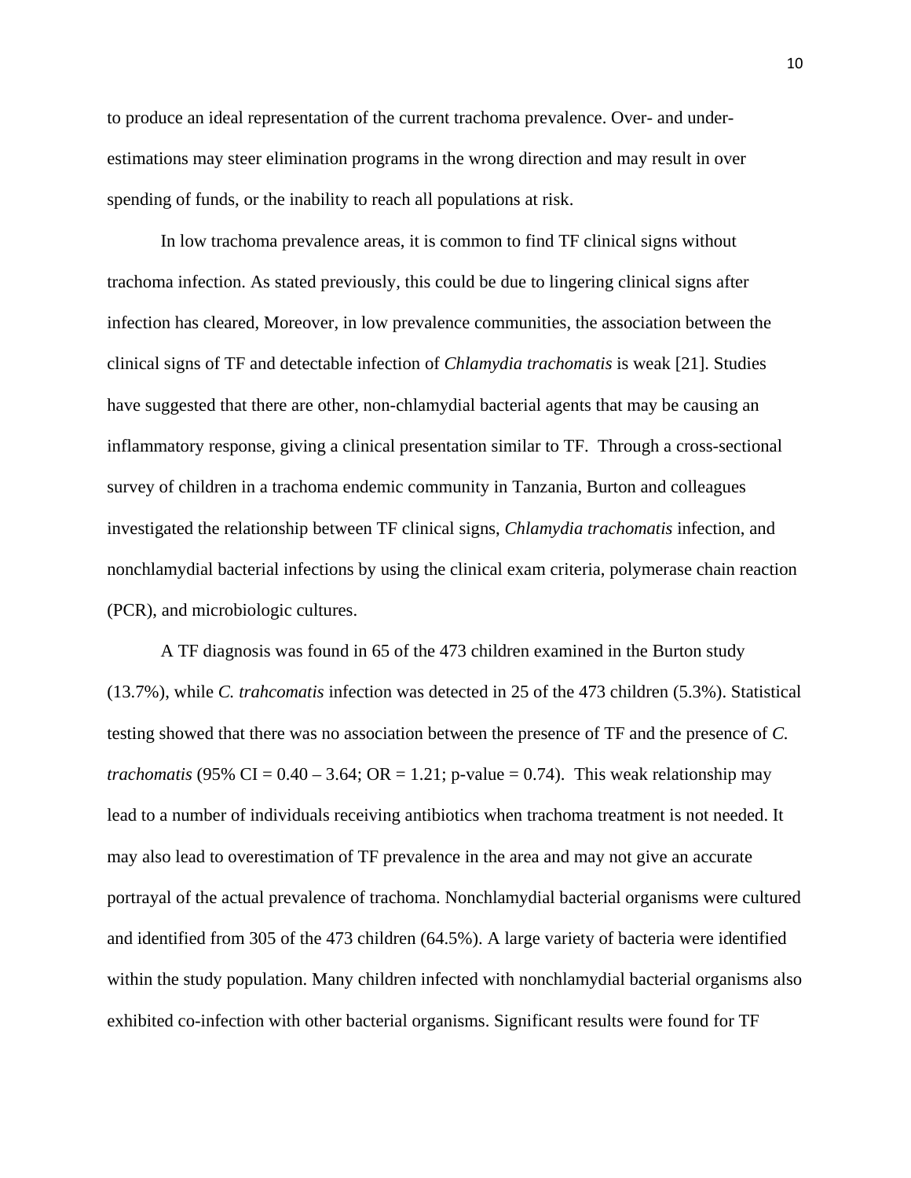to produce an ideal representation of the current trachoma prevalence. Over- and under-estimations may steer elimination programs in the wrong direction and may result in over spending of funds, or the inability to reach all populations at risk.

In low trachoma prevalence areas, it is common to find TF clinical signs without trachoma infection. As stated previously, this could be due to lingering clinical signs after infection has cleared, Moreover, in low prevalence communities, the association between the clinical signs of TF and detectable infection of *Chlamydia trachomatis* is weak [21]. Studies have suggested that there are other, non-chlamydial bacterial agents that may be causing an inflammatory response, giving a clinical presentation similar to TF. Through a cross-sectional survey of children in a trachoma endemic community in Tanzania, Burton and colleagues investigated the relationship between TF clinical signs, *Chlamydia trachomatis* infection, and nonchlamydial bacterial infections by using the clinical exam criteria, polymerase chain reaction (PCR), and microbiologic cultures.

A TF diagnosis was found in 65 of the 473 children examined in the Burton study (13.7%), while *C. trahcomatis* infection was detected in 25 of the 473 children (5.3%). Statistical testing showed that there was no association between the presence of TF and the presence of *C. trachomatis* (95% CI = 0.40 – 3.64; OR = 1.21; p-value = 0.74). This weak relationship may lead to a number of individuals receiving antibiotics when trachoma treatment is not needed. It may also lead to overestimation of TF prevalence in the area and may not give an accurate portrayal of the actual prevalence of trachoma. Nonchlamydial bacterial organisms were cultured and identified from 305 of the 473 children (64.5%). A large variety of bacteria were identified within the study population. Many children infected with nonchlamydial bacterial organisms also exhibited co-infection with other bacterial organisms. Significant results were found for TF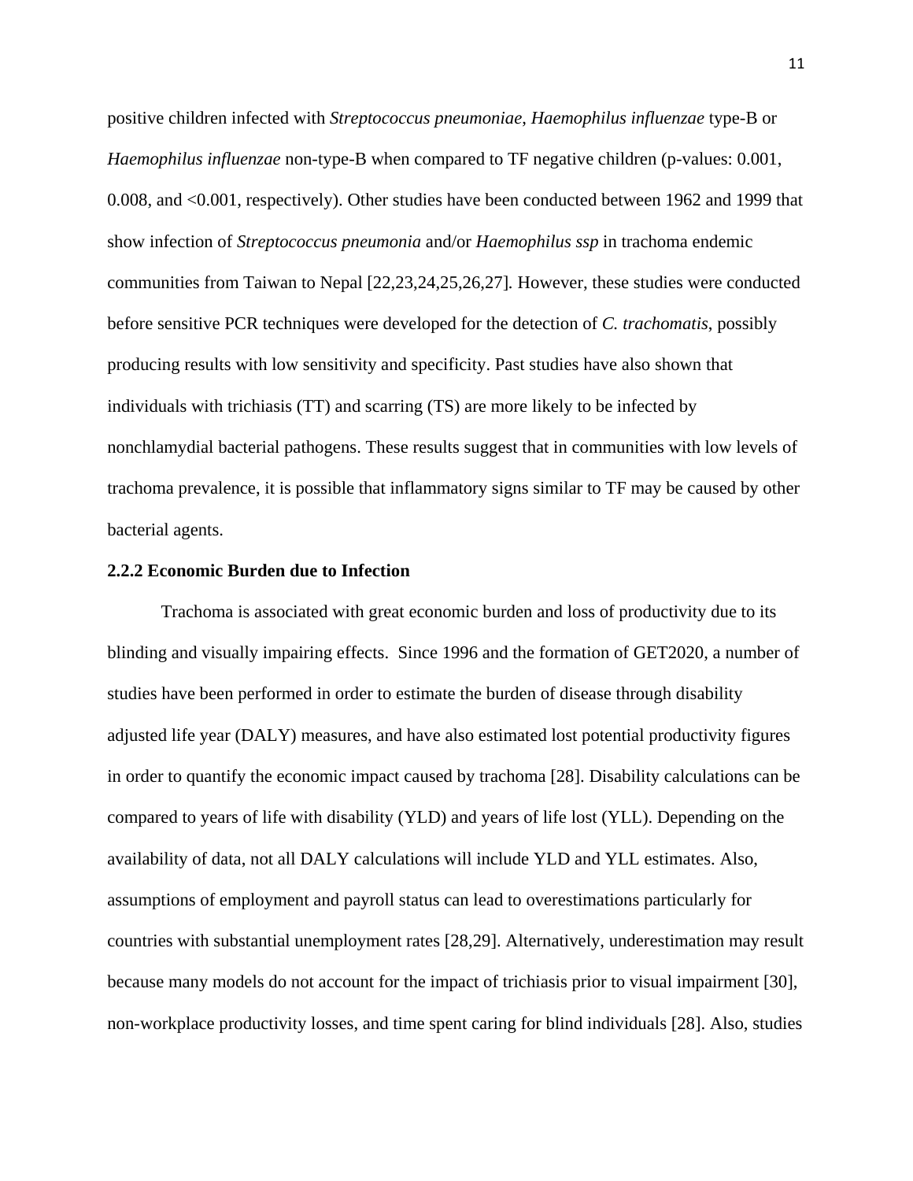positive children infected with *Streptococcus pneumoniae*, *Haemophilus influenzae* type-B or *Haemophilus influenzae* non-type-B when compared to TF negative children (p-values: 0.001, 0.008, and <0.001, respectively). Other studies have been conducted between 1962 and 1999 that show infection of *Streptococcus pneumonia* and/or *Haemophilus ssp* in trachoma endemic communities from Taiwan to Nepal [22,23,24,25,26,27]. However, these studies were conducted before sensitive PCR techniques were developed for the detection of *C. trachomatis*, possibly producing results with low sensitivity and specificity. Past studies have also shown that individuals with trichiasis (TT) and scarring (TS) are more likely to be infected by nonchlamydial bacterial pathogens. These results suggest that in communities with low levels of trachoma prevalence, it is possible that inflammatory signs similar to TF may be caused by other bacterial agents.

**2.2.2 Economic Burden due to Infection**

Trachoma is associated with great economic burden and loss of productivity due to its blinding and visually impairing effects. Since 1996 and the formation of GET2020, a number of studies have been performed in order to estimate the burden of disease through disability adjusted life year (DALY) measures, and have also estimated lost potential productivity figures in order to quantify the economic impact caused by trachoma [28]. Disability calculations can be compared to years of life with disability (YLD) and years of life lost (YLL). Depending on the availability of data, not all DALY calculations will include YLD and YLL estimates. Also, assumptions of employment and payroll status can lead to overestimations particularly for countries with substantial unemployment rates [28,29]. Alternatively, underestimation may result because many models do not account for the impact of trichiasis prior to visual impairment [30], non-workplace productivity losses, and time spent caring for blind individuals [28]. Also, studies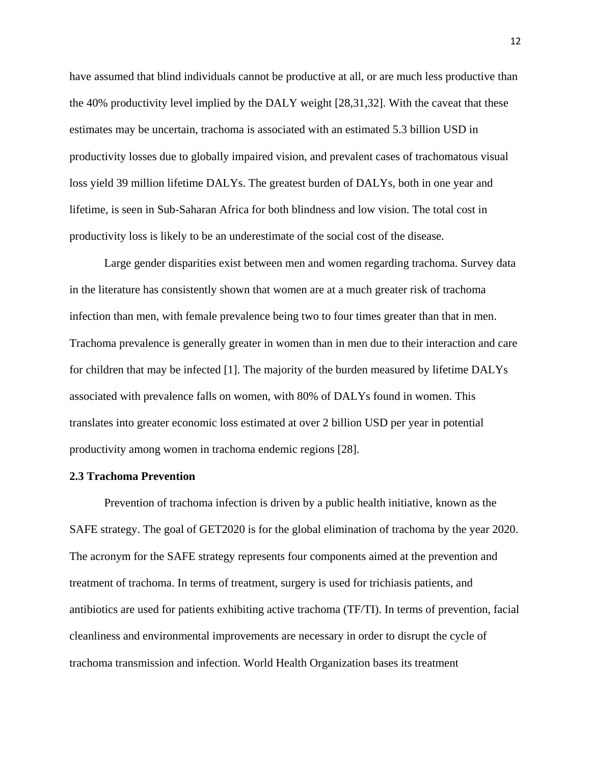have assumed that blind individuals cannot be productive at all, or are much less productive than the 40% productivity level implied by the DALY weight [28,31,32]. With the caveat that these estimates may be uncertain, trachoma is associated with an estimated 5.3 billion USD in productivity losses due to globally impaired vision, and prevalent cases of trachomatous visual loss yield 39 million lifetime DALYs. The greatest burden of DALYs, both in one year and lifetime, is seen in Sub-Saharan Africa for both blindness and low vision. The total cost in productivity loss is likely to be an underestimate of the social cost of the disease.

Large gender disparities exist between men and women regarding trachoma. Survey data in the literature has consistently shown that women are at a much greater risk of trachoma infection than men, with female prevalence being two to four times greater than that in men. Trachoma prevalence is generally greater in women than in men due to their interaction and care for children that may be infected [1]. The majority of the burden measured by lifetime DALYs associated with prevalence falls on women, with 80% of DALYs found in women. This translates into greater economic loss estimated at over 2 billion USD per year in potential productivity among women in trachoma endemic regions [28].

**2.3 Trachoma Prevention**

Prevention of trachoma infection is driven by a public health initiative, known as the SAFE strategy. The goal of GET2020 is for the global elimination of trachoma by the year 2020. The acronym for the SAFE strategy represents four components aimed at the prevention and treatment of trachoma. In terms of treatment, surgery is used for trichiasis patients, and antibiotics are used for patients exhibiting active trachoma (TF/TI). In terms of prevention, facial cleanliness and environmental improvements are necessary in order to disrupt the cycle of trachoma transmission and infection. World Health Organization bases its treatment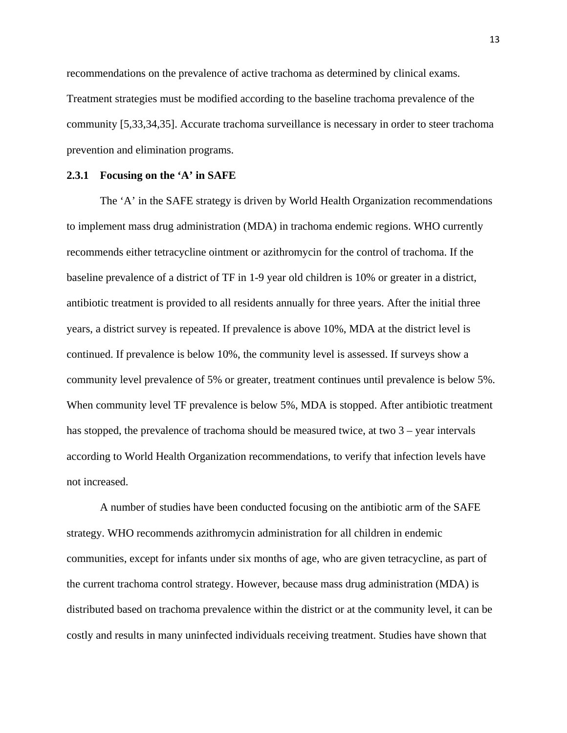recommendations on the prevalence of active trachoma as determined by clinical exams. Treatment strategies must be modified according to the baseline trachoma prevalence of the community [5,33,34,35]. Accurate trachoma surveillance is necessary in order to steer trachoma prevention and elimination programs.

### 2.3.1 Focusing on the 'A' in SAFE

The 'A' in the SAFE strategy is driven by World Health Organization recommendations to implement mass drug administration (MDA) in trachoma endemic regions. WHO currently recommends either tetracycline ointment or azithromycin for the control of trachoma. If the baseline prevalence of a district of TF in 1-9 year old children is 10% or greater in a district, antibiotic treatment is provided to all residents annually for three years. After the initial three years, a district survey is repeated. If prevalence is above 10%, MDA at the district level is continued. If prevalence is below 10%, the community level is assessed. If surveys show a community level prevalence of 5% or greater, treatment continues until prevalence is below 5%. When community level TF prevalence is below 5%, MDA is stopped. After antibiotic treatment has stopped, the prevalence of trachoma should be measured twice, at two 3 – year intervals according to World Health Organization recommendations, to verify that infection levels have not increased.

A number of studies have been conducted focusing on the antibiotic arm of the SAFE strategy. WHO recommends azithromycin administration for all children in endemic communities, except for infants under six months of age, who are given tetracycline, as part of the current trachoma control strategy. However, because mass drug administration (MDA) is distributed based on trachoma prevalence within the district or at the community level, it can be costly and results in many uninfected individuals receiving treatment. Studies have shown that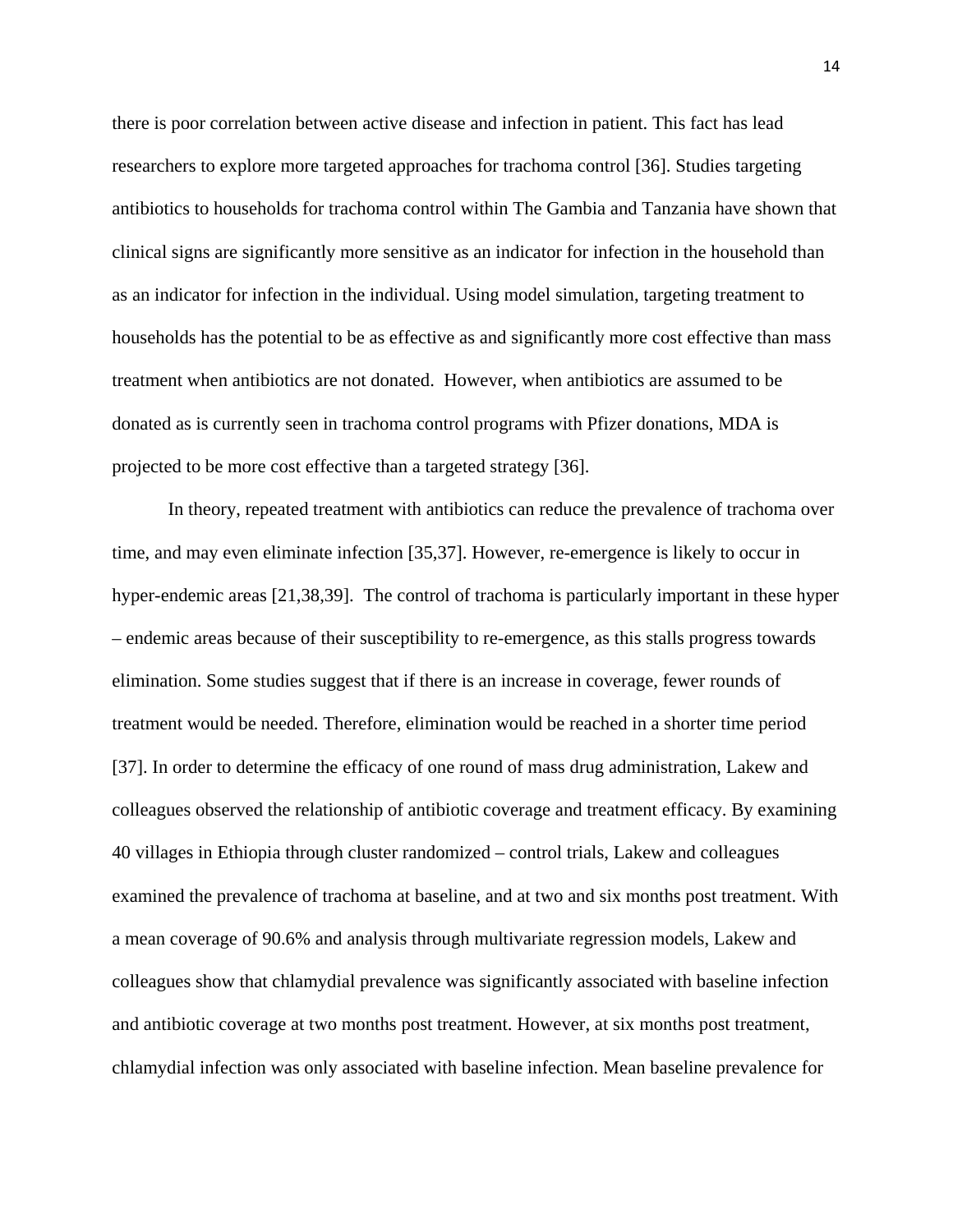there is poor correlation between active disease and infection in patient. This fact has lead researchers to explore more targeted approaches for trachoma control [36]. Studies targeting antibiotics to households for trachoma control within The Gambia and Tanzania have shown that clinical signs are significantly more sensitive as an indicator for infection in the household than as an indicator for infection in the individual. Using model simulation, targeting treatment to households has the potential to be as effective as and significantly more cost effective than mass treatment when antibiotics are not donated. However, when antibiotics are assumed to be donated as is currently seen in trachoma control programs with Pfizer donations, MDA is projected to be more cost effective than a targeted strategy [36].

In theory, repeated treatment with antibiotics can reduce the prevalence of trachoma over time, and may even eliminate infection [35,37]. However, re-emergence is likely to occur in hyper-endemic areas [21,38,39]. The control of trachoma is particularly important in these hyper – endemic areas because of their susceptibility to re-emergence, as this stalls progress towards elimination. Some studies suggest that if there is an increase in coverage, fewer rounds of treatment would be needed. Therefore, elimination would be reached in a shorter time period [37]. In order to determine the efficacy of one round of mass drug administration, Lakew and colleagues observed the relationship of antibiotic coverage and treatment efficacy. By examining 40 villages in Ethiopia through cluster randomized – control trials, Lakew and colleagues examined the prevalence of trachoma at baseline, and at two and six months post treatment. With a mean coverage of 90.6% and analysis through multivariate regression models, Lakew and colleagues show that chlamydial prevalence was significantly associated with baseline infection and antibiotic coverage at two months post treatment. However, at six months post treatment, chlamydial infection was only associated with baseline infection. Mean baseline prevalence for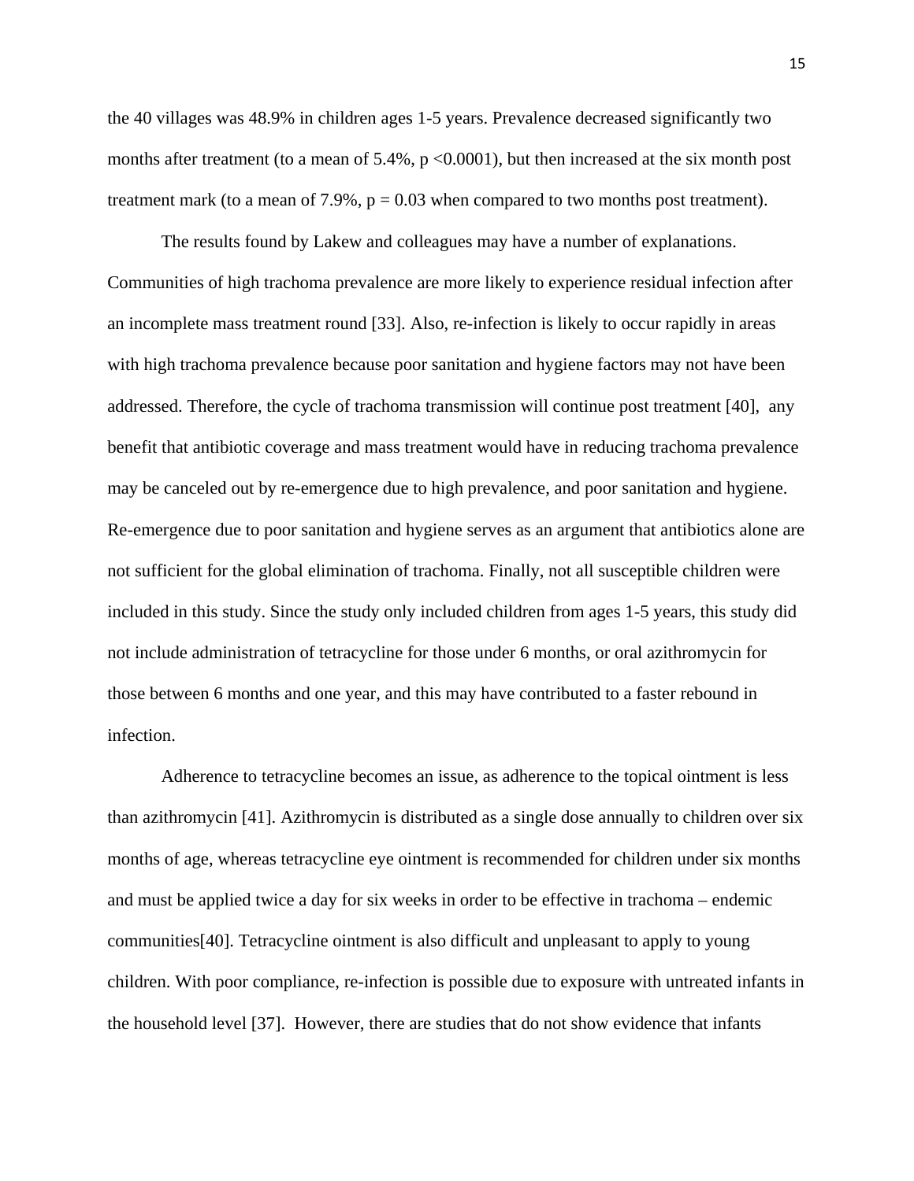the 40 villages was 48.9% in children ages 1-5 years. Prevalence decreased significantly two months after treatment (to a mean of 5.4%, $p < 0.0001$), but then increased at the six month post treatment mark (to a mean of 7.9%, $p = 0.03$ when compared to two months post treatment).

The results found by Lakew and colleagues may have a number of explanations. Communities of high trachoma prevalence are more likely to experience residual infection after an incomplete mass treatment round [33]. Also, re-infection is likely to occur rapidly in areas with high trachoma prevalence because poor sanitation and hygiene factors may not have been addressed. Therefore, the cycle of trachoma transmission will continue post treatment [40], any benefit that antibiotic coverage and mass treatment would have in reducing trachoma prevalence may be canceled out by re-emergence due to high prevalence, and poor sanitation and hygiene. Re-emergence due to poor sanitation and hygiene serves as an argument that antibiotics alone are not sufficient for the global elimination of trachoma. Finally, not all susceptible children were included in this study. Since the study only included children from ages 1-5 years, this study did not include administration of tetracycline for those under 6 months, or oral azithromycin for those between 6 months and one year, and this may have contributed to a faster rebound in infection.

Adherence to tetracycline becomes an issue, as adherence to the topical ointment is less than azithromycin [41]. Azithromycin is distributed as a single dose annually to children over six months of age, whereas tetracycline eye ointment is recommended for children under six months and must be applied twice a day for six weeks in order to be effective in trachoma – endemic communities[40]. Tetracycline ointment is also difficult and unpleasant to apply to young children. With poor compliance, re-infection is possible due to exposure with untreated infants in the household level [37]. However, there are studies that do not show evidence that infants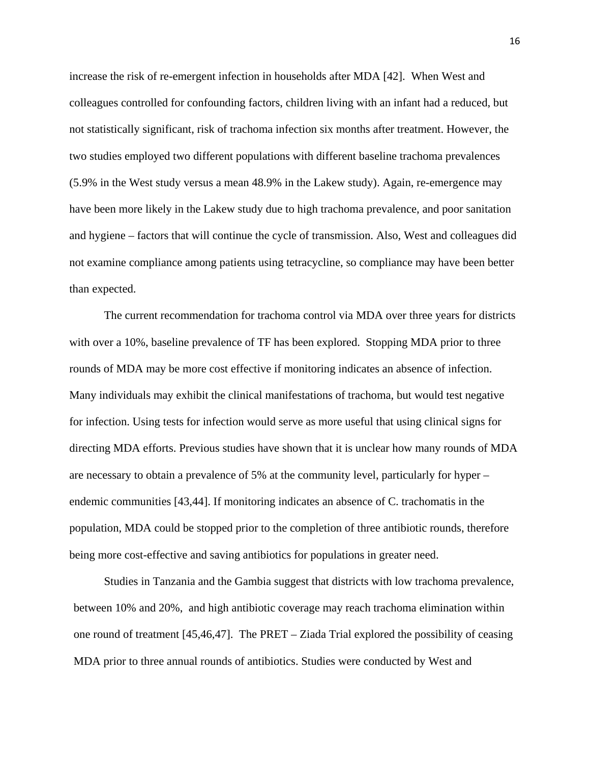increase the risk of re-emergent infection in households after MDA [42]. When West and colleagues controlled for confounding factors, children living with an infant had a reduced, but not statistically significant, risk of trachoma infection six months after treatment. However, the two studies employed two different populations with different baseline trachoma prevalences (5.9% in the West study versus a mean 48.9% in the Lakew study). Again, re-emergence may have been more likely in the Lakew study due to high trachoma prevalence, and poor sanitation and hygiene – factors that will continue the cycle of transmission. Also, West and colleagues did not examine compliance among patients using tetracycline, so compliance may have been better than expected.

The current recommendation for trachoma control via MDA over three years for districts with over a 10%, baseline prevalence of TF has been explored. Stopping MDA prior to three rounds of MDA may be more cost effective if monitoring indicates an absence of infection. Many individuals may exhibit the clinical manifestations of trachoma, but would test negative for infection. Using tests for infection would serve as more useful that using clinical signs for directing MDA efforts. Previous studies have shown that it is unclear how many rounds of MDA are necessary to obtain a prevalence of 5% at the community level, particularly for hyper – endemic communities [43,44]. If monitoring indicates an absence of C. trachomatis in the population, MDA could be stopped prior to the completion of three antibiotic rounds, therefore being more cost-effective and saving antibiotics for populations in greater need.

Studies in Tanzania and the Gambia suggest that districts with low trachoma prevalence, between 10% and 20%, and high antibiotic coverage may reach trachoma elimination within one round of treatment [45,46,47]. The PRET – Ziada Trial explored the possibility of ceasing MDA prior to three annual rounds of antibiotics. Studies were conducted by West and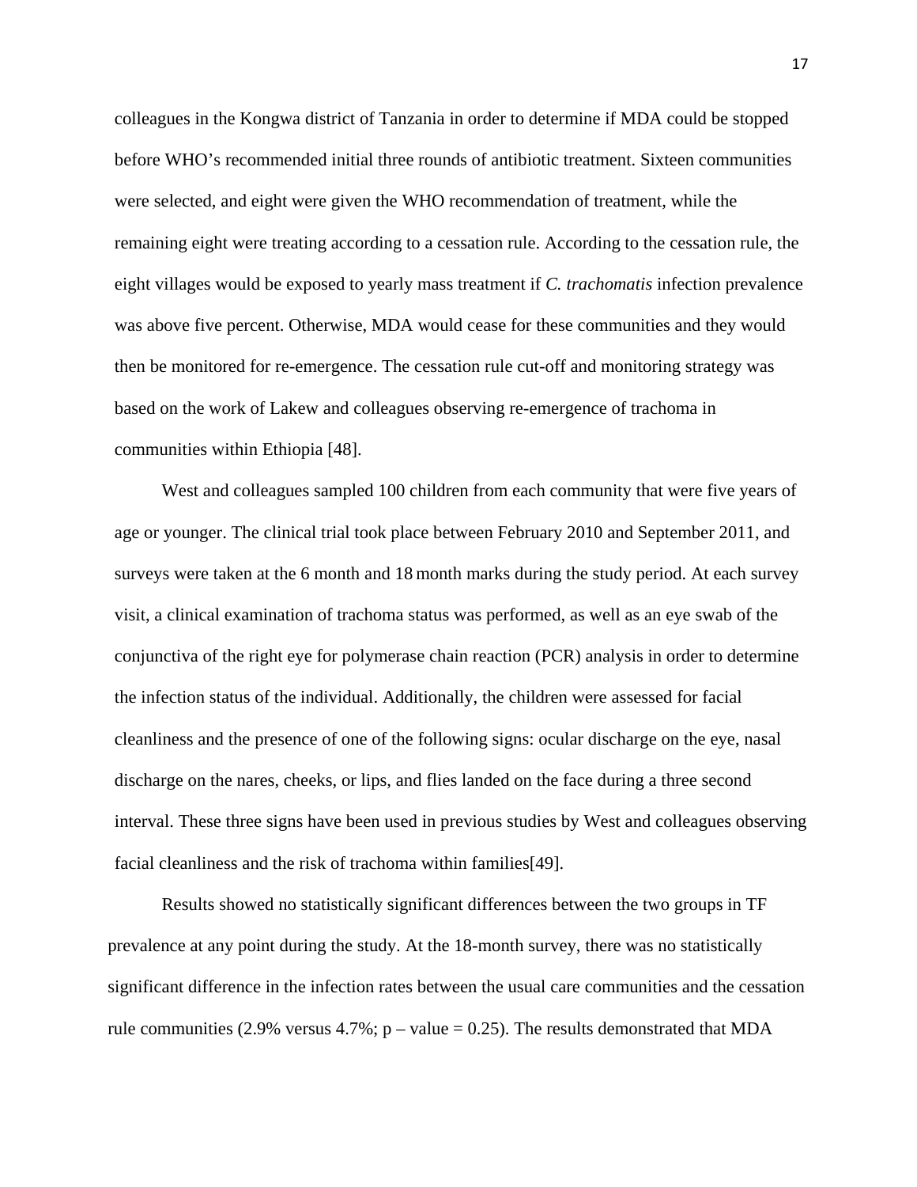colleagues in the Kongwa district of Tanzania in order to determine if MDA could be stopped before WHO's recommended initial three rounds of antibiotic treatment. Sixteen communities were selected, and eight were given the WHO recommendation of treatment, while the remaining eight were treating according to a cessation rule. According to the cessation rule, the eight villages would be exposed to yearly mass treatment if *C. trachomatis* infection prevalence was above five percent. Otherwise, MDA would cease for these communities and they would then be monitored for re-emergence. The cessation rule cut-off and monitoring strategy was based on the work of Lakew and colleagues observing re-emergence of trachoma in communities within Ethiopia [48].

West and colleagues sampled 100 children from each community that were five years of age or younger. The clinical trial took place between February 2010 and September 2011, and surveys were taken at the 6 month and 18 month marks during the study period. At each survey visit, a clinical examination of trachoma status was performed, as well as an eye swab of the conjunctiva of the right eye for polymerase chain reaction (PCR) analysis in order to determine the infection status of the individual. Additionally, the children were assessed for facial cleanliness and the presence of one of the following signs: ocular discharge on the eye, nasal discharge on the nares, cheeks, or lips, and flies landed on the face during a three second interval. These three signs have been used in previous studies by West and colleagues observing facial cleanliness and the risk of trachoma within families[49].

Results showed no statistically significant differences between the two groups in TF prevalence at any point during the study. At the 18-month survey, there was no statistically significant difference in the infection rates between the usual care communities and the cessation rule communities (2.9% versus 4.7%; p – value = 0.25). The results demonstrated that MDA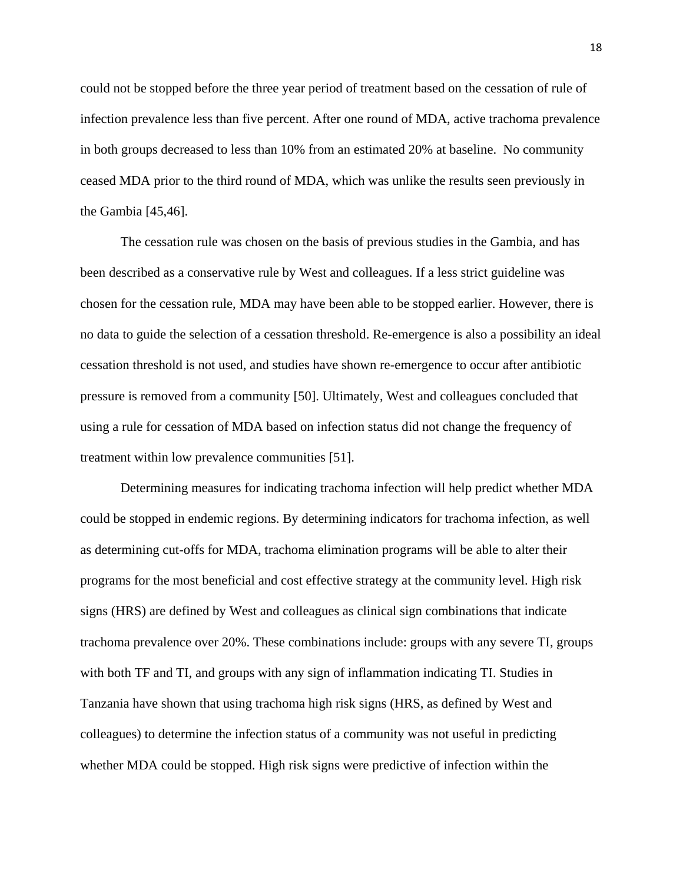could not be stopped before the three year period of treatment based on the cessation of rule of infection prevalence less than five percent. After one round of MDA, active trachoma prevalence in both groups decreased to less than 10% from an estimated 20% at baseline. No community ceased MDA prior to the third round of MDA, which was unlike the results seen previously in the Gambia [45,46].

The cessation rule was chosen on the basis of previous studies in the Gambia, and has been described as a conservative rule by West and colleagues. If a less strict guideline was chosen for the cessation rule, MDA may have been able to be stopped earlier. However, there is no data to guide the selection of a cessation threshold. Re-emergence is also a possibility an ideal cessation threshold is not used, and studies have shown re-emergence to occur after antibiotic pressure is removed from a community [50]. Ultimately, West and colleagues concluded that using a rule for cessation of MDA based on infection status did not change the frequency of treatment within low prevalence communities [51].

Determining measures for indicating trachoma infection will help predict whether MDA could be stopped in endemic regions. By determining indicators for trachoma infection, as well as determining cut-offs for MDA, trachoma elimination programs will be able to alter their programs for the most beneficial and cost effective strategy at the community level. High risk signs (HRS) are defined by West and colleagues as clinical sign combinations that indicate trachoma prevalence over 20%. These combinations include: groups with any severe TI, groups with both TF and TI, and groups with any sign of inflammation indicating TI. Studies in Tanzania have shown that using trachoma high risk signs (HRS, as defined by West and colleagues) to determine the infection status of a community was not useful in predicting whether MDA could be stopped. High risk signs were predictive of infection within the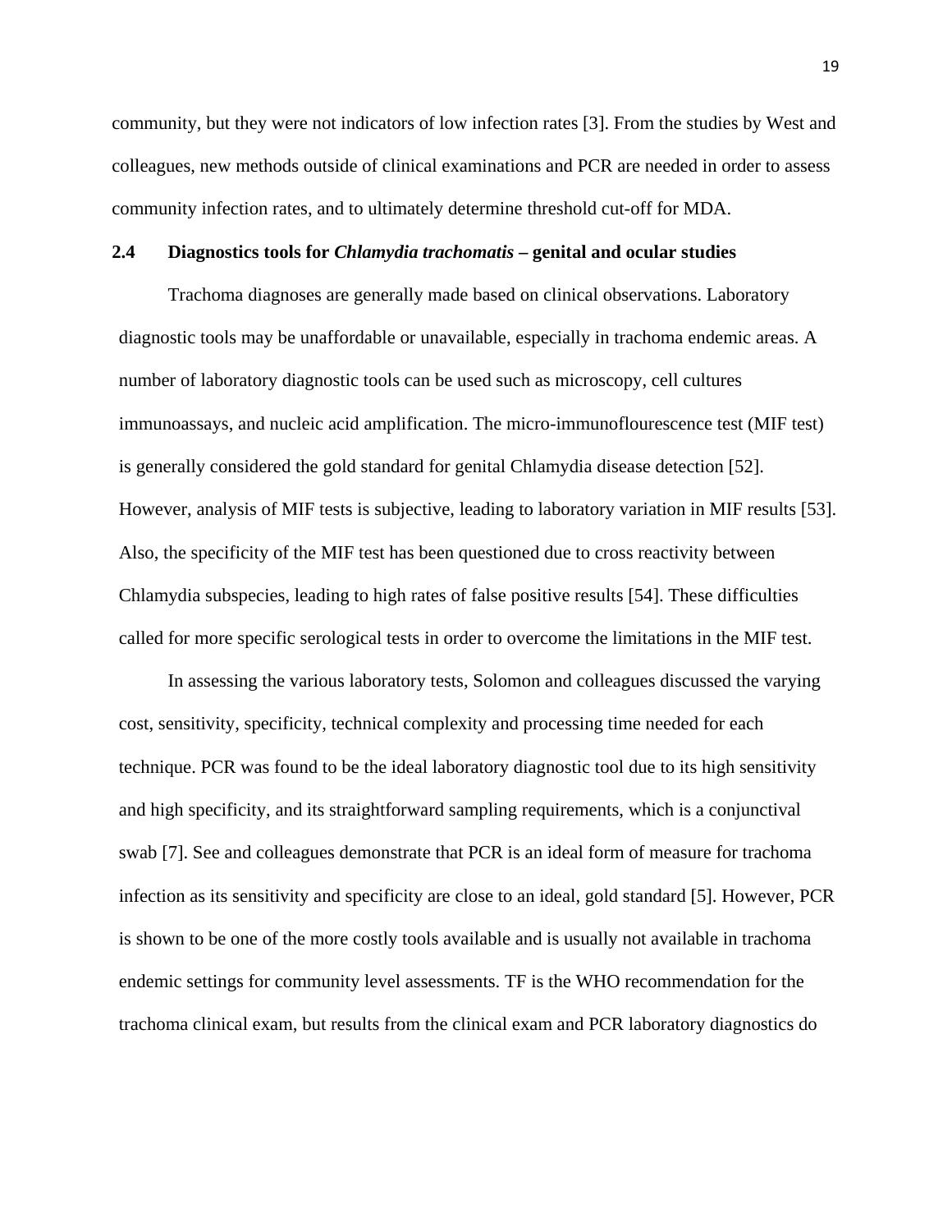community, but they were not indicators of low infection rates [3]. From the studies by West and colleagues, new methods outside of clinical examinations and PCR are needed in order to assess community infection rates, and to ultimately determine threshold cut-off for MDA.

### 2.4 Diagnostics tools for *Chlamydia trachomatis* – genital and ocular studies

Trachoma diagnoses are generally made based on clinical observations. Laboratory diagnostic tools may be unaffordable or unavailable, especially in trachoma endemic areas. A number of laboratory diagnostic tools can be used such as microscopy, cell cultures immunoassays, and nucleic acid amplification. The micro-immunoflourescence test (MIF test) is generally considered the gold standard for genital Chlamydia disease detection [52]. However, analysis of MIF tests is subjective, leading to laboratory variation in MIF results [53]. Also, the specificity of the MIF test has been questioned due to cross reactivity between Chlamydia subspecies, leading to high rates of false positive results [54]. These difficulties called for more specific serological tests in order to overcome the limitations in the MIF test.

In assessing the various laboratory tests, Solomon and colleagues discussed the varying cost, sensitivity, specificity, technical complexity and processing time needed for each technique. PCR was found to be the ideal laboratory diagnostic tool due to its high sensitivity and high specificity, and its straightforward sampling requirements, which is a conjunctival swab [7]. See and colleagues demonstrate that PCR is an ideal form of measure for trachoma infection as its sensitivity and specificity are close to an ideal, gold standard [5]. However, PCR is shown to be one of the more costly tools available and is usually not available in trachoma endemic settings for community level assessments. TF is the WHO recommendation for the trachoma clinical exam, but results from the clinical exam and PCR laboratory diagnostics do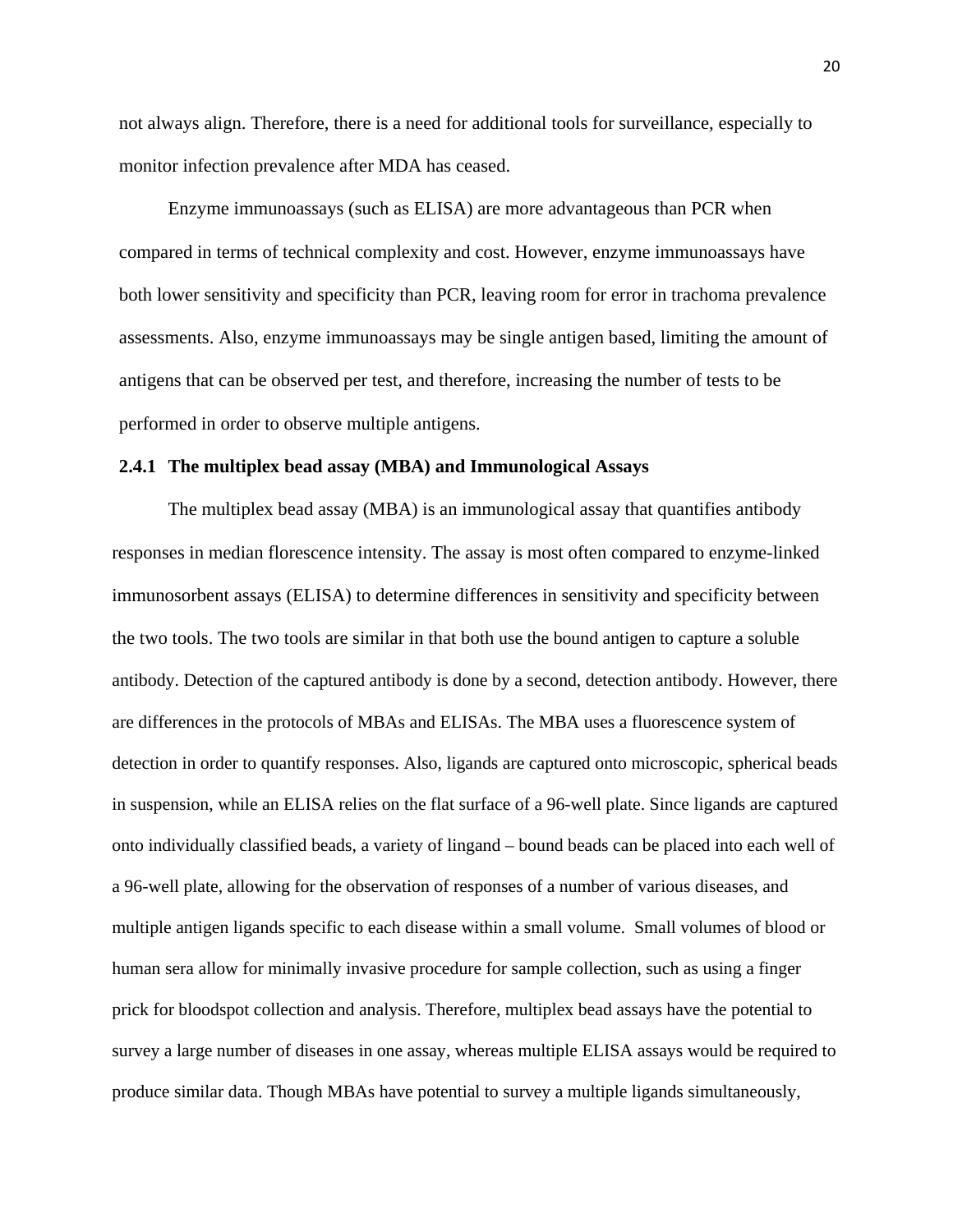not always align. Therefore, there is a need for additional tools for surveillance, especially to monitor infection prevalence after MDA has ceased.

Enzyme immunoassays (such as ELISA) are more advantageous than PCR when compared in terms of technical complexity and cost. However, enzyme immunoassays have both lower sensitivity and specificity than PCR, leaving room for error in trachoma prevalence assessments. Also, enzyme immunoassays may be single antigen based, limiting the amount of antigens that can be observed per test, and therefore, increasing the number of tests to be performed in order to observe multiple antigens.

### 2.4.1 The multiplex bead assay (MBA) and Immunological Assays

The multiplex bead assay (MBA) is an immunological assay that quantifies antibody responses in median florescence intensity. The assay is most often compared to enzyme-linked immunosorbent assays (ELISA) to determine differences in sensitivity and specificity between the two tools. The two tools are similar in that both use the bound antigen to capture a soluble antibody. Detection of the captured antibody is done by a second, detection antibody. However, there are differences in the protocols of MBAs and ELISAs. The MBA uses a fluorescence system of detection in order to quantify responses. Also, ligands are captured onto microscopic, spherical beads in suspension, while an ELISA relies on the flat surface of a 96-well plate. Since ligands are captured onto individually classified beads, a variety of lingand – bound beads can be placed into each well of a 96-well plate, allowing for the observation of responses of a number of various diseases, and multiple antigen ligands specific to each disease within a small volume. Small volumes of blood or human sera allow for minimally invasive procedure for sample collection, such as using a finger prick for bloodspot collection and analysis. Therefore, multiplex bead assays have the potential to survey a large number of diseases in one assay, whereas multiple ELISA assays would be required to produce similar data. Though MBAs have potential to survey a multiple ligands simultaneously,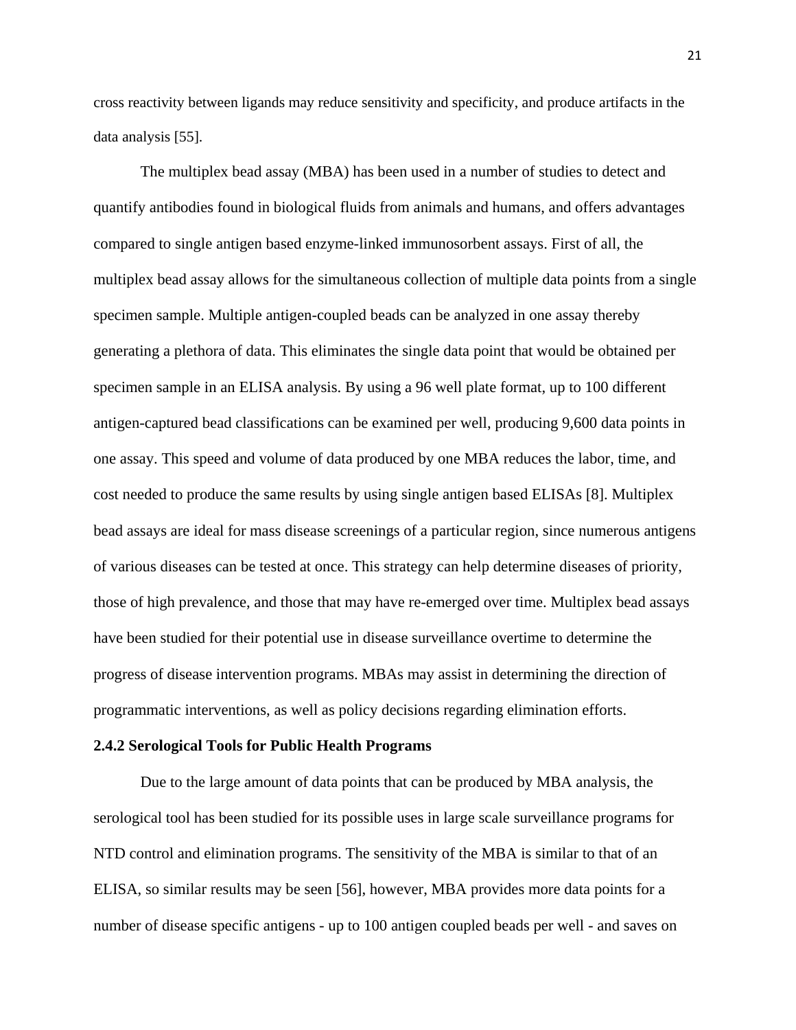cross reactivity between ligands may reduce sensitivity and specificity, and produce artifacts in the data analysis [55].

The multiplex bead assay (MBA) has been used in a number of studies to detect and quantify antibodies found in biological fluids from animals and humans, and offers advantages compared to single antigen based enzyme-linked immunosorbent assays. First of all, the multiplex bead assay allows for the simultaneous collection of multiple data points from a single specimen sample. Multiple antigen-coupled beads can be analyzed in one assay thereby generating a plethora of data. This eliminates the single data point that would be obtained per specimen sample in an ELISA analysis. By using a 96 well plate format, up to 100 different antigen-captured bead classifications can be examined per well, producing 9,600 data points in one assay. This speed and volume of data produced by one MBA reduces the labor, time, and cost needed to produce the same results by using single antigen based ELISAs [8]. Multiplex bead assays are ideal for mass disease screenings of a particular region, since numerous antigens of various diseases can be tested at once. This strategy can help determine diseases of priority, those of high prevalence, and those that may have re-emerged over time. Multiplex bead assays have been studied for their potential use in disease surveillance overtime to determine the progress of disease intervention programs. MBAs may assist in determining the direction of programmatic interventions, as well as policy decisions regarding elimination efforts.

### 2.4.2 Serological Tools for Public Health Programs

Due to the large amount of data points that can be produced by MBA analysis, the serological tool has been studied for its possible uses in large scale surveillance programs for NTD control and elimination programs. The sensitivity of the MBA is similar to that of an ELISA, so similar results may be seen [56], however, MBA provides more data points for a number of disease specific antigens - up to 100 antigen coupled beads per well - and saves on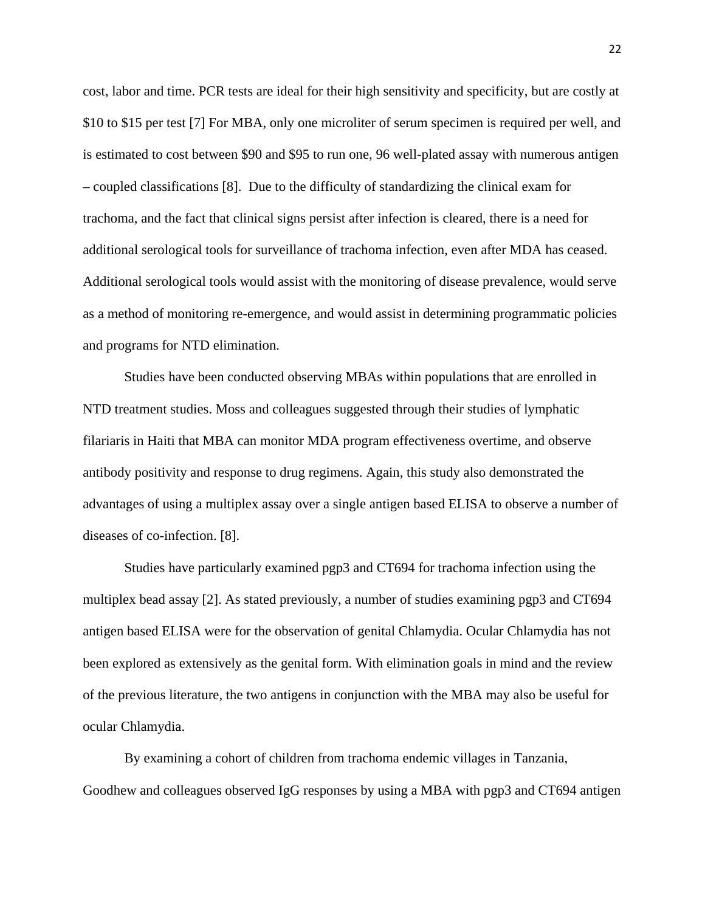cost, labor and time. PCR tests are ideal for their high sensitivity and specificity, but are costly at $10 to $15 per test [7] For MBA, only one microliter of serum specimen is required per well, and is estimated to cost between $90 and $95 to run one, 96 well-plated assay with numerous antigen – coupled classifications [8]. Due to the difficulty of standardizing the clinical exam for trachoma, and the fact that clinical signs persist after infection is cleared, there is a need for additional serological tools for surveillance of trachoma infection, even after MDA has ceased. Additional serological tools would assist with the monitoring of disease prevalence, would serve as a method of monitoring re-emergence, and would assist in determining programmatic policies and programs for NTD elimination.

Studies have been conducted observing MBAs within populations that are enrolled in NTD treatment studies. Moss and colleagues suggested through their studies of lymphatic filariaris in Haiti that MBA can monitor MDA program effectiveness overtime, and observe antibody positivity and response to drug regimens. Again, this study also demonstrated the advantages of using a multiplex assay over a single antigen based ELISA to observe a number of diseases of co-infection. [8].

Studies have particularly examined pgp3 and CT694 for trachoma infection using the multiplex bead assay [2]. As stated previously, a number of studies examining pgp3 and CT694 antigen based ELISA were for the observation of genital Chlamydia. Ocular Chlamydia has not been explored as extensively as the genital form. With elimination goals in mind and the review of the previous literature, the two antigens in conjunction with the MBA may also be useful for ocular Chlamydia.

By examining a cohort of children from trachoma endemic villages in Tanzania, Goodhew and colleagues observed IgG responses by using a MBA with pgp3 and CT694 antigen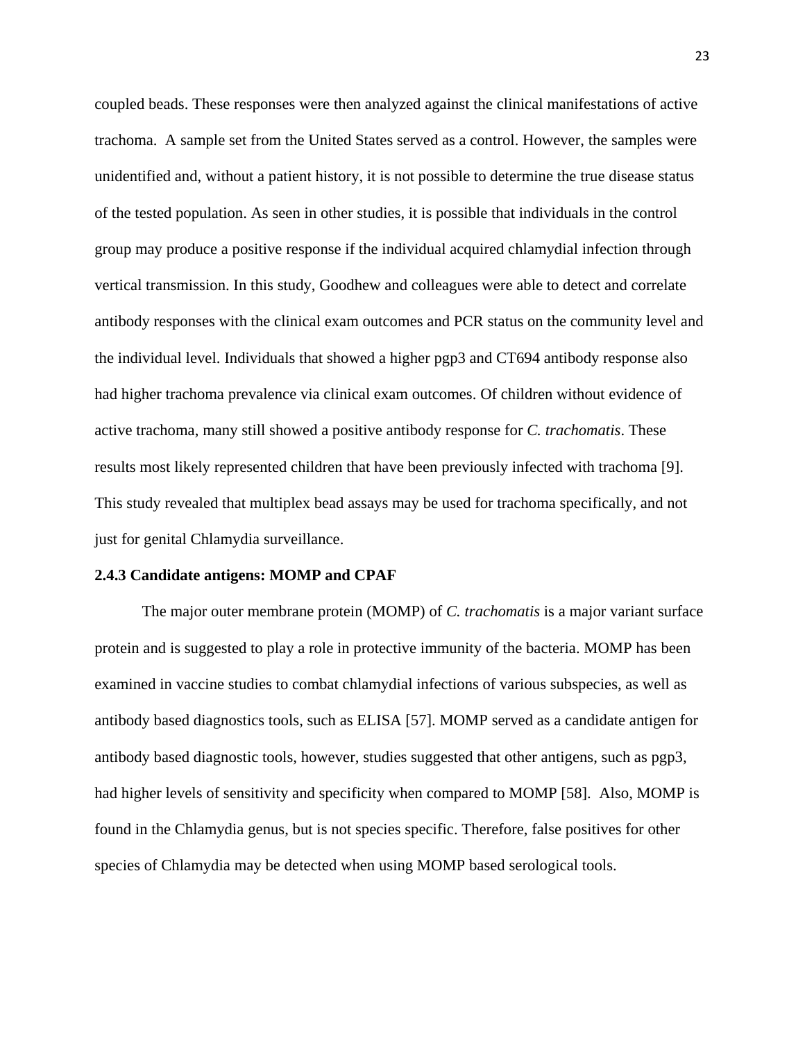coupled beads. These responses were then analyzed against the clinical manifestations of active trachoma. A sample set from the United States served as a control. However, the samples were unidentified and, without a patient history, it is not possible to determine the true disease status of the tested population. As seen in other studies, it is possible that individuals in the control group may produce a positive response if the individual acquired chlamydial infection through vertical transmission. In this study, Goodhew and colleagues were able to detect and correlate antibody responses with the clinical exam outcomes and PCR status on the community level and the individual level. Individuals that showed a higher pgp3 and CT694 antibody response also had higher trachoma prevalence via clinical exam outcomes. Of children without evidence of active trachoma, many still showed a positive antibody response for *C. trachomatis*. These results most likely represented children that have been previously infected with trachoma [9]. This study revealed that multiplex bead assays may be used for trachoma specifically, and not just for genital Chlamydia surveillance.

### 2.4.3 Candidate antigens: MOMP and CPAF

The major outer membrane protein (MOMP) of *C. trachomatis* is a major variant surface protein and is suggested to play a role in protective immunity of the bacteria. MOMP has been examined in vaccine studies to combat chlamydial infections of various subspecies, as well as antibody based diagnostics tools, such as ELISA [57]. MOMP served as a candidate antigen for antibody based diagnostic tools, however, studies suggested that other antigens, such as pgp3, had higher levels of sensitivity and specificity when compared to MOMP [58]. Also, MOMP is found in the Chlamydia genus, but is not species specific. Therefore, false positives for other species of Chlamydia may be detected when using MOMP based serological tools.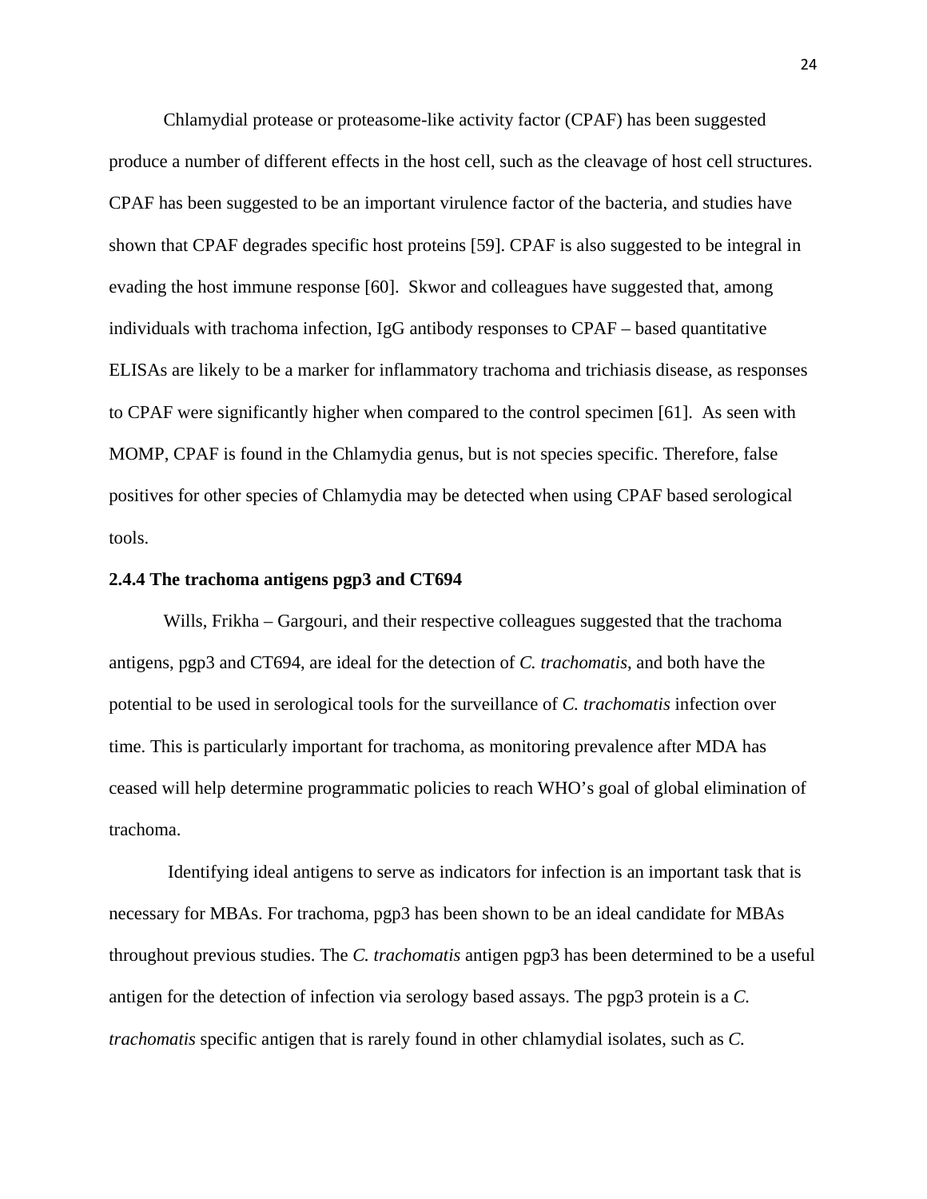Chlamydial protease or proteasome-like activity factor (CPAF) has been suggested produce a number of different effects in the host cell, such as the cleavage of host cell structures. CPAF has been suggested to be an important virulence factor of the bacteria, and studies have shown that CPAF degrades specific host proteins [59]. CPAF is also suggested to be integral in evading the host immune response [60]. Skwor and colleagues have suggested that, among individuals with trachoma infection, IgG antibody responses to CPAF – based quantitative ELISAs are likely to be a marker for inflammatory trachoma and trichiasis disease, as responses to CPAF were significantly higher when compared to the control specimen [61]. As seen with MOMP, CPAF is found in the Chlamydia genus, but is not species specific. Therefore, false positives for other species of Chlamydia may be detected when using CPAF based serological tools.

### 2.4.4 The trachoma antigens pgp3 and CT694

Wills, Frikha – Gargouri, and their respective colleagues suggested that the trachoma antigens, pgp3 and CT694, are ideal for the detection of *C. trachomatis*, and both have the potential to be used in serological tools for the surveillance of *C. trachomatis* infection over time. This is particularly important for trachoma, as monitoring prevalence after MDA has ceased will help determine programmatic policies to reach WHO's goal of global elimination of trachoma.

Identifying ideal antigens to serve as indicators for infection is an important task that is necessary for MBAs. For trachoma, pgp3 has been shown to be an ideal candidate for MBAs throughout previous studies. The *C. trachomatis* antigen pgp3 has been determined to be a useful antigen for the detection of infection via serology based assays. The pgp3 protein is a *C. trachomatis* specific antigen that is rarely found in other chlamydial isolates, such as *C.*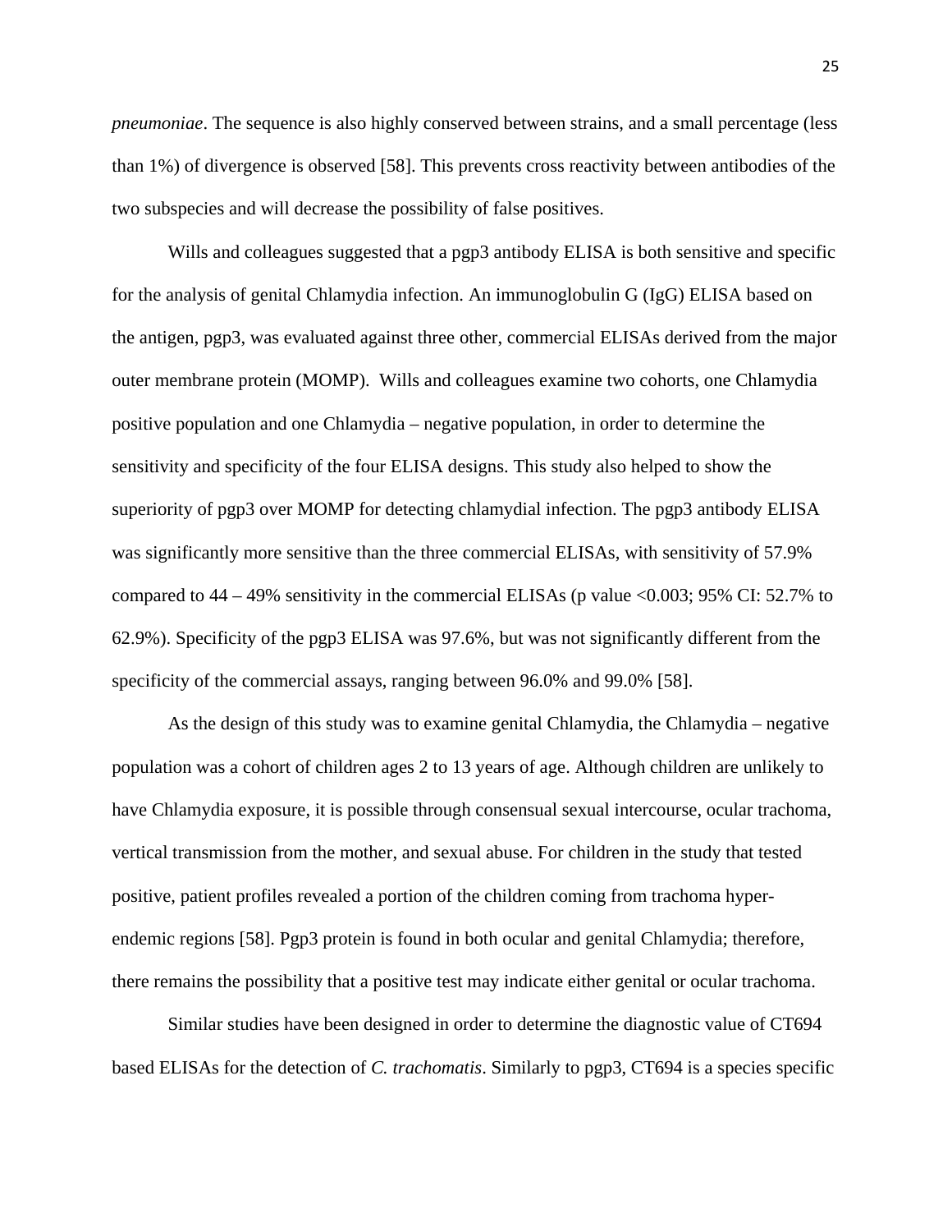*pneumoniae*. The sequence is also highly conserved between strains, and a small percentage (less than 1%) of divergence is observed [58]. This prevents cross reactivity between antibodies of the two subspecies and will decrease the possibility of false positives.

Wills and colleagues suggested that a pgp3 antibody ELISA is both sensitive and specific for the analysis of genital Chlamydia infection. An immunoglobulin G (IgG) ELISA based on the antigen, pgp3, was evaluated against three other, commercial ELISAs derived from the major outer membrane protein (MOMP). Wills and colleagues examine two cohorts, one Chlamydia positive population and one Chlamydia – negative population, in order to determine the sensitivity and specificity of the four ELISA designs. This study also helped to show the superiority of pgp3 over MOMP for detecting chlamydial infection. The pgp3 antibody ELISA was significantly more sensitive than the three commercial ELISAs, with sensitivity of 57.9% compared to 44 – 49% sensitivity in the commercial ELISAs (p value <0.003; 95% CI: 52.7% to 62.9%). Specificity of the pgp3 ELISA was 97.6%, but was not significantly different from the specificity of the commercial assays, ranging between 96.0% and 99.0% [58].

As the design of this study was to examine genital Chlamydia, the Chlamydia – negative population was a cohort of children ages 2 to 13 years of age. Although children are unlikely to have Chlamydia exposure, it is possible through consensual sexual intercourse, ocular trachoma, vertical transmission from the mother, and sexual abuse. For children in the study that tested positive, patient profiles revealed a portion of the children coming from trachoma hyper-endemic regions [58]. Pgp3 protein is found in both ocular and genital Chlamydia; therefore, there remains the possibility that a positive test may indicate either genital or ocular trachoma.

Similar studies have been designed in order to determine the diagnostic value of CT694 based ELISAs for the detection of *C. trachomatis*. Similarly to pgp3, CT694 is a species specific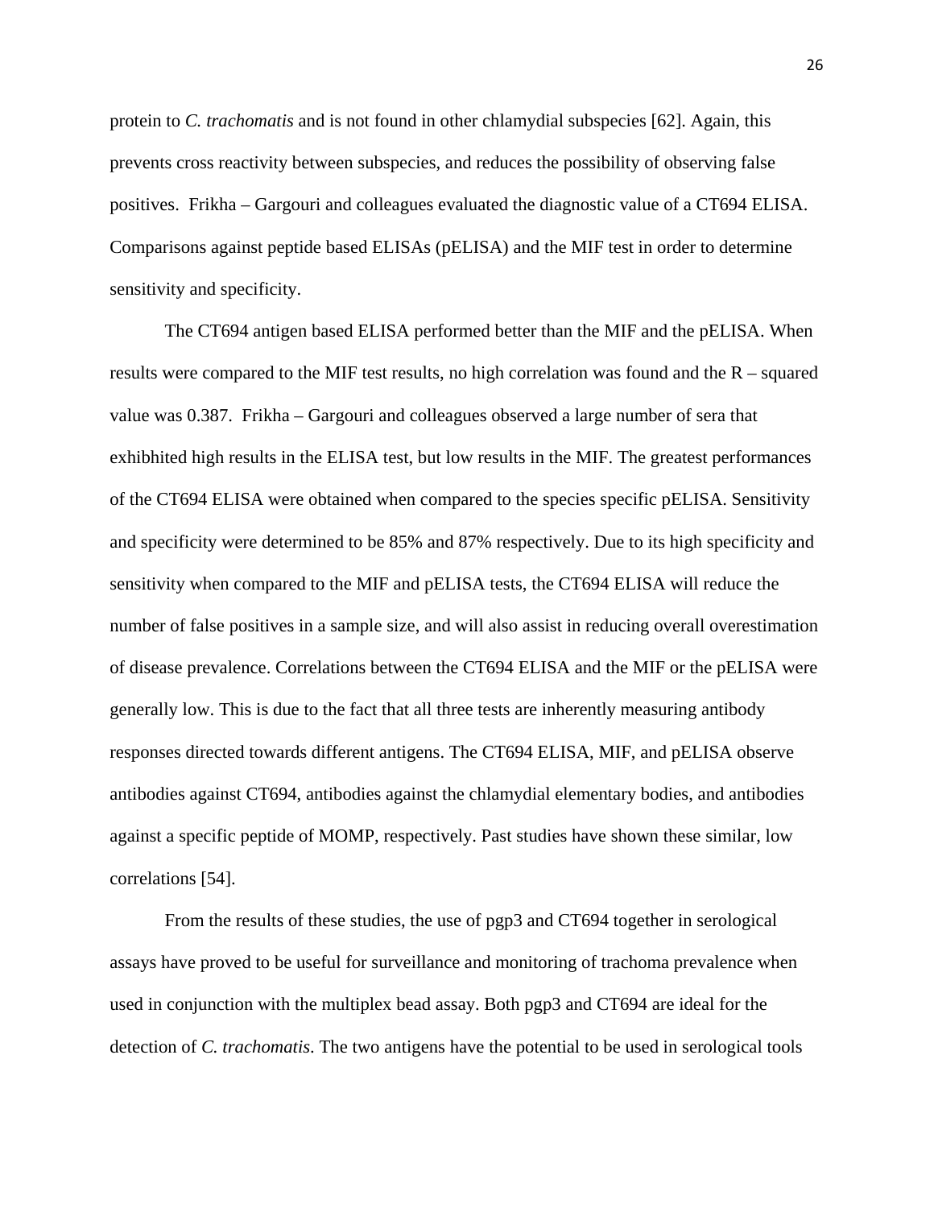protein to *C. trachomatis* and is not found in other chlamydial subspecies [62]. Again, this prevents cross reactivity between subspecies, and reduces the possibility of observing false positives. Frikha – Gargouri and colleagues evaluated the diagnostic value of a CT694 ELISA. Comparisons against peptide based ELISAs (pELISA) and the MIF test in order to determine sensitivity and specificity.

The CT694 antigen based ELISA performed better than the MIF and the pELISA. When results were compared to the MIF test results, no high correlation was found and the R – squared value was 0.387. Frikha – Gargouri and colleagues observed a large number of sera that exhibhited high results in the ELISA test, but low results in the MIF. The greatest performances of the CT694 ELISA were obtained when compared to the species specific pELISA. Sensitivity and specificity were determined to be 85% and 87% respectively. Due to its high specificity and sensitivity when compared to the MIF and pELISA tests, the CT694 ELISA will reduce the number of false positives in a sample size, and will also assist in reducing overall overestimation of disease prevalence. Correlations between the CT694 ELISA and the MIF or the pELISA were generally low. This is due to the fact that all three tests are inherently measuring antibody responses directed towards different antigens. The CT694 ELISA, MIF, and pELISA observe antibodies against CT694, antibodies against the chlamydial elementary bodies, and antibodies against a specific peptide of MOMP, respectively. Past studies have shown these similar, low correlations [54].

From the results of these studies, the use of pgp3 and CT694 together in serological assays have proved to be useful for surveillance and monitoring of trachoma prevalence when used in conjunction with the multiplex bead assay. Both pgp3 and CT694 are ideal for the detection of *C. trachomatis*. The two antigens have the potential to be used in serological tools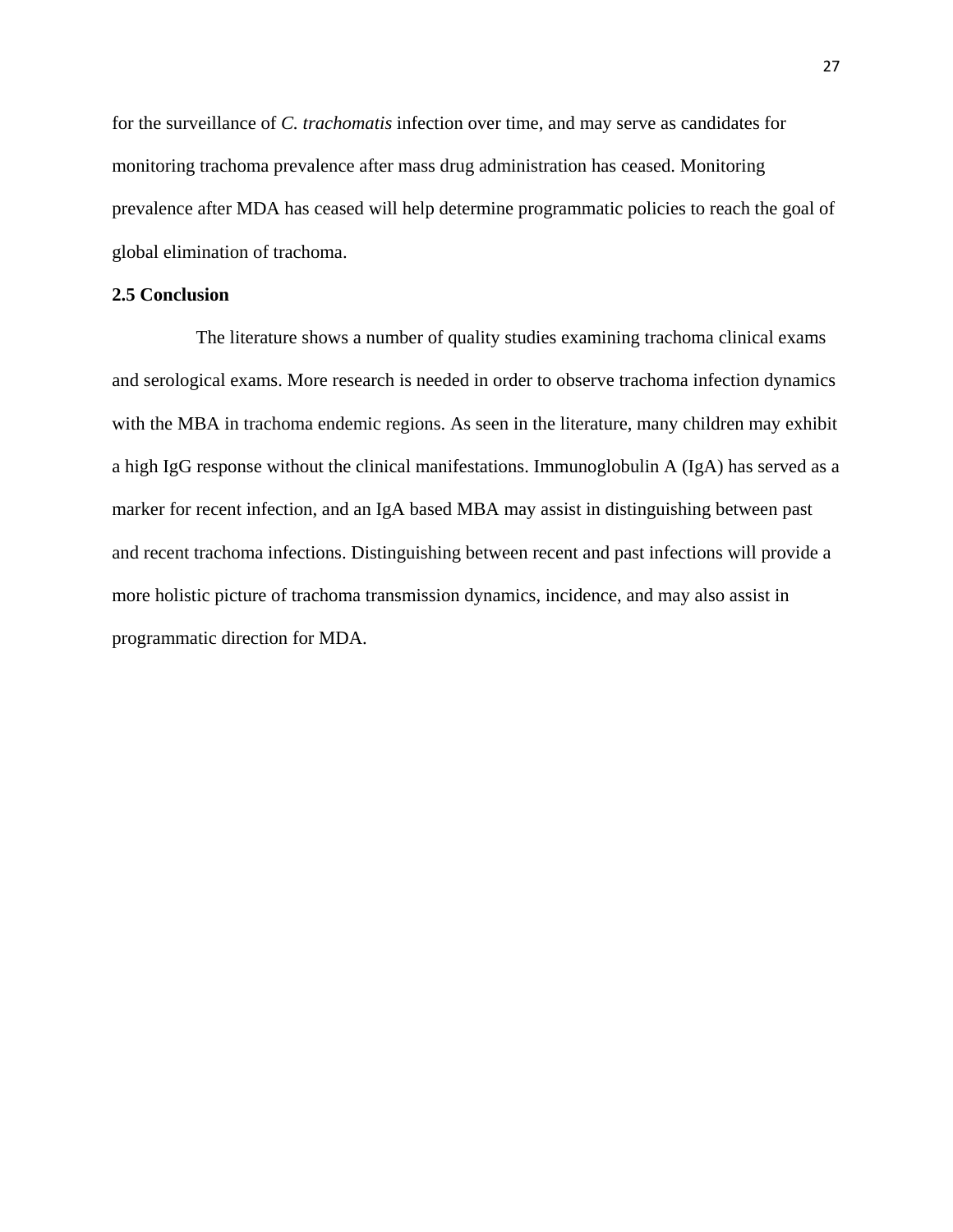for the surveillance of *C. trachomatis* infection over time, and may serve as candidates for monitoring trachoma prevalence after mass drug administration has ceased. Monitoring prevalence after MDA has ceased will help determine programmatic policies to reach the goal of global elimination of trachoma.

**2.5 Conclusion**

The literature shows a number of quality studies examining trachoma clinical exams and serological exams. More research is needed in order to observe trachoma infection dynamics with the MBA in trachoma endemic regions. As seen in the literature, many children may exhibit a high IgG response without the clinical manifestations. Immunoglobulin A (IgA) has served as a marker for recent infection, and an IgA based MBA may assist in distinguishing between past and recent trachoma infections. Distinguishing between recent and past infections will provide a more holistic picture of trachoma transmission dynamics, incidence, and may also assist in programmatic direction for MDA.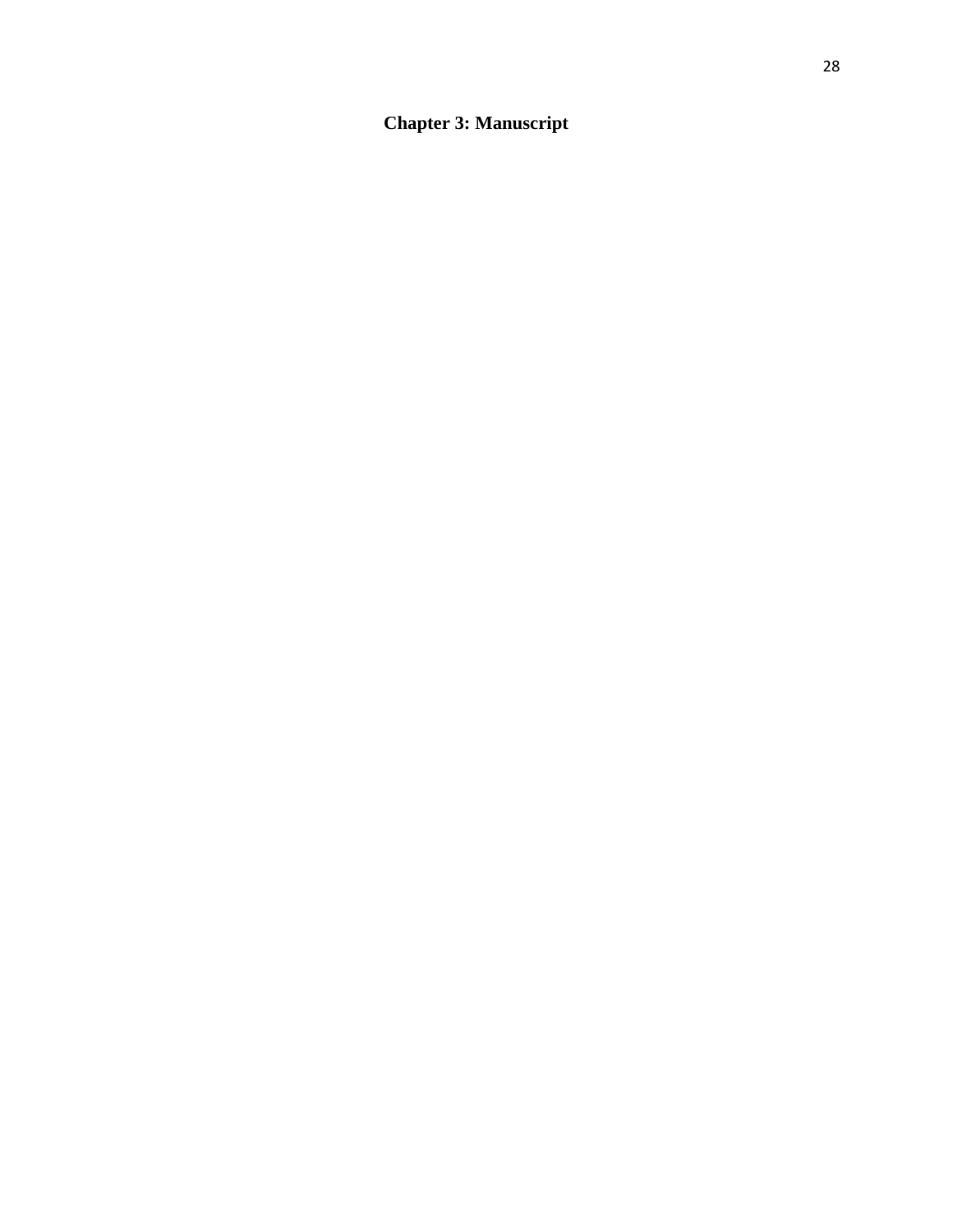# Chapter 3: Manuscript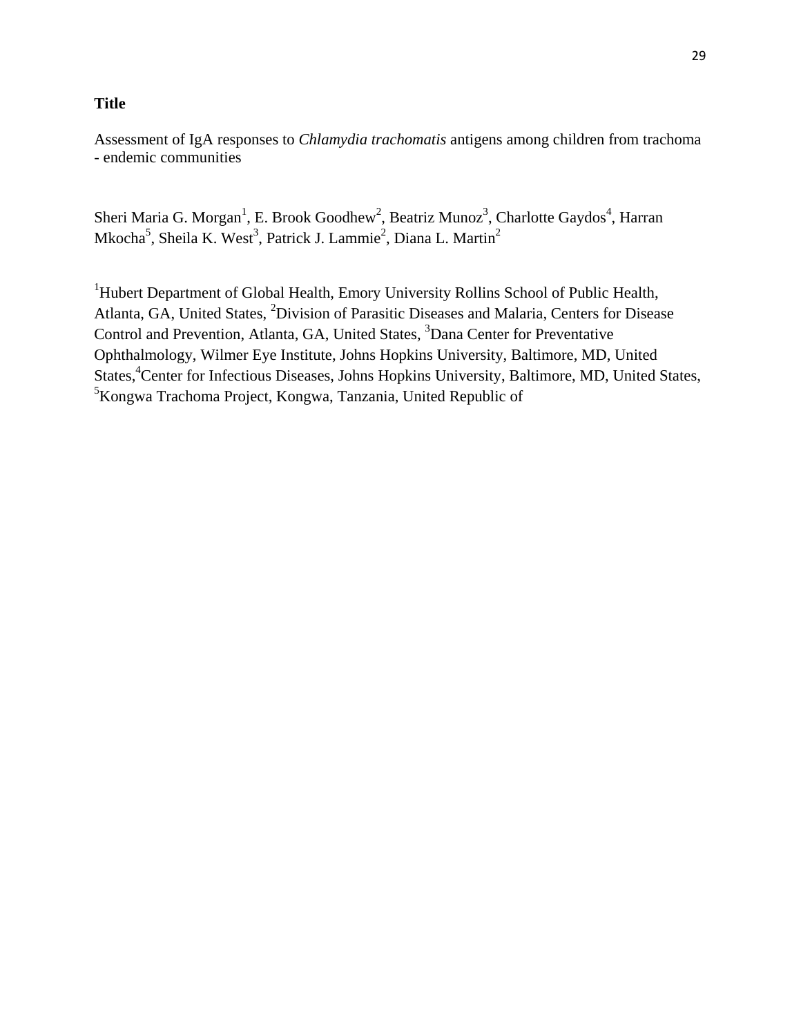**Title**

Assessment of IgA responses to *Chlamydia trachomatis* antigens among children from trachoma - endemic communities

Sheri Maria G. Morgan[1], E. Brook Goodhew[2], Beatriz Munoz[3], Charlotte Gaydos[4], Harran Mkocha[5], Sheila K. West[3], Patrick J. Lammie[2], Diana L. Martin[2]

[1]Hubert Department of Global Health, Emory University Rollins School of Public Health, Atlanta, GA, United States, [2]Division of Parasitic Diseases and Malaria, Centers for Disease Control and Prevention, Atlanta, GA, United States, [3]Dana Center for Preventative Ophthalmology, Wilmer Eye Institute, Johns Hopkins University, Baltimore, MD, United States,[4]Center for Infectious Diseases, Johns Hopkins University, Baltimore, MD, United States, [5]Kongwa Trachoma Project, Kongwa, Tanzania, United Republic of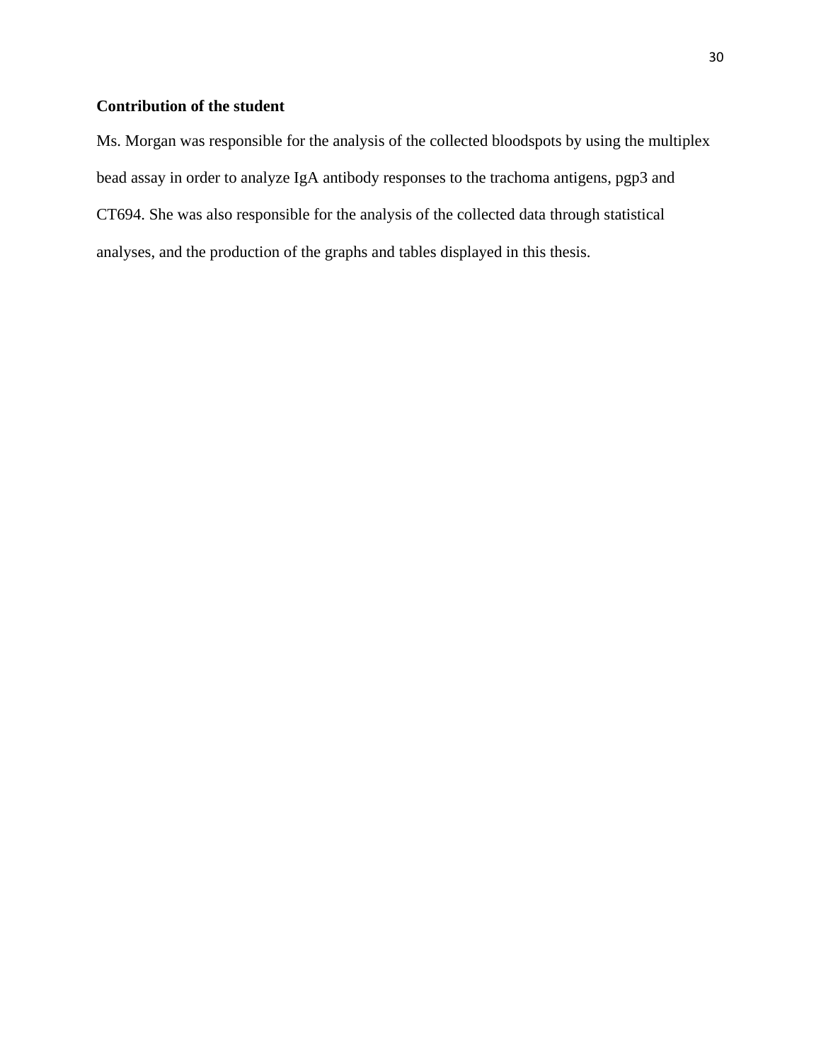**Contribution of the student**

Ms. Morgan was responsible for the analysis of the collected bloodspots by using the multiplex bead assay in order to analyze IgA antibody responses to the trachoma antigens, pgp3 and CT694. She was also responsible for the analysis of the collected data through statistical analyses, and the production of the graphs and tables displayed in this thesis.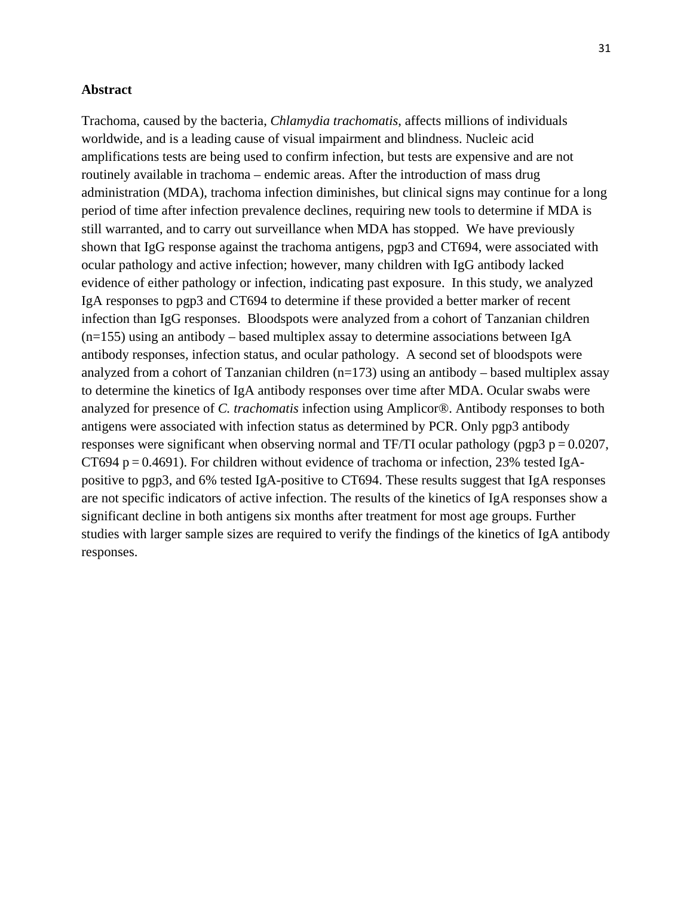## Abstract

Trachoma, caused by the bacteria, *Chlamydia trachomatis*, affects millions of individuals worldwide, and is a leading cause of visual impairment and blindness. Nucleic acid amplifications tests are being used to confirm infection, but tests are expensive and are not routinely available in trachoma – endemic areas. After the introduction of mass drug administration (MDA), trachoma infection diminishes, but clinical signs may continue for a long period of time after infection prevalence declines, requiring new tools to determine if MDA is still warranted, and to carry out surveillance when MDA has stopped. We have previously shown that IgG response against the trachoma antigens, pgp3 and CT694, were associated with ocular pathology and active infection; however, many children with IgG antibody lacked evidence of either pathology or infection, indicating past exposure. In this study, we analyzed IgA responses to pgp3 and CT694 to determine if these provided a better marker of recent infection than IgG responses. Bloodspots were analyzed from a cohort of Tanzanian children (n=155) using an antibody – based multiplex assay to determine associations between IgA antibody responses, infection status, and ocular pathology. A second set of bloodspots were analyzed from a cohort of Tanzanian children (n=173) using an antibody – based multiplex assay to determine the kinetics of IgA antibody responses over time after MDA. Ocular swabs were analyzed for presence of *C. trachomatis* infection using Amplicor®. Antibody responses to both antigens were associated with infection status as determined by PCR. Only pgp3 antibody responses were significant when observing normal and TF/TI ocular pathology (pgp3 $p = 0.0207$, CT694 $p = 0.4691$). For children without evidence of trachoma or infection, 23% tested IgA-positive to pgp3, and 6% tested IgA-positive to CT694. These results suggest that IgA responses are not specific indicators of active infection. The results of the kinetics of IgA responses show a significant decline in both antigens six months after treatment for most age groups. Further studies with larger sample sizes are required to verify the findings of the kinetics of IgA antibody responses.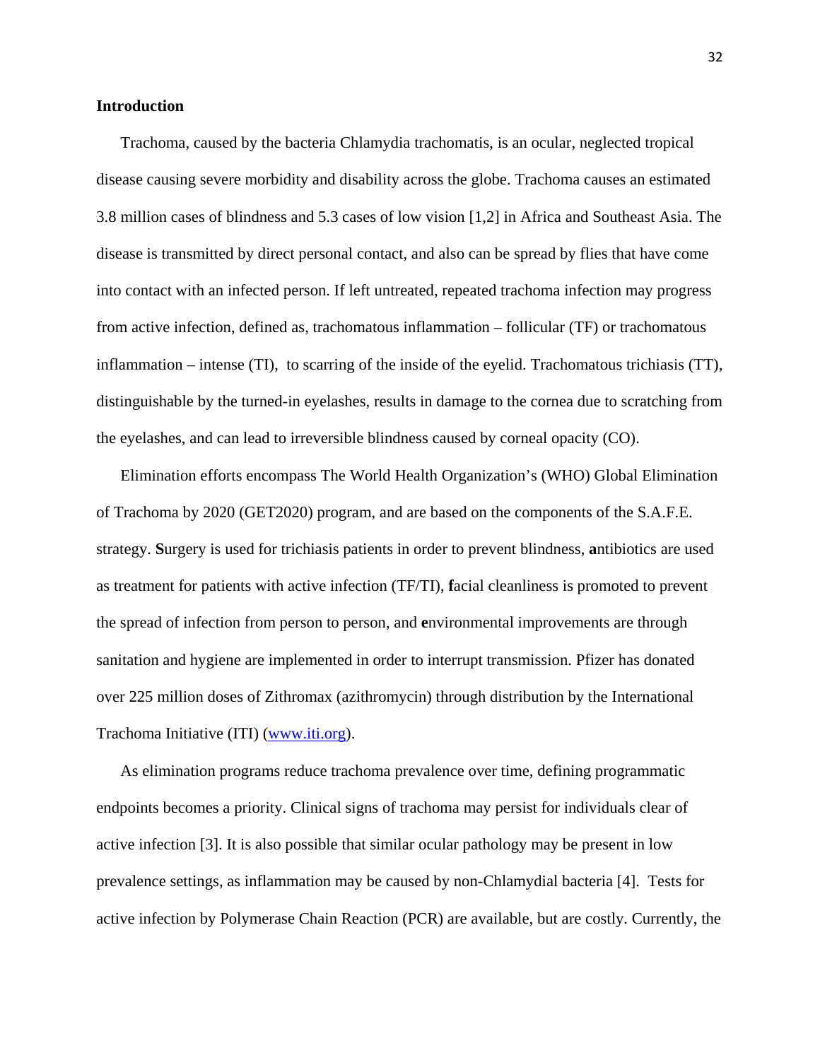## Introduction

Trachoma, caused by the bacteria Chlamydia trachomatis, is an ocular, neglected tropical disease causing severe morbidity and disability across the globe. Trachoma causes an estimated 3.8 million cases of blindness and 5.3 cases of low vision [1,2] in Africa and Southeast Asia. The disease is transmitted by direct personal contact, and also can be spread by flies that have come into contact with an infected person. If left untreated, repeated trachoma infection may progress from active infection, defined as, trachomatous inflammation – follicular (TF) or trachomatous inflammation – intense (TI), to scarring of the inside of the eyelid. Trachomatous trichiasis (TT), distinguishable by the turned-in eyelashes, results in damage to the cornea due to scratching from the eyelashes, and can lead to irreversible blindness caused by corneal opacity (CO).

Elimination efforts encompass The World Health Organization's (WHO) Global Elimination of Trachoma by 2020 (GET2020) program, and are based on the components of the S.A.F.E. strategy. **S**urgery is used for trichiasis patients in order to prevent blindness, **a**ntibiotics are used as treatment for patients with active infection (TF/TI), **f**acial cleanliness is promoted to prevent the spread of infection from person to person, and **e**nvironmental improvements are through sanitation and hygiene are implemented in order to interrupt transmission. Pfizer has donated over 225 million doses of Zithromax (azithromycin) through distribution by the International Trachoma Initiative (ITI) (www.iti.org).

As elimination programs reduce trachoma prevalence over time, defining programmatic endpoints becomes a priority. Clinical signs of trachoma may persist for individuals clear of active infection [3]. It is also possible that similar ocular pathology may be present in low prevalence settings, as inflammation may be caused by non-Chlamydial bacteria [4]. Tests for active infection by Polymerase Chain Reaction (PCR) are available, but are costly. Currently, the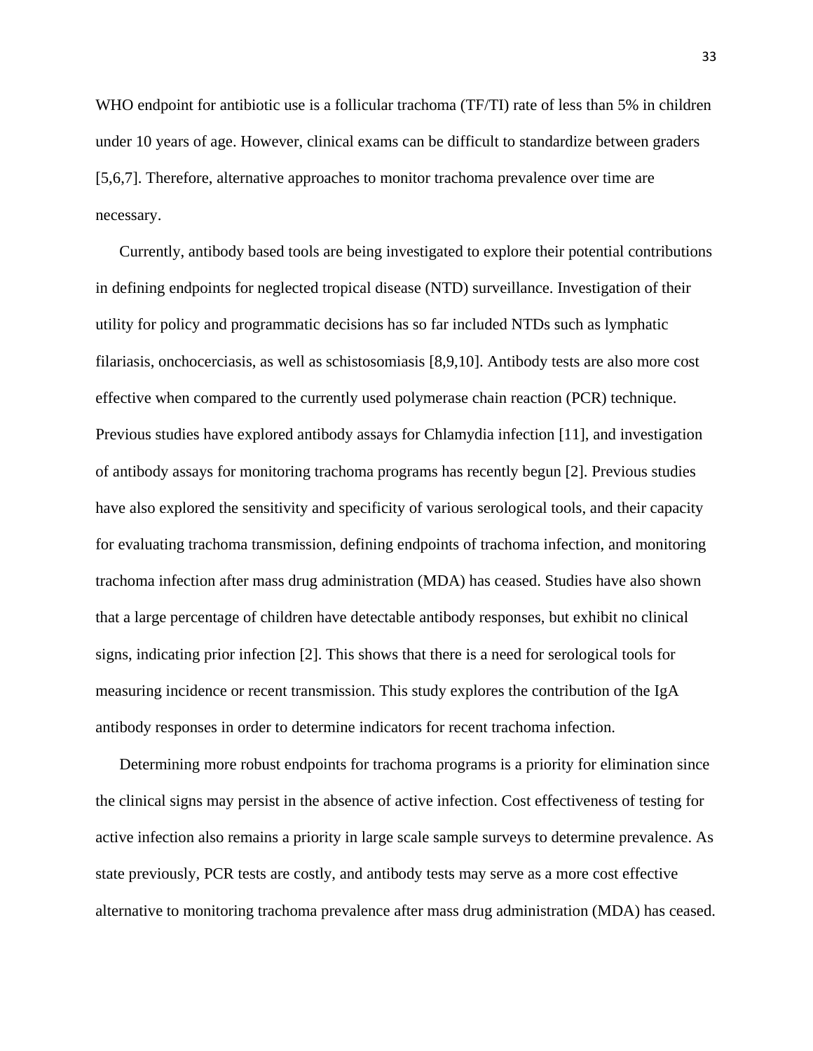WHO endpoint for antibiotic use is a follicular trachoma (TF/TI) rate of less than 5% in children under 10 years of age. However, clinical exams can be difficult to standardize between graders [5,6,7]. Therefore, alternative approaches to monitor trachoma prevalence over time are necessary.

Currently, antibody based tools are being investigated to explore their potential contributions in defining endpoints for neglected tropical disease (NTD) surveillance. Investigation of their utility for policy and programmatic decisions has so far included NTDs such as lymphatic filariasis, onchocerciasis, as well as schistosomiasis [8,9,10]. Antibody tests are also more cost effective when compared to the currently used polymerase chain reaction (PCR) technique. Previous studies have explored antibody assays for Chlamydia infection [11], and investigation of antibody assays for monitoring trachoma programs has recently begun [2]. Previous studies have also explored the sensitivity and specificity of various serological tools, and their capacity for evaluating trachoma transmission, defining endpoints of trachoma infection, and monitoring trachoma infection after mass drug administration (MDA) has ceased. Studies have also shown that a large percentage of children have detectable antibody responses, but exhibit no clinical signs, indicating prior infection [2]. This shows that there is a need for serological tools for measuring incidence or recent transmission. This study explores the contribution of the IgA antibody responses in order to determine indicators for recent trachoma infection.

Determining more robust endpoints for trachoma programs is a priority for elimination since the clinical signs may persist in the absence of active infection. Cost effectiveness of testing for active infection also remains a priority in large scale sample surveys to determine prevalence. As state previously, PCR tests are costly, and antibody tests may serve as a more cost effective alternative to monitoring trachoma prevalence after mass drug administration (MDA) has ceased.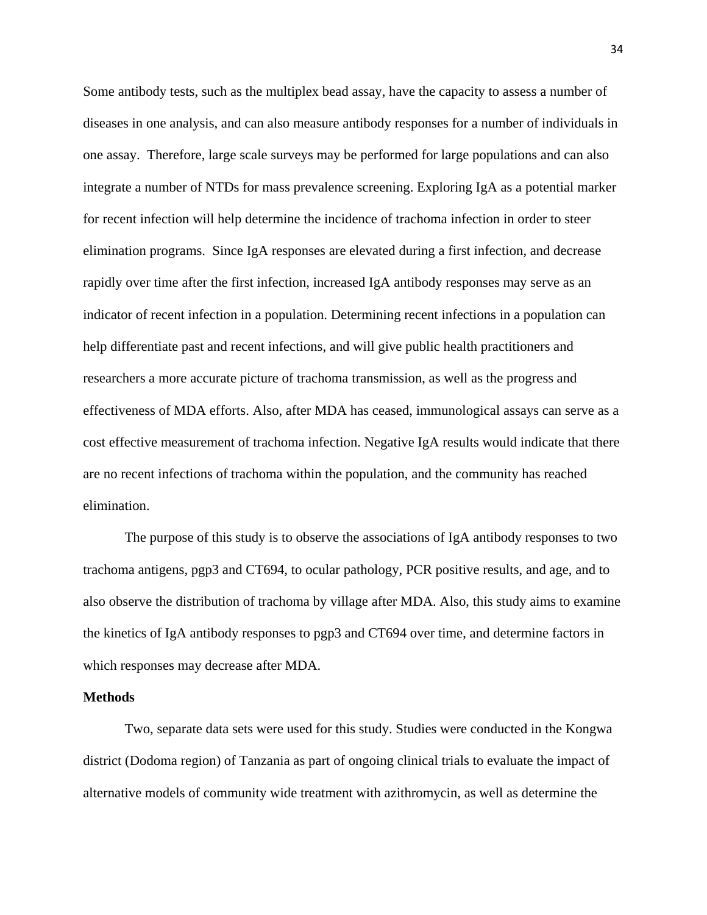Some antibody tests, such as the multiplex bead assay, have the capacity to assess a number of diseases in one analysis, and can also measure antibody responses for a number of individuals in one assay. Therefore, large scale surveys may be performed for large populations and can also integrate a number of NTDs for mass prevalence screening. Exploring IgA as a potential marker for recent infection will help determine the incidence of trachoma infection in order to steer elimination programs. Since IgA responses are elevated during a first infection, and decrease rapidly over time after the first infection, increased IgA antibody responses may serve as an indicator of recent infection in a population. Determining recent infections in a population can help differentiate past and recent infections, and will give public health practitioners and researchers a more accurate picture of trachoma transmission, as well as the progress and effectiveness of MDA efforts. Also, after MDA has ceased, immunological assays can serve as a cost effective measurement of trachoma infection. Negative IgA results would indicate that there are no recent infections of trachoma within the population, and the community has reached elimination.

The purpose of this study is to observe the associations of IgA antibody responses to two trachoma antigens, pgp3 and CT694, to ocular pathology, PCR positive results, and age, and to also observe the distribution of trachoma by village after MDA. Also, this study aims to examine the kinetics of IgA antibody responses to pgp3 and CT694 over time, and determine factors in which responses may decrease after MDA.

**Methods**

Two, separate data sets were used for this study. Studies were conducted in the Kongwa district (Dodoma region) of Tanzania as part of ongoing clinical trials to evaluate the impact of alternative models of community wide treatment with azithromycin, as well as determine the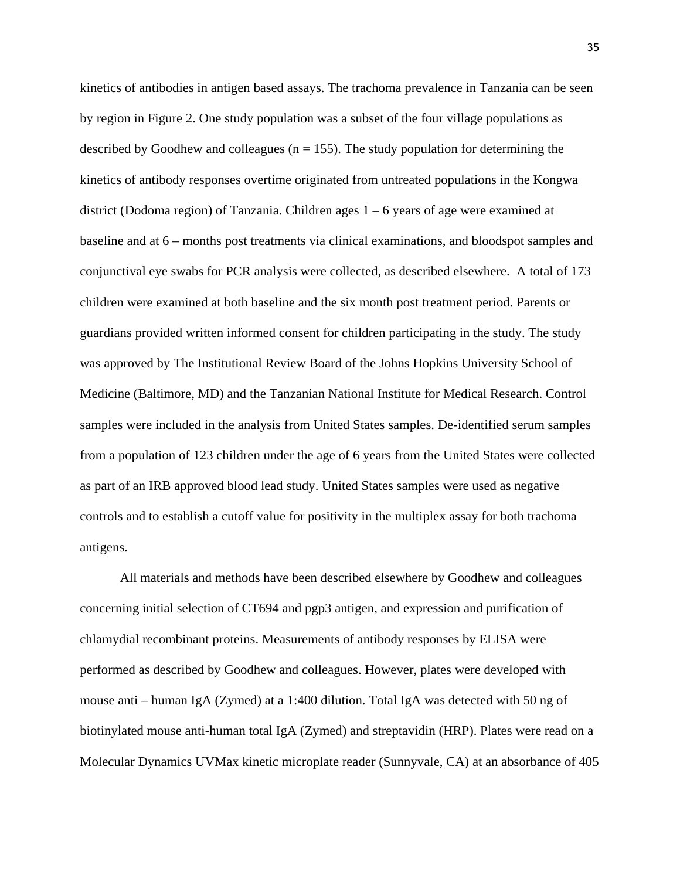kinetics of antibodies in antigen based assays. The trachoma prevalence in Tanzania can be seen by region in Figure 2. One study population was a subset of the four village populations as described by Goodhew and colleagues (n = 155). The study population for determining the kinetics of antibody responses overtime originated from untreated populations in the Kongwa district (Dodoma region) of Tanzania. Children ages 1 – 6 years of age were examined at baseline and at 6 – months post treatments via clinical examinations, and bloodspot samples and conjunctival eye swabs for PCR analysis were collected, as described elsewhere.  A total of 173 children were examined at both baseline and the six month post treatment period. Parents or guardians provided written informed consent for children participating in the study. The study was approved by The Institutional Review Board of the Johns Hopkins University School of Medicine (Baltimore, MD) and the Tanzanian National Institute for Medical Research. Control samples were included in the analysis from United States samples. De-identified serum samples from a population of 123 children under the age of 6 years from the United States were collected as part of an IRB approved blood lead study. United States samples were used as negative controls and to establish a cutoff value for positivity in the multiplex assay for both trachoma antigens.

All materials and methods have been described elsewhere by Goodhew and colleagues concerning initial selection of CT694 and pgp3 antigen, and expression and purification of chlamydial recombinant proteins. Measurements of antibody responses by ELISA were performed as described by Goodhew and colleagues. However, plates were developed with mouse anti – human IgA (Zymed) at a 1:400 dilution. Total IgA was detected with 50 ng of biotinylated mouse anti-human total IgA (Zymed) and streptavidin (HRP). Plates were read on a Molecular Dynamics UVMax kinetic microplate reader (Sunnyvale, CA) at an absorbance of 405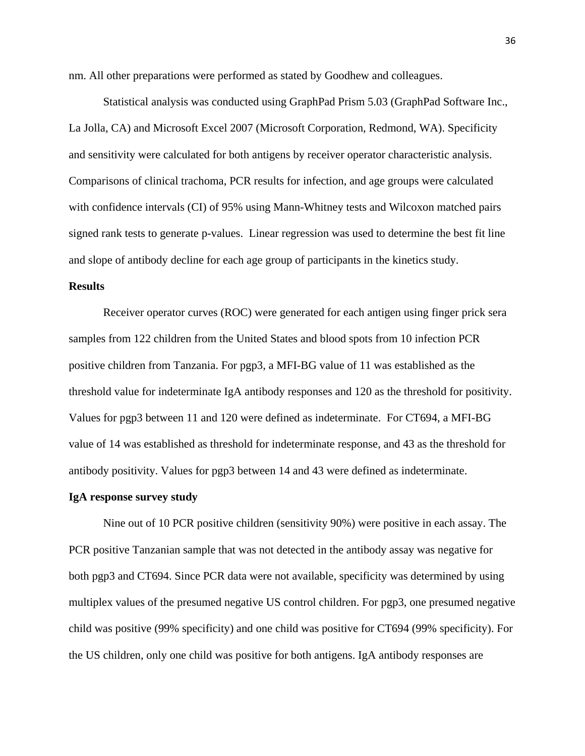nm. All other preparations were performed as stated by Goodhew and colleagues.

Statistical analysis was conducted using GraphPad Prism 5.03 (GraphPad Software Inc., La Jolla, CA) and Microsoft Excel 2007 (Microsoft Corporation, Redmond, WA). Specificity and sensitivity were calculated for both antigens by receiver operator characteristic analysis. Comparisons of clinical trachoma, PCR results for infection, and age groups were calculated with confidence intervals (CI) of 95% using Mann-Whitney tests and Wilcoxon matched pairs signed rank tests to generate p-values. Linear regression was used to determine the best fit line and slope of antibody decline for each age group of participants in the kinetics study.

**Results**

Receiver operator curves (ROC) were generated for each antigen using finger prick sera samples from 122 children from the United States and blood spots from 10 infection PCR positive children from Tanzania. For pgp3, a MFI-BG value of 11 was established as the threshold value for indeterminate IgA antibody responses and 120 as the threshold for positivity. Values for pgp3 between 11 and 120 were defined as indeterminate. For CT694, a MFI-BG value of 14 was established as threshold for indeterminate response, and 43 as the threshold for antibody positivity. Values for pgp3 between 14 and 43 were defined as indeterminate.

**IgA response survey study**

Nine out of 10 PCR positive children (sensitivity 90%) were positive in each assay. The PCR positive Tanzanian sample that was not detected in the antibody assay was negative for both pgp3 and CT694. Since PCR data were not available, specificity was determined by using multiplex values of the presumed negative US control children. For pgp3, one presumed negative child was positive (99% specificity) and one child was positive for CT694 (99% specificity). For the US children, only one child was positive for both antigens. IgA antibody responses are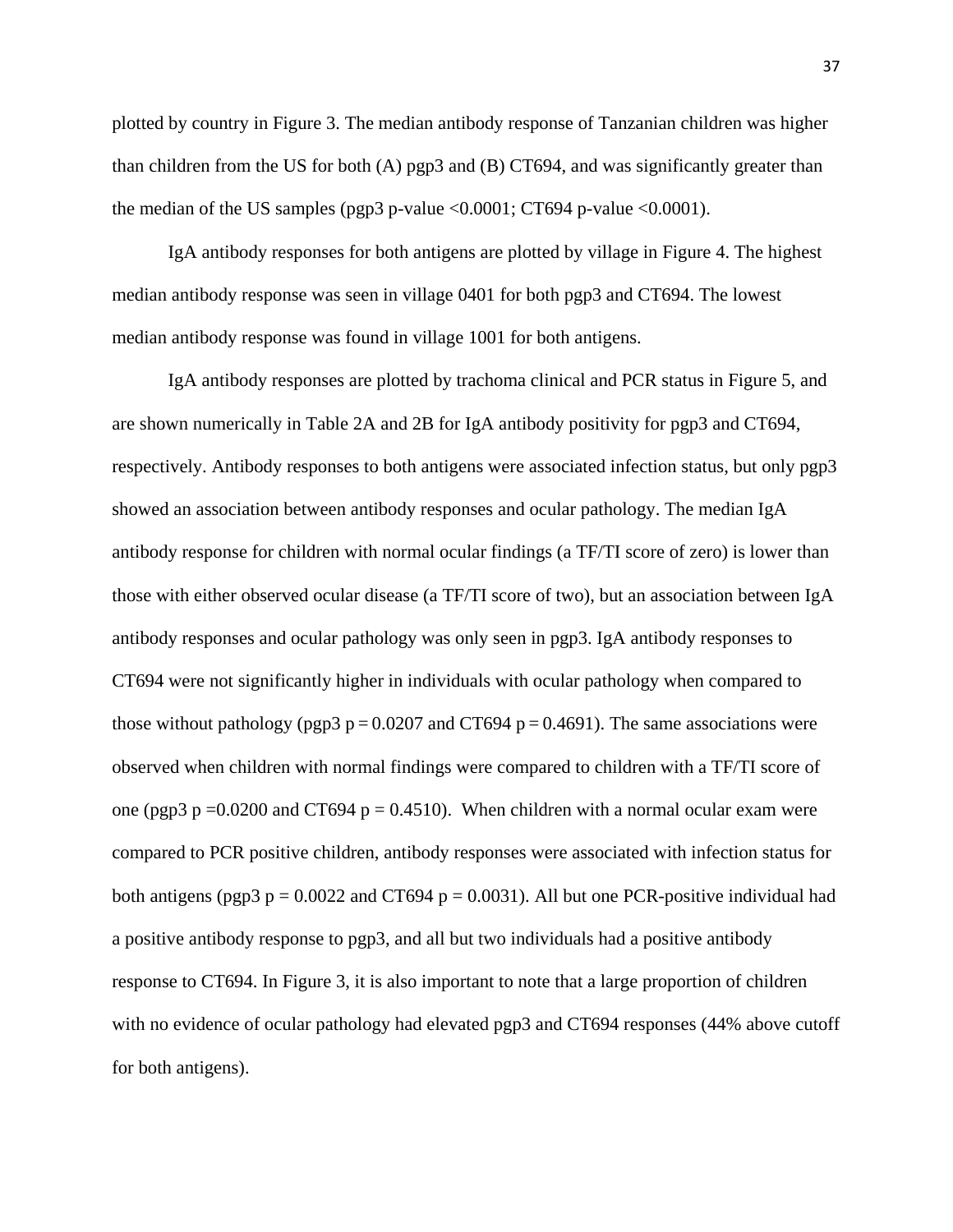plotted by country in Figure 3. The median antibody response of Tanzanian children was higher than children from the US for both (A) pgp3 and (B) CT694, and was significantly greater than the median of the US samples (pgp3 p-value $<0.0001$; CT694 p-value $<0.0001$).

IgA antibody responses for both antigens are plotted by village in Figure 4. The highest median antibody response was seen in village 0401 for both pgp3 and CT694. The lowest median antibody response was found in village 1001 for both antigens.

IgA antibody responses are plotted by trachoma clinical and PCR status in Figure 5, and are shown numerically in Table 2A and 2B for IgA antibody positivity for pgp3 and CT694, respectively. Antibody responses to both antigens were associated infection status, but only pgp3 showed an association between antibody responses and ocular pathology. The median IgA antibody response for children with normal ocular findings (a TF/TI score of zero) is lower than those with either observed ocular disease (a TF/TI score of two), but an association between IgA antibody responses and ocular pathology was only seen in pgp3. IgA antibody responses to CT694 were not significantly higher in individuals with ocular pathology when compared to those without pathology (pgp3 $p = 0.0207$ and CT694 $p = 0.4691$). The same associations were observed when children with normal findings were compared to children with a TF/TI score of one (pgp3 $p = 0.0200$ and CT694 $p = 0.4510$). When children with a normal ocular exam were compared to PCR positive children, antibody responses were associated with infection status for both antigens (pgp3 $p = 0.0022$ and CT694 $p = 0.0031$). All but one PCR-positive individual had a positive antibody response to pgp3, and all but two individuals had a positive antibody response to CT694. In Figure 3, it is also important to note that a large proportion of children with no evidence of ocular pathology had elevated pgp3 and CT694 responses (44% above cutoff for both antigens).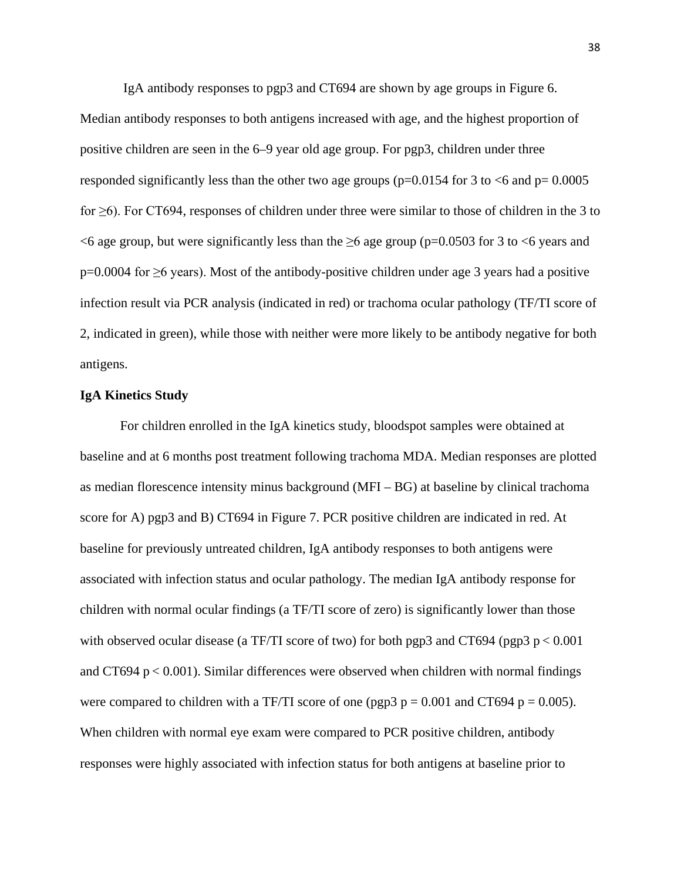IgA antibody responses to pgp3 and CT694 are shown by age groups in Figure 6. Median antibody responses to both antigens increased with age, and the highest proportion of positive children are seen in the 6–9 year old age group. For pgp3, children under three responded significantly less than the other two age groups ($p=0.0154$ for 3 to <6 and $p= 0.0005$ for ≥6). For CT694, responses of children under three were similar to those of children in the 3 to <6 age group, but were significantly less than the ≥6 age group ($p=0.0503$ for 3 to <6 years and $p=0.0004$ for ≥6 years). Most of the antibody-positive children under age 3 years had a positive infection result via PCR analysis (indicated in red) or trachoma ocular pathology (TF/TI score of 2, indicated in green), while those with neither were more likely to be antibody negative for both antigens.

**IgA Kinetics Study**

For children enrolled in the IgA kinetics study, bloodspot samples were obtained at baseline and at 6 months post treatment following trachoma MDA. Median responses are plotted as median florescence intensity minus background (MFI – BG) at baseline by clinical trachoma score for A) pgp3 and B) CT694 in Figure 7. PCR positive children are indicated in red. At baseline for previously untreated children, IgA antibody responses to both antigens were associated with infection status and ocular pathology. The median IgA antibody response for children with normal ocular findings (a TF/TI score of zero) is significantly lower than those with observed ocular disease (a TF/TI score of two) for both pgp3 and CT694 (pgp3 $p < 0.001$ and CT694 $p < 0.001$). Similar differences were observed when children with normal findings were compared to children with a TF/TI score of one (pgp3 $p = 0.001$ and CT694 $p = 0.005$). When children with normal eye exam were compared to PCR positive children, antibody responses were highly associated with infection status for both antigens at baseline prior to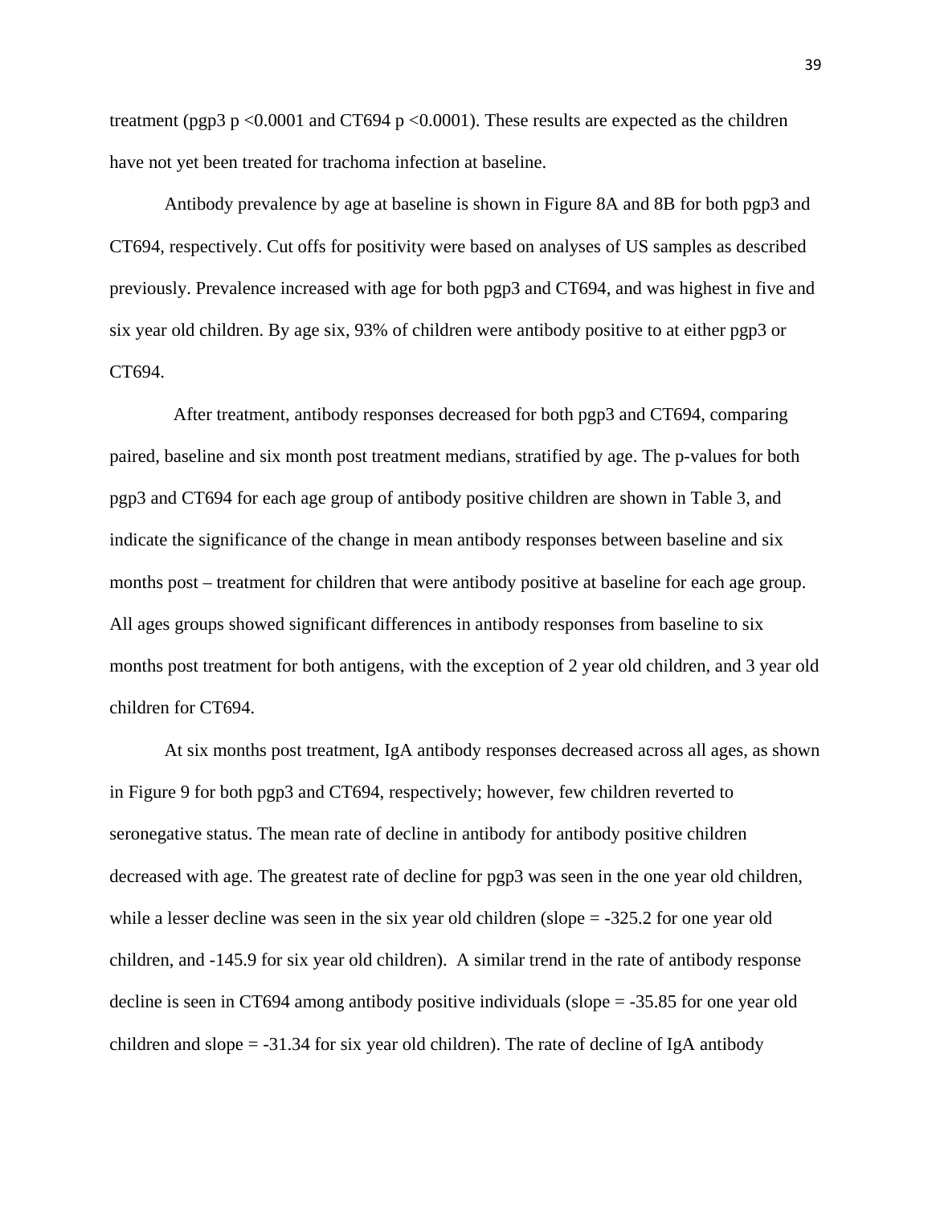treatment (pgp3 $p < 0.0001$ and CT694 $p < 0.0001$). These results are expected as the children have not yet been treated for trachoma infection at baseline.

Antibody prevalence by age at baseline is shown in Figure 8A and 8B for both pgp3 and CT694, respectively. Cut offs for positivity were based on analyses of US samples as described previously. Prevalence increased with age for both pgp3 and CT694, and was highest in five and six year old children. By age six, 93% of children were antibody positive to at either pgp3 or CT694.

After treatment, antibody responses decreased for both pgp3 and CT694, comparing paired, baseline and six month post treatment medians, stratified by age. The p-values for both pgp3 and CT694 for each age group of antibody positive children are shown in Table 3, and indicate the significance of the change in mean antibody responses between baseline and six months post – treatment for children that were antibody positive at baseline for each age group. All ages groups showed significant differences in antibody responses from baseline to six months post treatment for both antigens, with the exception of 2 year old children, and 3 year old children for CT694.

At six months post treatment, IgA antibody responses decreased across all ages, as shown in Figure 9 for both pgp3 and CT694, respectively; however, few children reverted to seronegative status. The mean rate of decline in antibody for antibody positive children decreased with age. The greatest rate of decline for pgp3 was seen in the one year old children, while a lesser decline was seen in the six year old children (slope = -325.2 for one year old children, and -145.9 for six year old children). A similar trend in the rate of antibody response decline is seen in CT694 among antibody positive individuals (slope = -35.85 for one year old children and slope = -31.34 for six year old children). The rate of decline of IgA antibody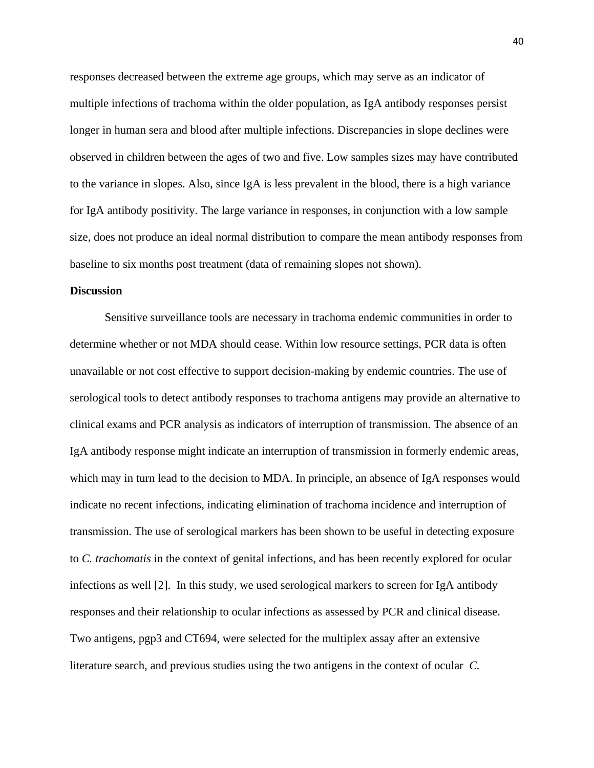responses decreased between the extreme age groups, which may serve as an indicator of multiple infections of trachoma within the older population, as IgA antibody responses persist longer in human sera and blood after multiple infections. Discrepancies in slope declines were observed in children between the ages of two and five. Low samples sizes may have contributed to the variance in slopes. Also, since IgA is less prevalent in the blood, there is a high variance for IgA antibody positivity. The large variance in responses, in conjunction with a low sample size, does not produce an ideal normal distribution to compare the mean antibody responses from baseline to six months post treatment (data of remaining slopes not shown).

**Discussion**

Sensitive surveillance tools are necessary in trachoma endemic communities in order to determine whether or not MDA should cease. Within low resource settings, PCR data is often unavailable or not cost effective to support decision-making by endemic countries. The use of serological tools to detect antibody responses to trachoma antigens may provide an alternative to clinical exams and PCR analysis as indicators of interruption of transmission. The absence of an IgA antibody response might indicate an interruption of transmission in formerly endemic areas, which may in turn lead to the decision to MDA. In principle, an absence of IgA responses would indicate no recent infections, indicating elimination of trachoma incidence and interruption of transmission. The use of serological markers has been shown to be useful in detecting exposure to *C. trachomatis* in the context of genital infections, and has been recently explored for ocular infections as well [2]. In this study, we used serological markers to screen for IgA antibody responses and their relationship to ocular infections as assessed by PCR and clinical disease. Two antigens, pgp3 and CT694, were selected for the multiplex assay after an extensive literature search, and previous studies using the two antigens in the context of ocular *C.*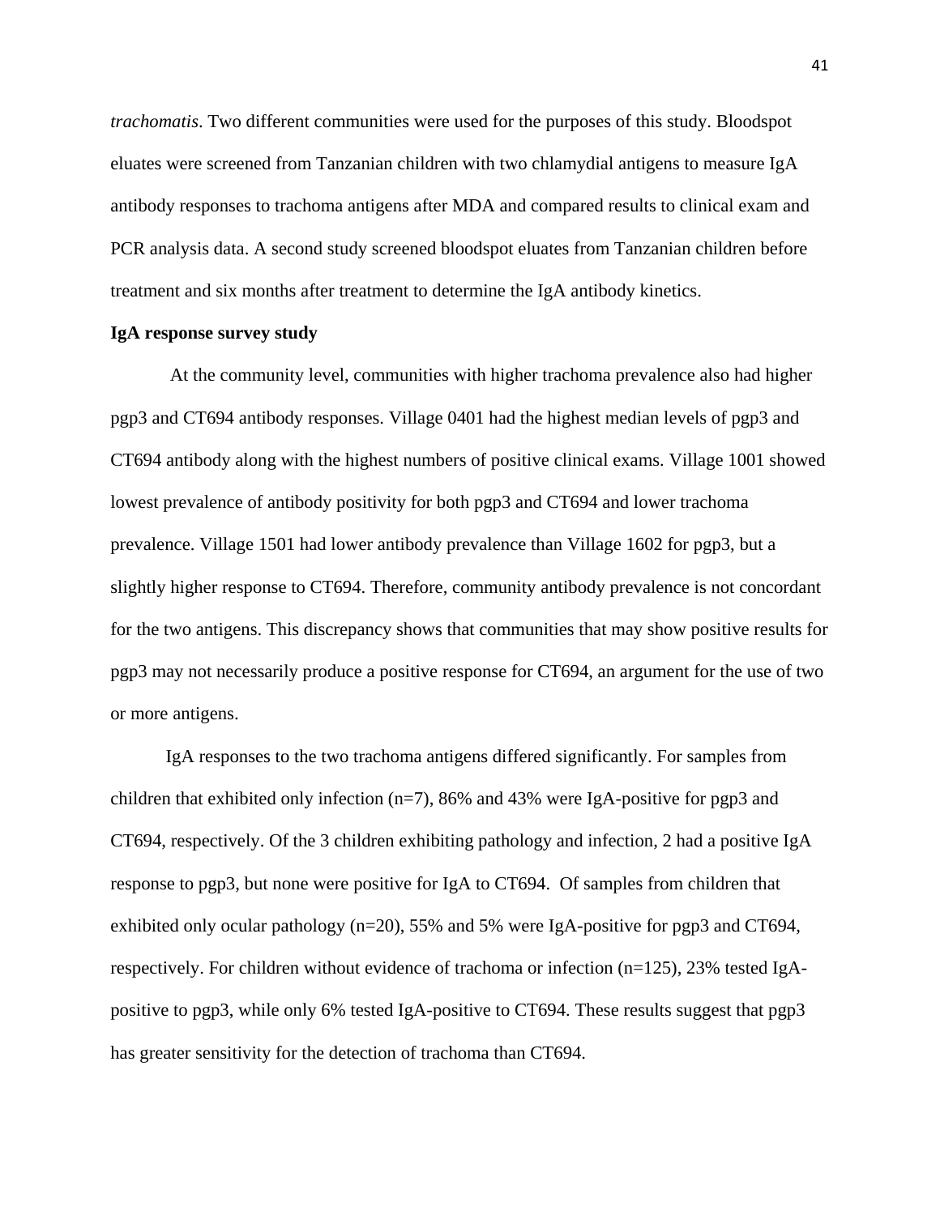*trachomatis*. Two different communities were used for the purposes of this study. Bloodspot eluates were screened from Tanzanian children with two chlamydial antigens to measure IgA antibody responses to trachoma antigens after MDA and compared results to clinical exam and PCR analysis data. A second study screened bloodspot eluates from Tanzanian children before treatment and six months after treatment to determine the IgA antibody kinetics.

**IgA response survey study**

At the community level, communities with higher trachoma prevalence also had higher pgp3 and CT694 antibody responses. Village 0401 had the highest median levels of pgp3 and CT694 antibody along with the highest numbers of positive clinical exams. Village 1001 showed lowest prevalence of antibody positivity for both pgp3 and CT694 and lower trachoma prevalence. Village 1501 had lower antibody prevalence than Village 1602 for pgp3, but a slightly higher response to CT694. Therefore, community antibody prevalence is not concordant for the two antigens. This discrepancy shows that communities that may show positive results for pgp3 may not necessarily produce a positive response for CT694, an argument for the use of two or more antigens.

IgA responses to the two trachoma antigens differed significantly. For samples from children that exhibited only infection (n=7), 86% and 43% were IgA-positive for pgp3 and CT694, respectively. Of the 3 children exhibiting pathology and infection, 2 had a positive IgA response to pgp3, but none were positive for IgA to CT694. Of samples from children that exhibited only ocular pathology (n=20), 55% and 5% were IgA-positive for pgp3 and CT694, respectively. For children without evidence of trachoma or infection (n=125), 23% tested IgA-positive to pgp3, while only 6% tested IgA-positive to CT694. These results suggest that pgp3 has greater sensitivity for the detection of trachoma than CT694.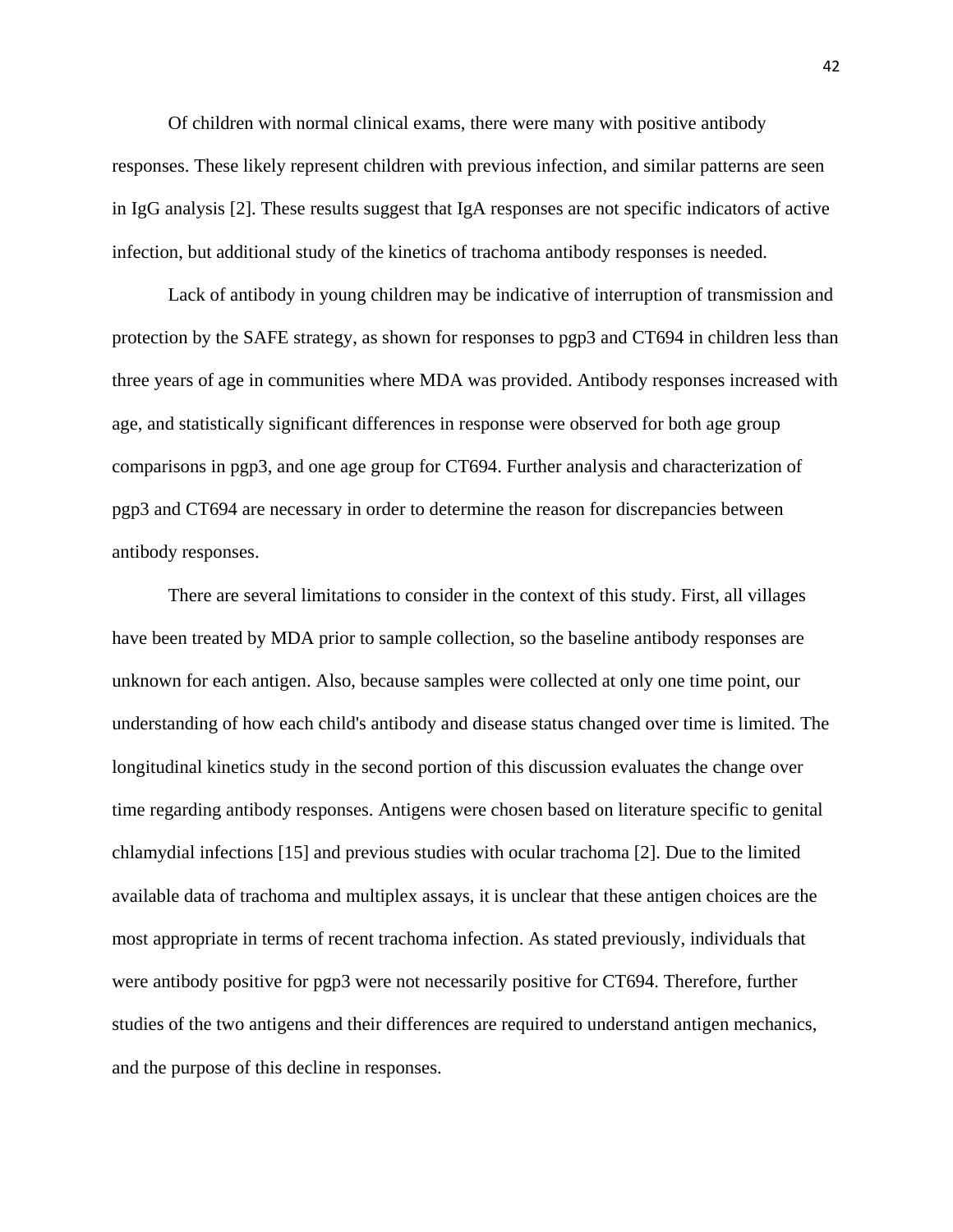Of children with normal clinical exams, there were many with positive antibody responses. These likely represent children with previous infection, and similar patterns are seen in IgG analysis [2]. These results suggest that IgA responses are not specific indicators of active infection, but additional study of the kinetics of trachoma antibody responses is needed.

Lack of antibody in young children may be indicative of interruption of transmission and protection by the SAFE strategy, as shown for responses to pgp3 and CT694 in children less than three years of age in communities where MDA was provided. Antibody responses increased with age, and statistically significant differences in response were observed for both age group comparisons in pgp3, and one age group for CT694. Further analysis and characterization of pgp3 and CT694 are necessary in order to determine the reason for discrepancies between antibody responses.

There are several limitations to consider in the context of this study. First, all villages have been treated by MDA prior to sample collection, so the baseline antibody responses are unknown for each antigen. Also, because samples were collected at only one time point, our understanding of how each child's antibody and disease status changed over time is limited. The longitudinal kinetics study in the second portion of this discussion evaluates the change over time regarding antibody responses. Antigens were chosen based on literature specific to genital chlamydial infections [15] and previous studies with ocular trachoma [2]. Due to the limited available data of trachoma and multiplex assays, it is unclear that these antigen choices are the most appropriate in terms of recent trachoma infection. As stated previously, individuals that were antibody positive for pgp3 were not necessarily positive for CT694. Therefore, further studies of the two antigens and their differences are required to understand antigen mechanics, and the purpose of this decline in responses.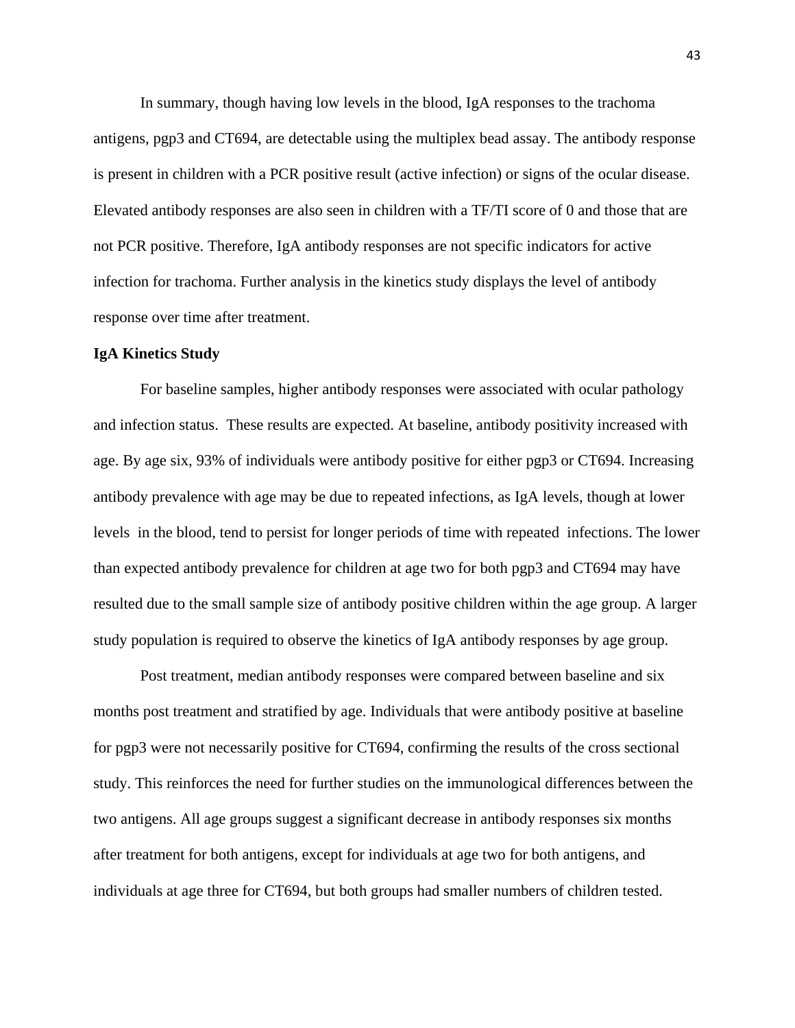In summary, though having low levels in the blood, IgA responses to the trachoma antigens, pgp3 and CT694, are detectable using the multiplex bead assay. The antibody response is present in children with a PCR positive result (active infection) or signs of the ocular disease. Elevated antibody responses are also seen in children with a TF/TI score of 0 and those that are not PCR positive. Therefore, IgA antibody responses are not specific indicators for active infection for trachoma. Further analysis in the kinetics study displays the level of antibody response over time after treatment.

**IgA Kinetics Study**

For baseline samples, higher antibody responses were associated with ocular pathology and infection status. These results are expected. At baseline, antibody positivity increased with age. By age six, 93% of individuals were antibody positive for either pgp3 or CT694. Increasing antibody prevalence with age may be due to repeated infections, as IgA levels, though at lower levels in the blood, tend to persist for longer periods of time with repeated infections. The lower than expected antibody prevalence for children at age two for both pgp3 and CT694 may have resulted due to the small sample size of antibody positive children within the age group. A larger study population is required to observe the kinetics of IgA antibody responses by age group.

Post treatment, median antibody responses were compared between baseline and six months post treatment and stratified by age. Individuals that were antibody positive at baseline for pgp3 were not necessarily positive for CT694, confirming the results of the cross sectional study. This reinforces the need for further studies on the immunological differences between the two antigens. All age groups suggest a significant decrease in antibody responses six months after treatment for both antigens, except for individuals at age two for both antigens, and individuals at age three for CT694, but both groups had smaller numbers of children tested.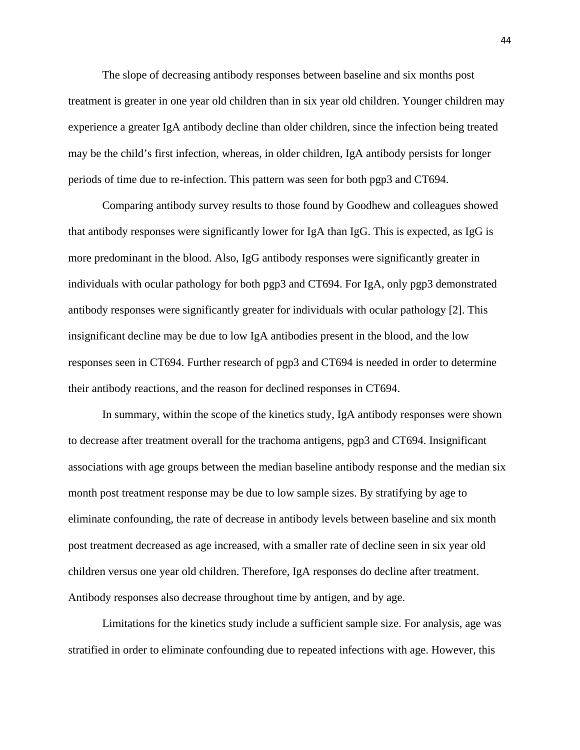The slope of decreasing antibody responses between baseline and six months post treatment is greater in one year old children than in six year old children. Younger children may experience a greater IgA antibody decline than older children, since the infection being treated may be the child's first infection, whereas, in older children, IgA antibody persists for longer periods of time due to re-infection. This pattern was seen for both pgp3 and CT694.

Comparing antibody survey results to those found by Goodhew and colleagues showed that antibody responses were significantly lower for IgA than IgG. This is expected, as IgG is more predominant in the blood. Also, IgG antibody responses were significantly greater in individuals with ocular pathology for both pgp3 and CT694. For IgA, only pgp3 demonstrated antibody responses were significantly greater for individuals with ocular pathology [2]. This insignificant decline may be due to low IgA antibodies present in the blood, and the low responses seen in CT694. Further research of pgp3 and CT694 is needed in order to determine their antibody reactions, and the reason for declined responses in CT694.

In summary, within the scope of the kinetics study, IgA antibody responses were shown to decrease after treatment overall for the trachoma antigens, pgp3 and CT694. Insignificant associations with age groups between the median baseline antibody response and the median six month post treatment response may be due to low sample sizes. By stratifying by age to eliminate confounding, the rate of decrease in antibody levels between baseline and six month post treatment decreased as age increased, with a smaller rate of decline seen in six year old children versus one year old children. Therefore, IgA responses do decline after treatment. Antibody responses also decrease throughout time by antigen, and by age.

Limitations for the kinetics study include a sufficient sample size. For analysis, age was stratified in order to eliminate confounding due to repeated infections with age. However, this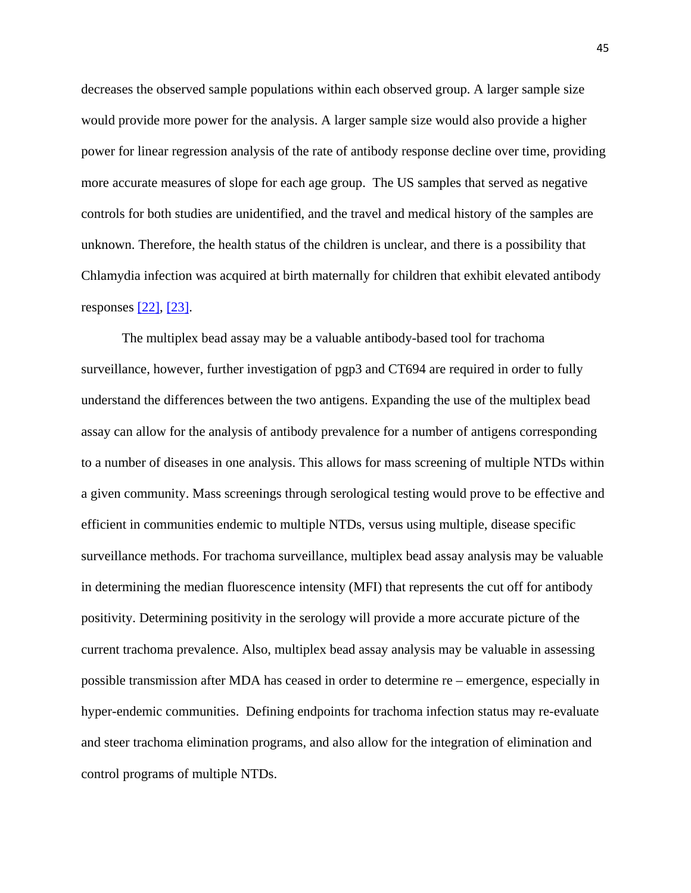decreases the observed sample populations within each observed group. A larger sample size would provide more power for the analysis. A larger sample size would also provide a higher power for linear regression analysis of the rate of antibody response decline over time, providing more accurate measures of slope for each age group. The US samples that served as negative controls for both studies are unidentified, and the travel and medical history of the samples are unknown. Therefore, the health status of the children is unclear, and there is a possibility that Chlamydia infection was acquired at birth maternally for children that exhibit elevated antibody responses [22], [23].

The multiplex bead assay may be a valuable antibody-based tool for trachoma surveillance, however, further investigation of pgp3 and CT694 are required in order to fully understand the differences between the two antigens. Expanding the use of the multiplex bead assay can allow for the analysis of antibody prevalence for a number of antigens corresponding to a number of diseases in one analysis. This allows for mass screening of multiple NTDs within a given community. Mass screenings through serological testing would prove to be effective and efficient in communities endemic to multiple NTDs, versus using multiple, disease specific surveillance methods. For trachoma surveillance, multiplex bead assay analysis may be valuable in determining the median fluorescence intensity (MFI) that represents the cut off for antibody positivity. Determining positivity in the serology will provide a more accurate picture of the current trachoma prevalence. Also, multiplex bead assay analysis may be valuable in assessing possible transmission after MDA has ceased in order to determine re – emergence, especially in hyper-endemic communities. Defining endpoints for trachoma infection status may re-evaluate and steer trachoma elimination programs, and also allow for the integration of elimination and control programs of multiple NTDs.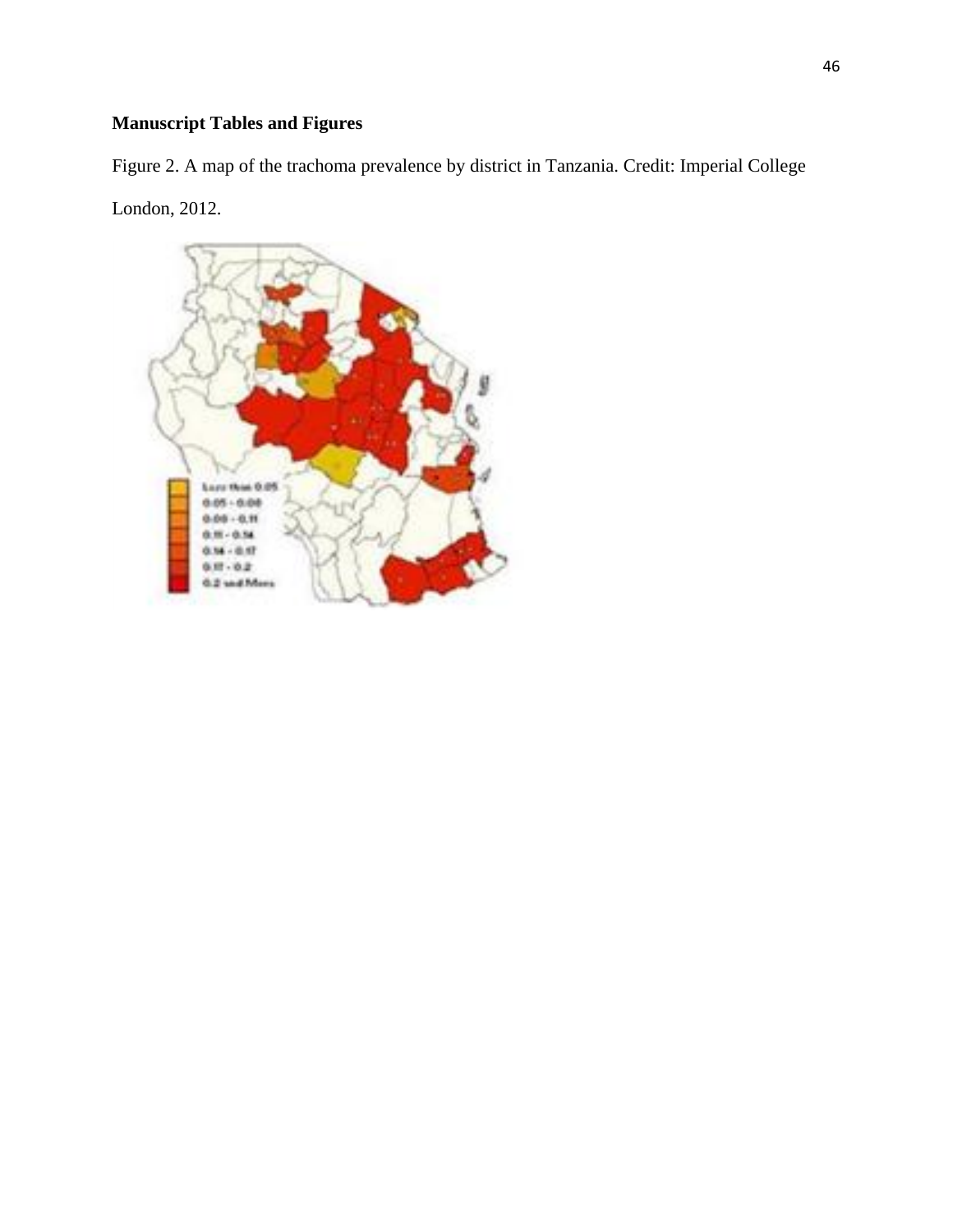**Manuscript Tables and Figures**

Figure 2. A map of the trachoma prevalence by district in Tanzania. Credit: Imperial College London, 2012.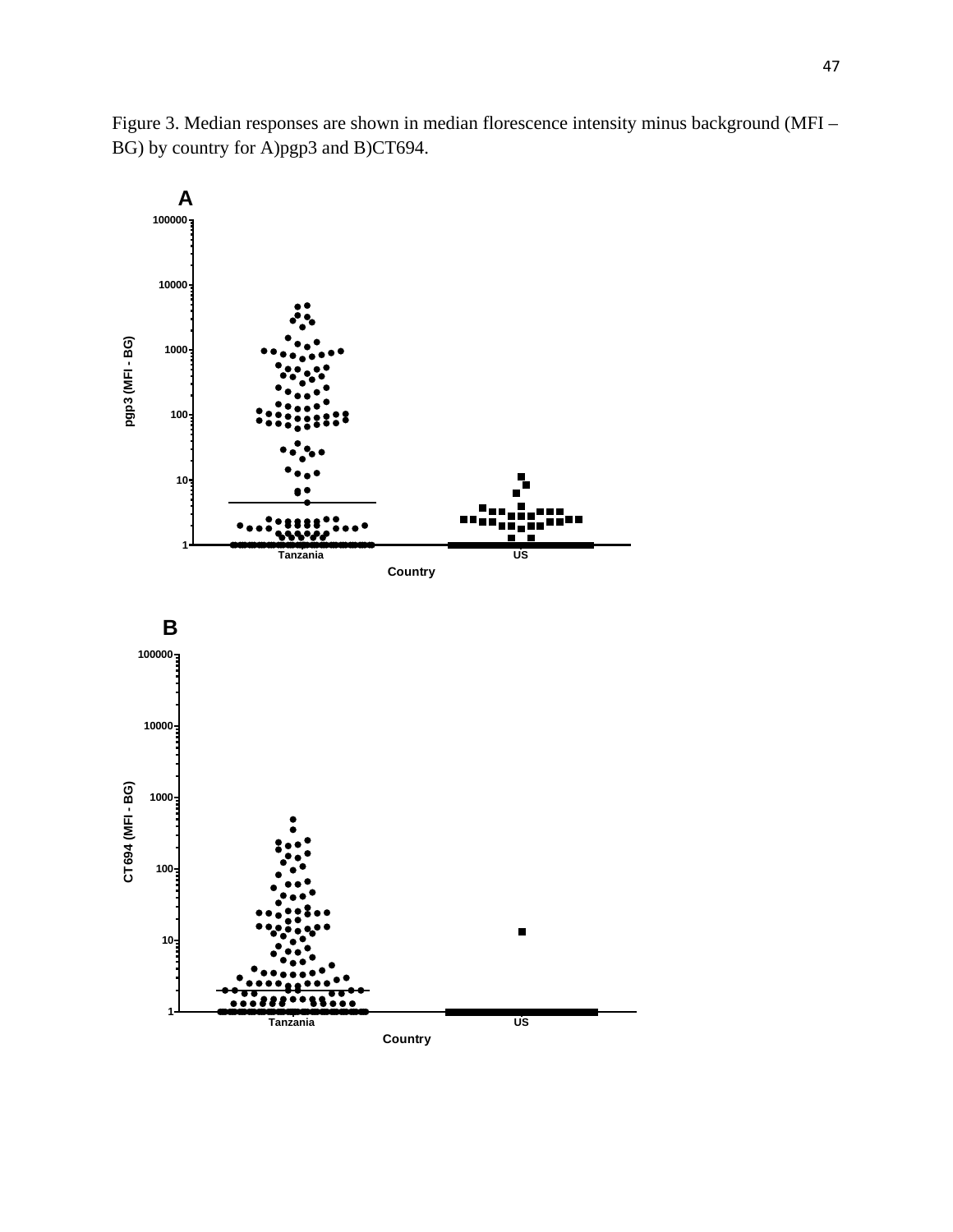Figure 3. Median responses are shown in median florescence intensity minus background (MFI – BG) by country for A)pgp3 and B)CT694.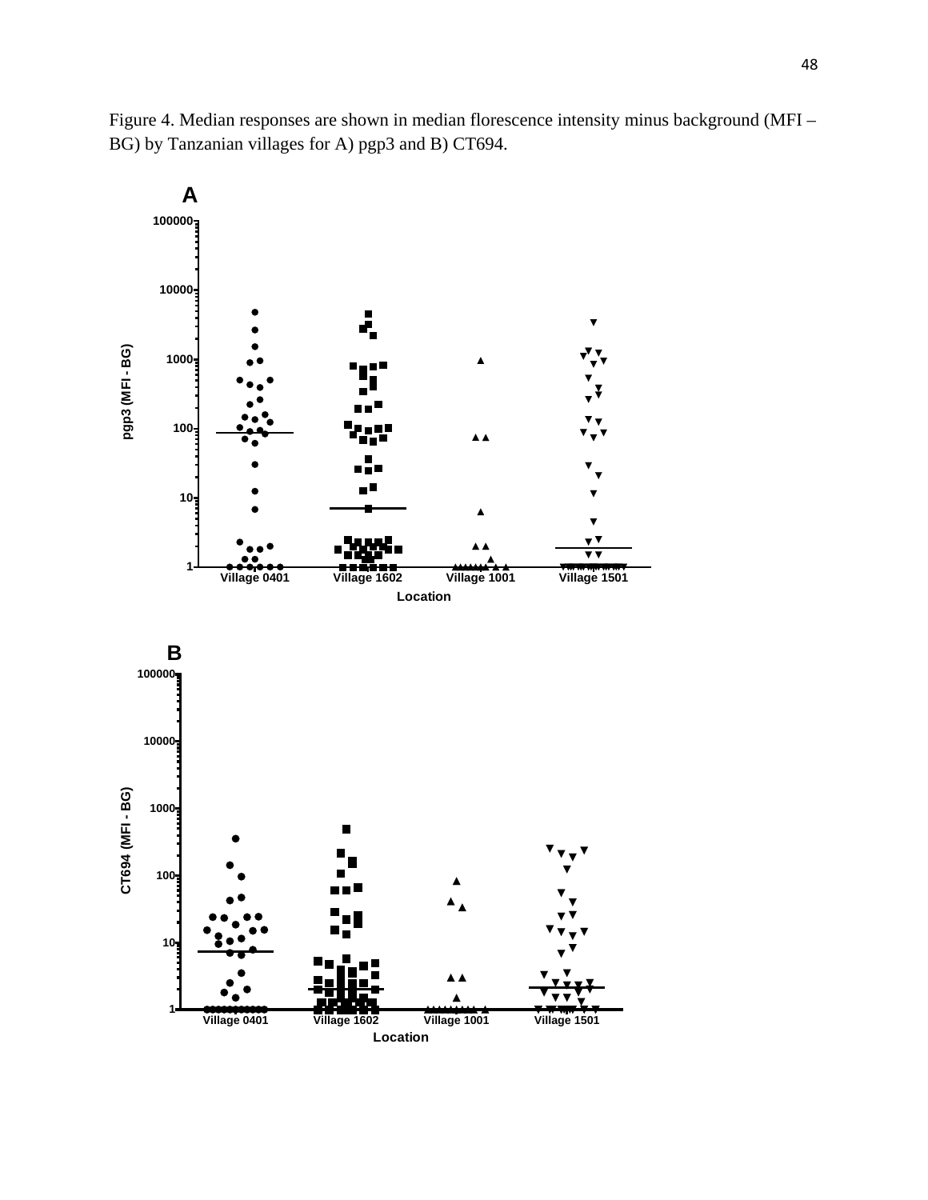Figure 4. Median responses are shown in median florescence intensity minus background (MFI – BG) by Tanzanian villages for A) pgp3 and B) CT694.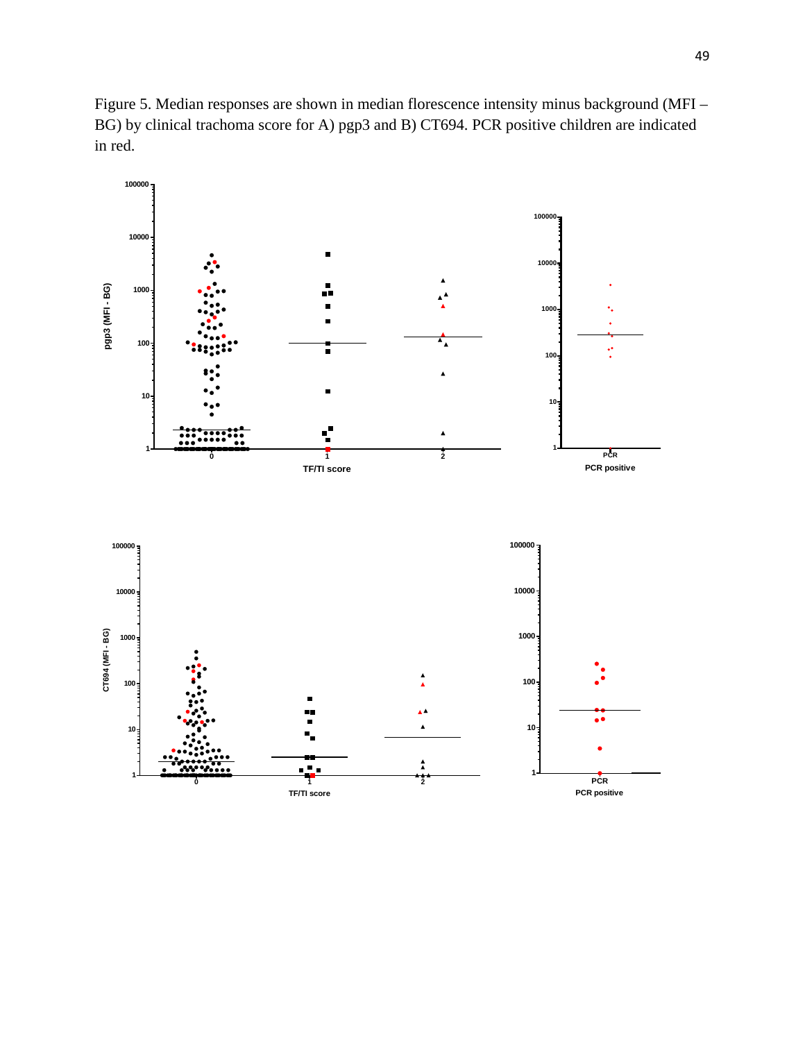Figure 5. Median responses are shown in median florescence intensity minus background (MFI – BG) by clinical trachoma score for A) pgp3 and B) CT694. PCR positive children are indicated in red.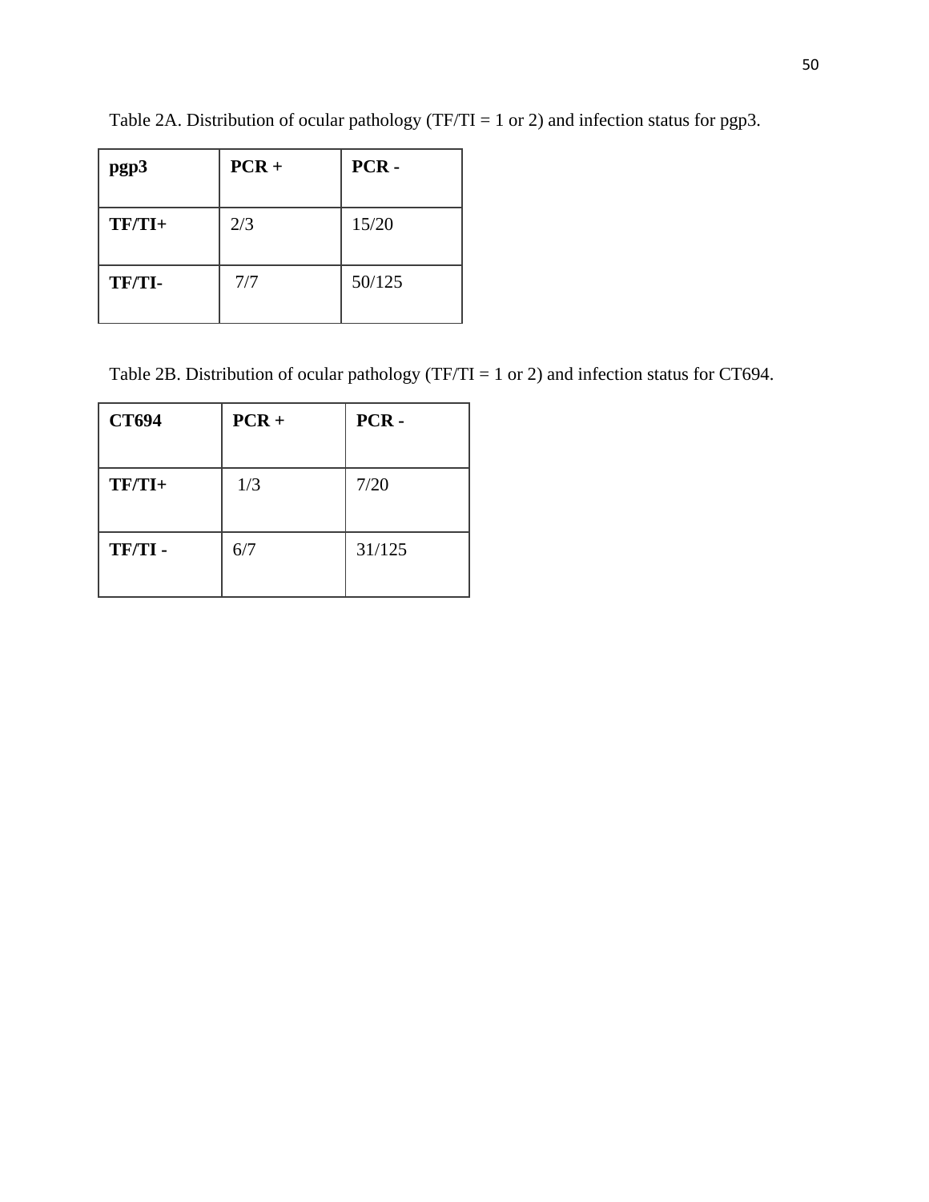Table 2A. Distribution of ocular pathology (TF/TI = 1 or 2) and infection status for pgp3.

| **pgp3** | **PCR +** | **PCR -** |
|---|---|---|
| **TF/TI+** | 2/3 | 15/20 |
| **TF/TI-** | 7/7 | 50/125 |

Table 2B. Distribution of ocular pathology (TF/TI = 1 or 2) and infection status for CT694.

| **CT694** | **PCR +** | **PCR -** |
|---|---|---|
| **TF/TI+** | 1/3 | 7/20 |
| **TF/TI -** | 6/7 | 31/125 |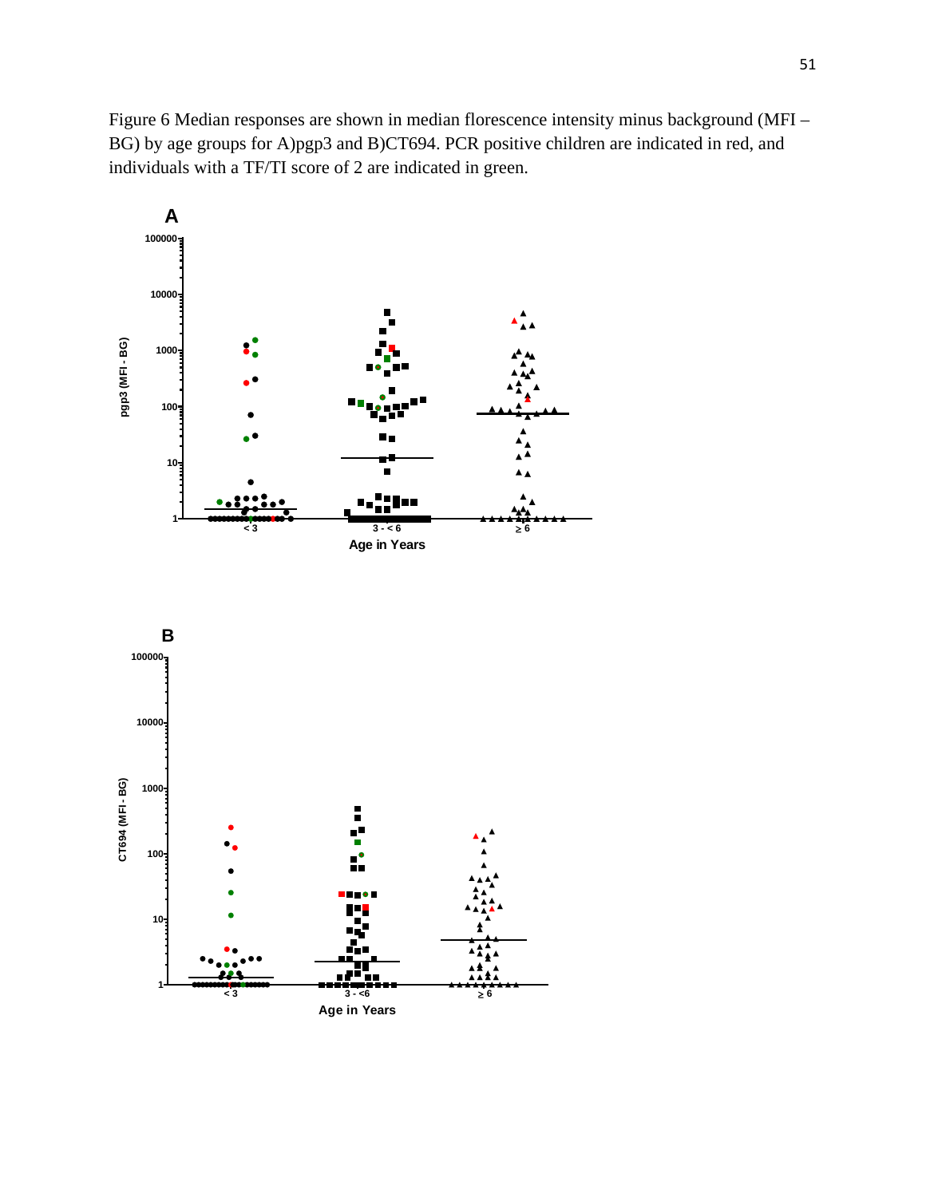Figure 6 Median responses are shown in median florescence intensity minus background (MFI – BG) by age groups for A)pgp3 and B)CT694. PCR positive children are indicated in red, and individuals with a TF/TI score of 2 are indicated in green.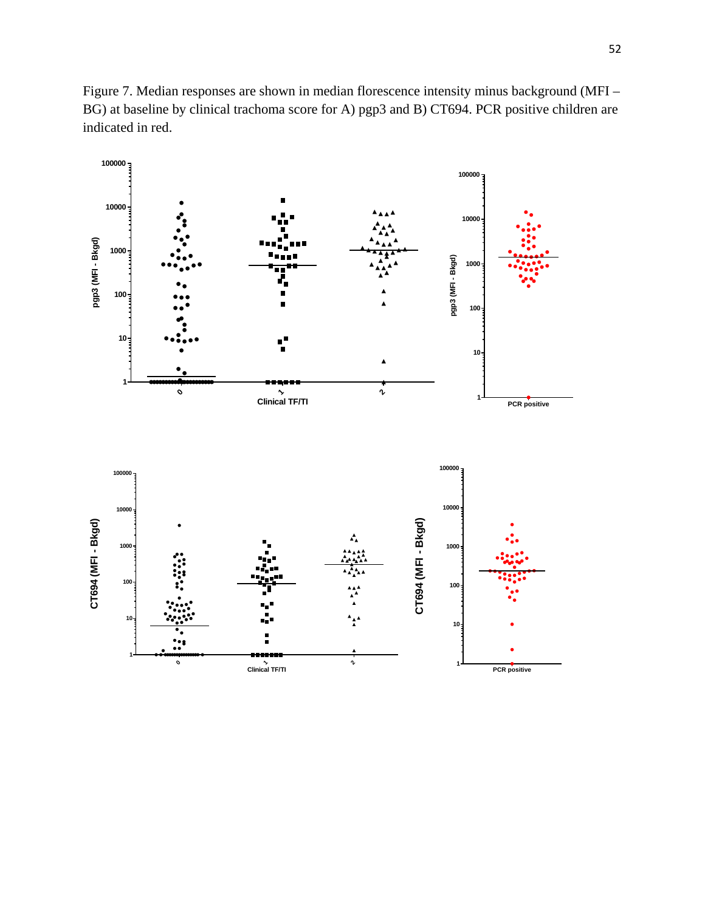Figure 7. Median responses are shown in median florescence intensity minus background (MFI – BG) at baseline by clinical trachoma score for A) pgp3 and B) CT694. PCR positive children are indicated in red.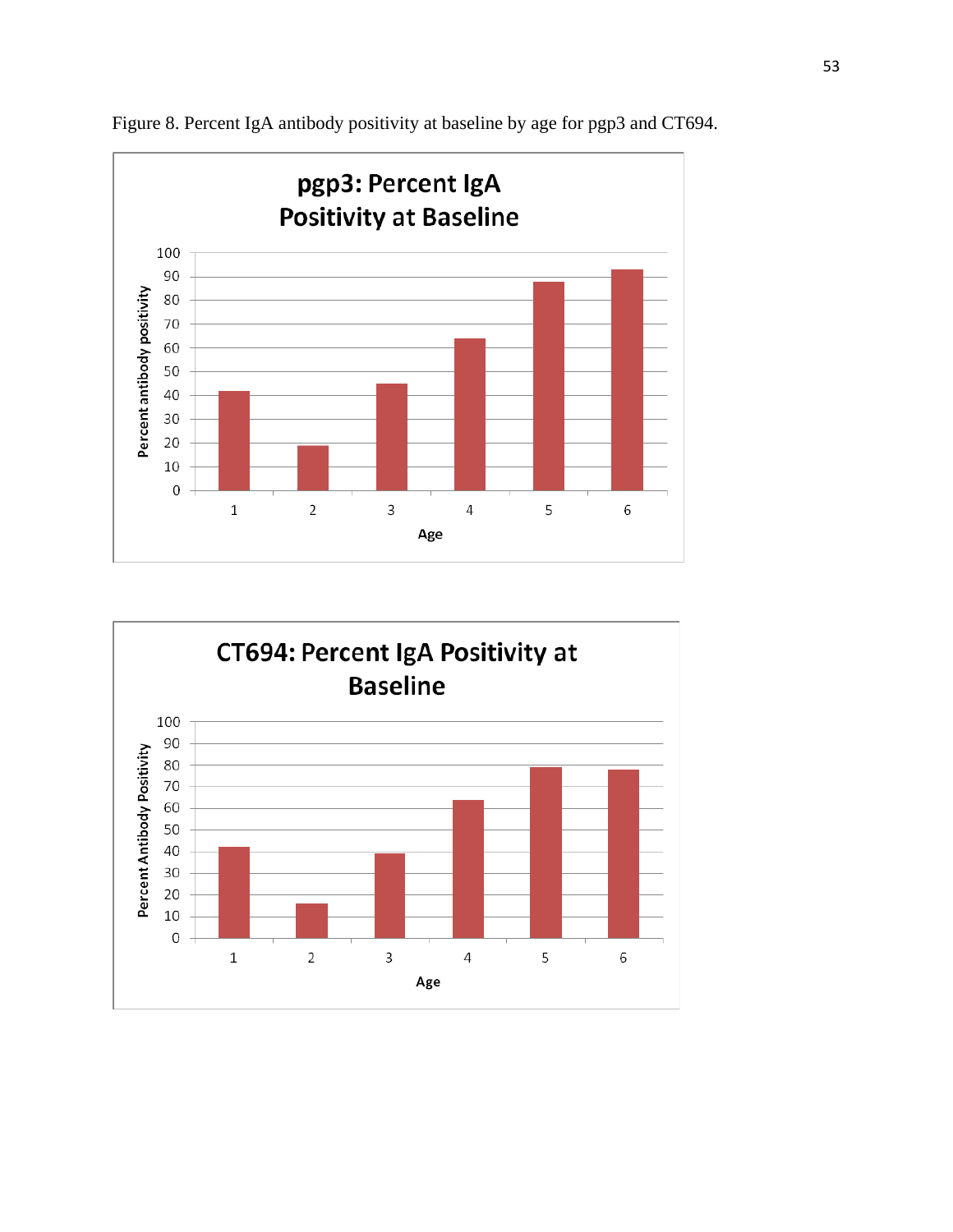Figure 8. Percent IgA antibody positivity at baseline by age for pgp3 and CT694.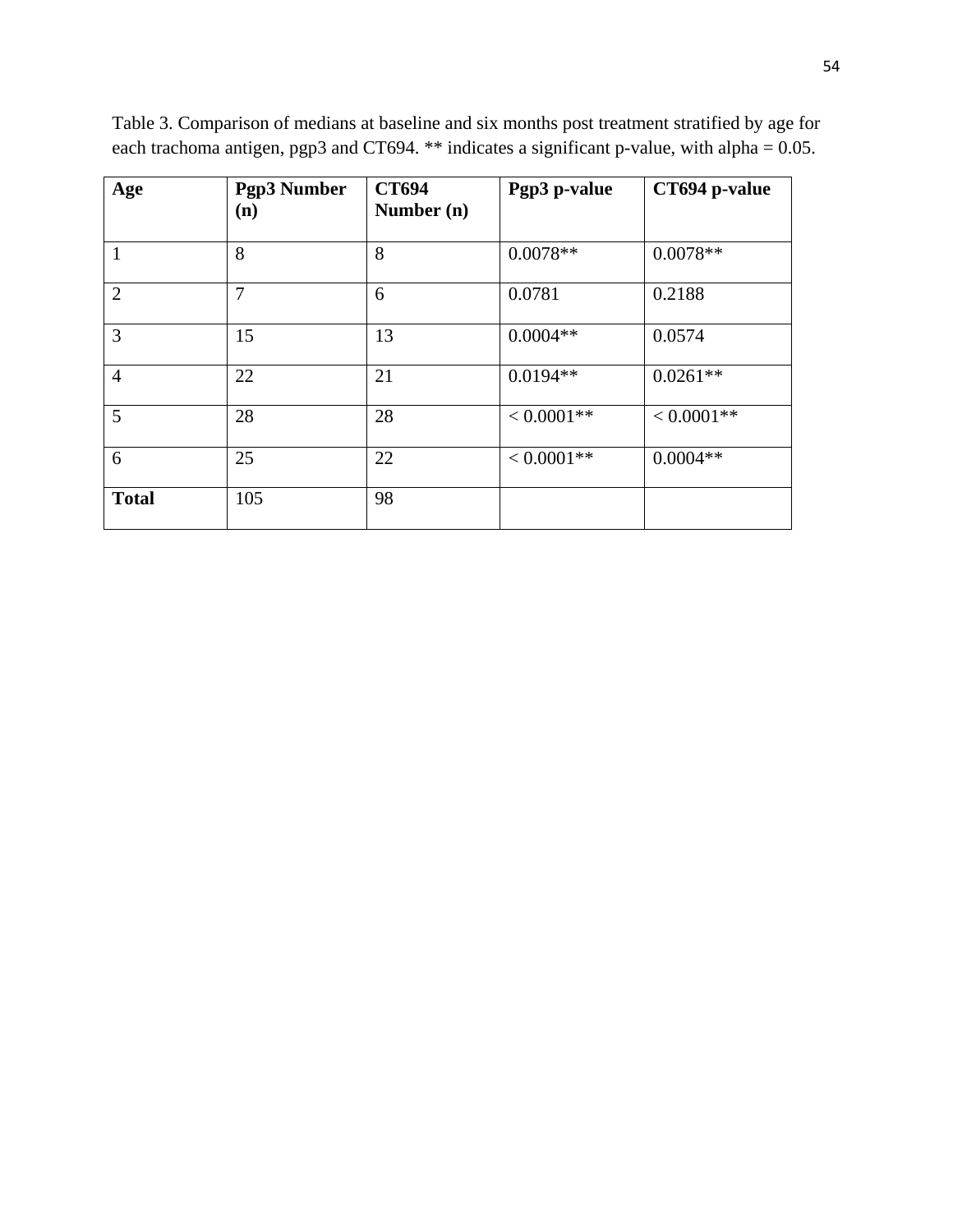Table 3. Comparison of medians at baseline and six months post treatment stratified by age for each trachoma antigen, pgp3 and CT694. ** indicates a significant p-value, with alpha = 0.05.

| **Age** | **Pgp3 Number (n)** | **CT694 Number (n)** | **Pgp3 p-value** | **CT694 p-value** |
|---|---|---|---|---|
| 1 | 8 | 8 | 0.0078** | 0.0078** |
| 2 | 7 | 6 | 0.0781 | 0.2188 |
| 3 | 15 | 13 | 0.0004** | 0.0574 |
| 4 | 22 | 21 | 0.0194** | 0.0261** |
| 5 | 28 | 28 | < 0.0001** | < 0.0001** |
| 6 | 25 | 22 | < 0.0001** | 0.0004** |
| **Total** | 105 | 98 | | |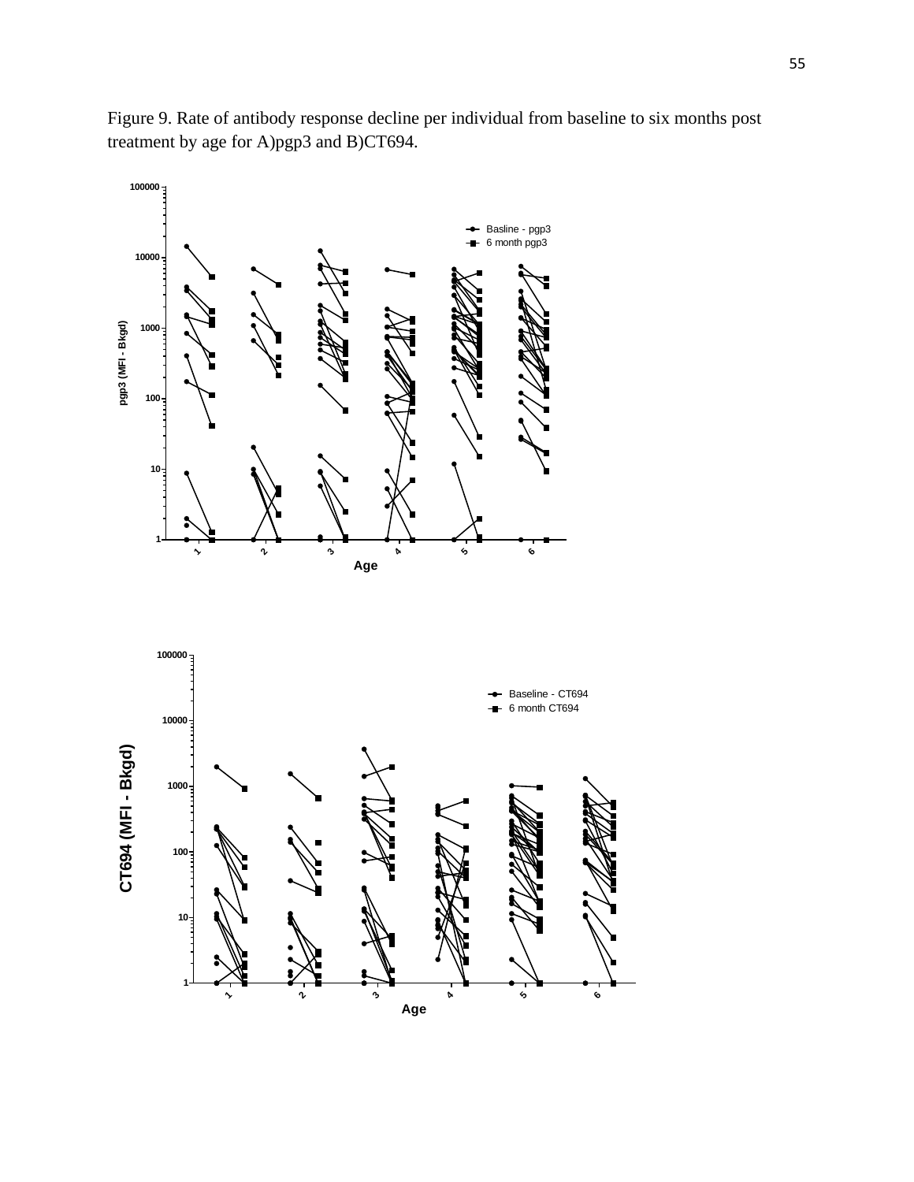Figure 9. Rate of antibody response decline per individual from baseline to six months post treatment by age for A)pgp3 and B)CT694.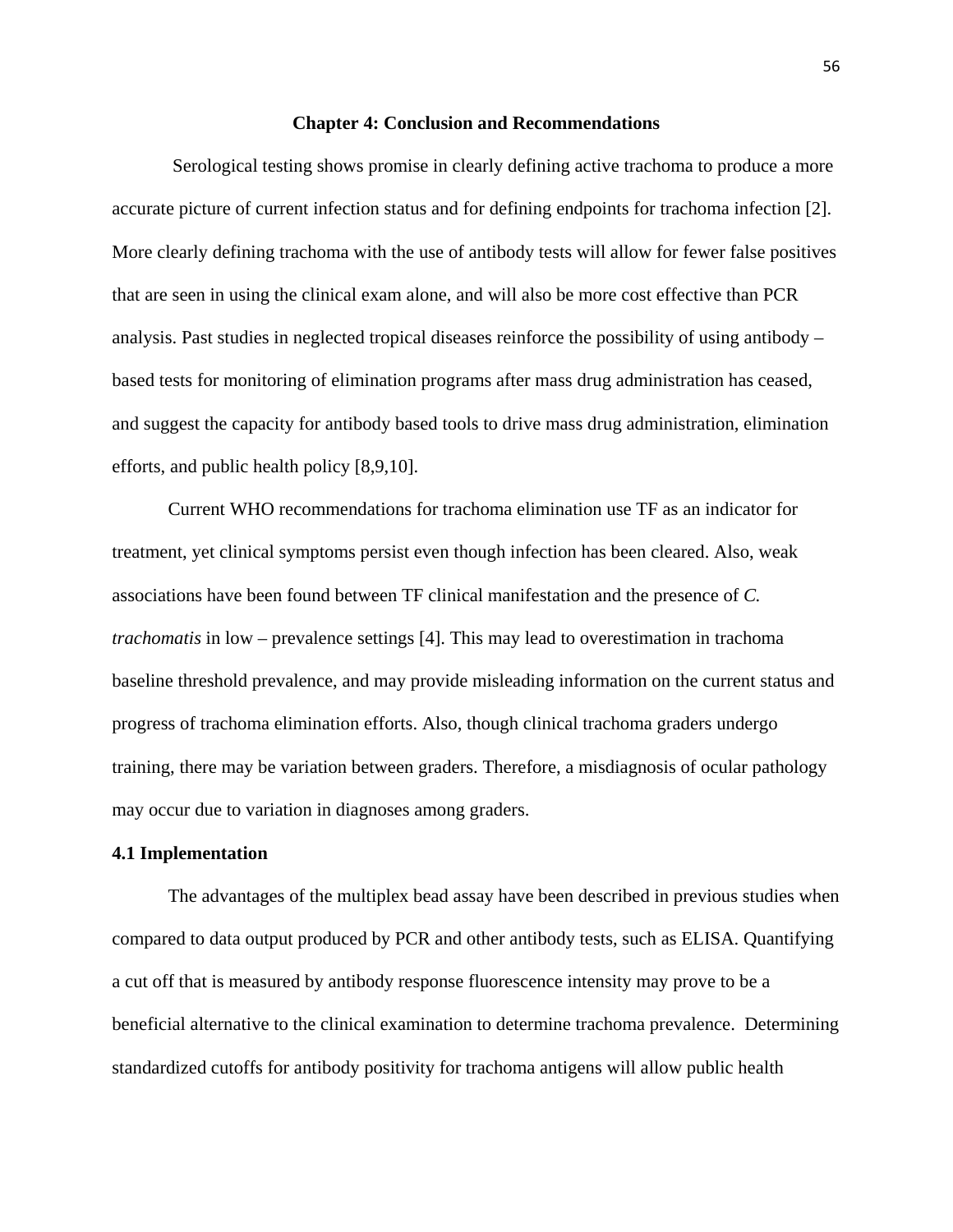# Chapter 4: Conclusion and Recommendations

Serological testing shows promise in clearly defining active trachoma to produce a more accurate picture of current infection status and for defining endpoints for trachoma infection [2]. More clearly defining trachoma with the use of antibody tests will allow for fewer false positives that are seen in using the clinical exam alone, and will also be more cost effective than PCR analysis. Past studies in neglected tropical diseases reinforce the possibility of using antibody – based tests for monitoring of elimination programs after mass drug administration has ceased, and suggest the capacity for antibody based tools to drive mass drug administration, elimination efforts, and public health policy [8,9,10].

Current WHO recommendations for trachoma elimination use TF as an indicator for treatment, yet clinical symptoms persist even though infection has been cleared. Also, weak associations have been found between TF clinical manifestation and the presence of *C. trachomatis* in low – prevalence settings [4]. This may lead to overestimation in trachoma baseline threshold prevalence, and may provide misleading information on the current status and progress of trachoma elimination efforts. Also, though clinical trachoma graders undergo training, there may be variation between graders. Therefore, a misdiagnosis of ocular pathology may occur due to variation in diagnoses among graders.

## 4.1 Implementation

The advantages of the multiplex bead assay have been described in previous studies when compared to data output produced by PCR and other antibody tests, such as ELISA. Quantifying a cut off that is measured by antibody response fluorescence intensity may prove to be a beneficial alternative to the clinical examination to determine trachoma prevalence. Determining standardized cutoffs for antibody positivity for trachoma antigens will allow public health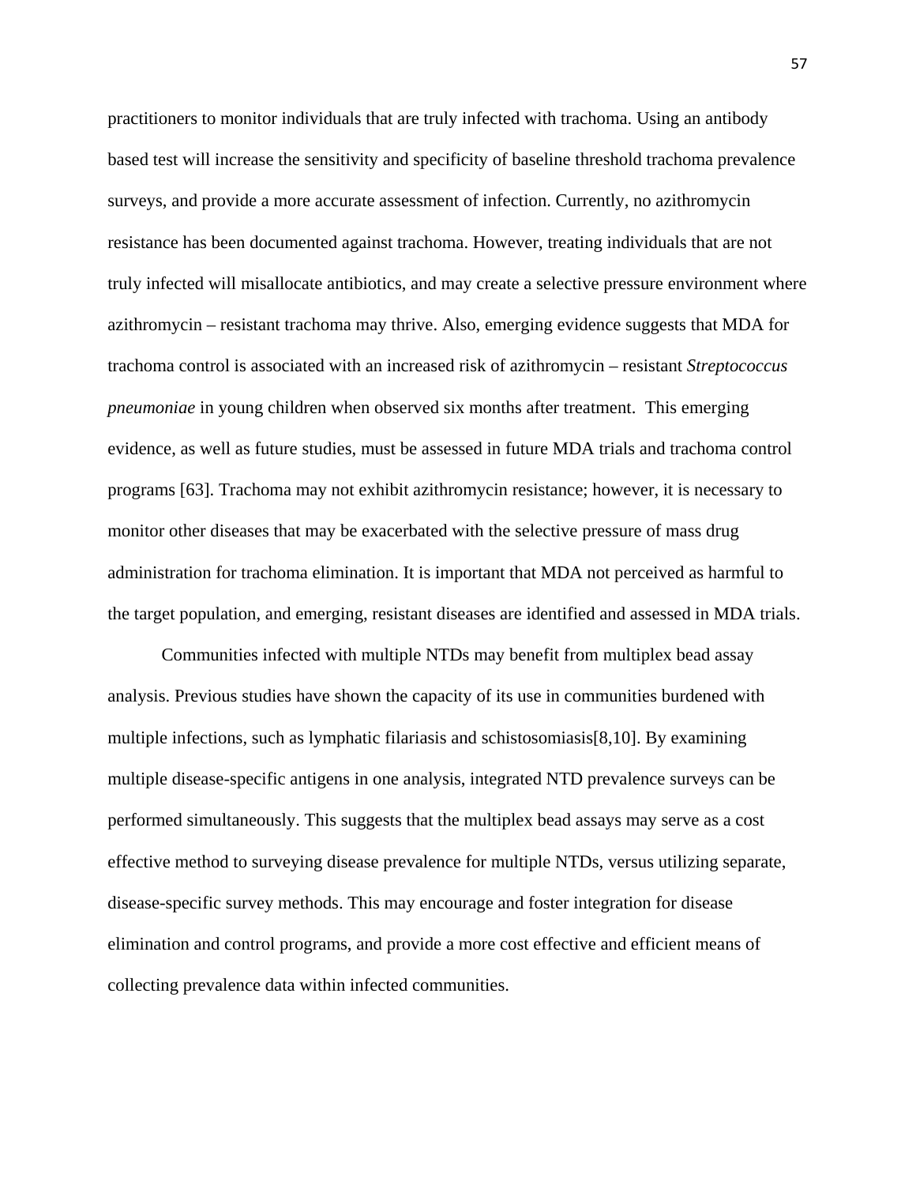practitioners to monitor individuals that are truly infected with trachoma. Using an antibody based test will increase the sensitivity and specificity of baseline threshold trachoma prevalence surveys, and provide a more accurate assessment of infection. Currently, no azithromycin resistance has been documented against trachoma. However, treating individuals that are not truly infected will misallocate antibiotics, and may create a selective pressure environment where azithromycin – resistant trachoma may thrive. Also, emerging evidence suggests that MDA for trachoma control is associated with an increased risk of azithromycin – resistant *Streptococcus pneumoniae* in young children when observed six months after treatment. This emerging evidence, as well as future studies, must be assessed in future MDA trials and trachoma control programs [63]. Trachoma may not exhibit azithromycin resistance; however, it is necessary to monitor other diseases that may be exacerbated with the selective pressure of mass drug administration for trachoma elimination. It is important that MDA not perceived as harmful to the target population, and emerging, resistant diseases are identified and assessed in MDA trials.

Communities infected with multiple NTDs may benefit from multiplex bead assay analysis. Previous studies have shown the capacity of its use in communities burdened with multiple infections, such as lymphatic filariasis and schistosomiasis[8,10]. By examining multiple disease-specific antigens in one analysis, integrated NTD prevalence surveys can be performed simultaneously. This suggests that the multiplex bead assays may serve as a cost effective method to surveying disease prevalence for multiple NTDs, versus utilizing separate, disease-specific survey methods. This may encourage and foster integration for disease elimination and control programs, and provide a more cost effective and efficient means of collecting prevalence data within infected communities.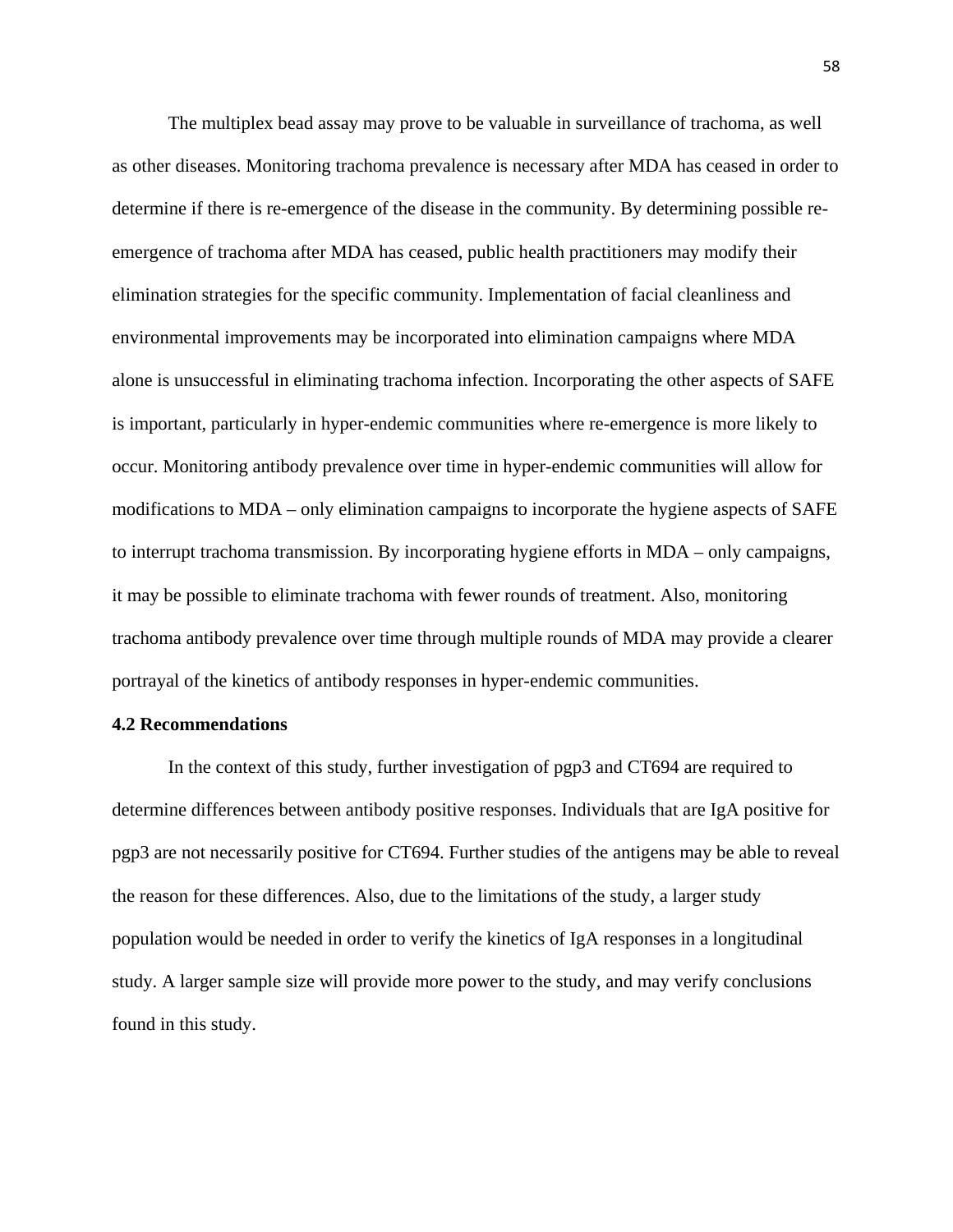The multiplex bead assay may prove to be valuable in surveillance of trachoma, as well as other diseases. Monitoring trachoma prevalence is necessary after MDA has ceased in order to determine if there is re-emergence of the disease in the community. By determining possible re-emergence of trachoma after MDA has ceased, public health practitioners may modify their elimination strategies for the specific community. Implementation of facial cleanliness and environmental improvements may be incorporated into elimination campaigns where MDA alone is unsuccessful in eliminating trachoma infection. Incorporating the other aspects of SAFE is important, particularly in hyper-endemic communities where re-emergence is more likely to occur. Monitoring antibody prevalence over time in hyper-endemic communities will allow for modifications to MDA – only elimination campaigns to incorporate the hygiene aspects of SAFE to interrupt trachoma transmission. By incorporating hygiene efforts in MDA – only campaigns, it may be possible to eliminate trachoma with fewer rounds of treatment. Also, monitoring trachoma antibody prevalence over time through multiple rounds of MDA may provide a clearer portrayal of the kinetics of antibody responses in hyper-endemic communities.

## 4.2 Recommendations

In the context of this study, further investigation of pgp3 and CT694 are required to determine differences between antibody positive responses. Individuals that are IgA positive for pgp3 are not necessarily positive for CT694. Further studies of the antigens may be able to reveal the reason for these differences. Also, due to the limitations of the study, a larger study population would be needed in order to verify the kinetics of IgA responses in a longitudinal study. A larger sample size will provide more power to the study, and may verify conclusions found in this study.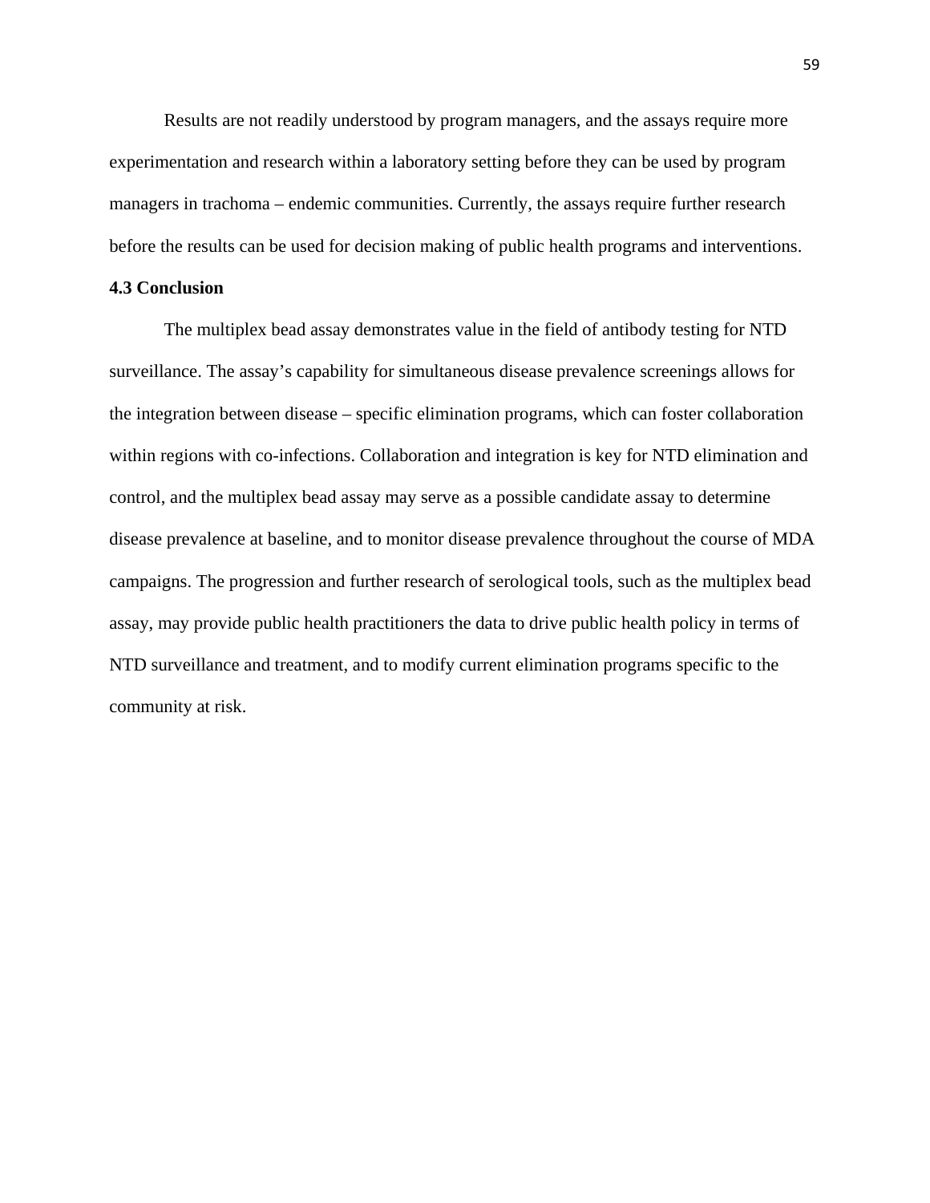Results are not readily understood by program managers, and the assays require more experimentation and research within a laboratory setting before they can be used by program managers in trachoma – endemic communities. Currently, the assays require further research before the results can be used for decision making of public health programs and interventions.

### 4.3 Conclusion

The multiplex bead assay demonstrates value in the field of antibody testing for NTD surveillance. The assay's capability for simultaneous disease prevalence screenings allows for the integration between disease – specific elimination programs, which can foster collaboration within regions with co-infections. Collaboration and integration is key for NTD elimination and control, and the multiplex bead assay may serve as a possible candidate assay to determine disease prevalence at baseline, and to monitor disease prevalence throughout the course of MDA campaigns. The progression and further research of serological tools, such as the multiplex bead assay, may provide public health practitioners the data to drive public health policy in terms of NTD surveillance and treatment, and to modify current elimination programs specific to the community at risk.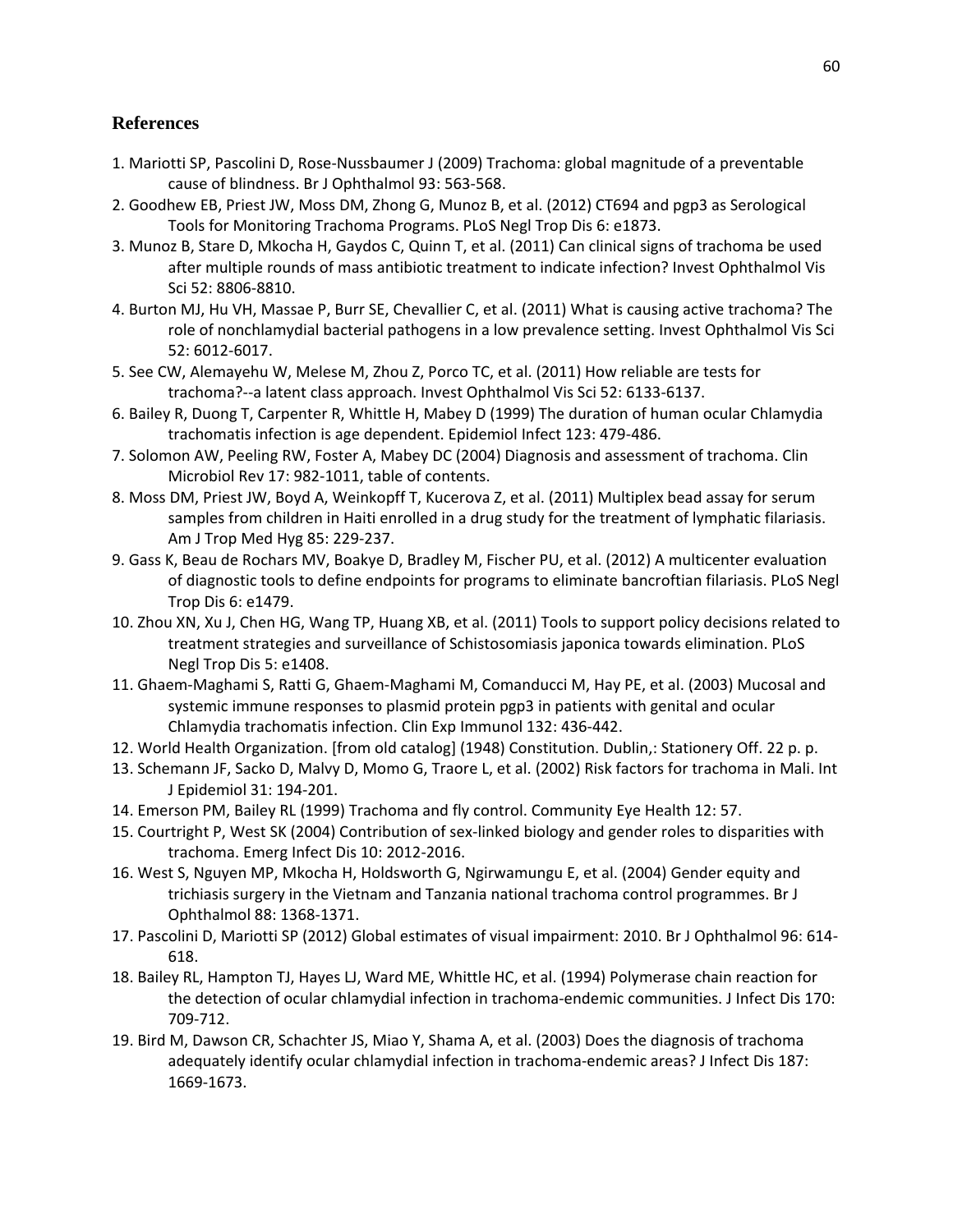## References

1. Mariotti SP, Pascolini D, Rose-Nussbaumer J (2009) Trachoma: global magnitude of a preventable cause of blindness. Br J Ophthalmol 93: 563-568.
2. Goodhew EB, Priest JW, Moss DM, Zhong G, Munoz B, et al. (2012) CT694 and pgp3 as Serological Tools for Monitoring Trachoma Programs. PLoS Negl Trop Dis 6: e1873.
3. Munoz B, Stare D, Mkocha H, Gaydos C, Quinn T, et al. (2011) Can clinical signs of trachoma be used after multiple rounds of mass antibiotic treatment to indicate infection? Invest Ophthalmol Vis Sci 52: 8806-8810.
4. Burton MJ, Hu VH, Massae P, Burr SE, Chevallier C, et al. (2011) What is causing active trachoma? The role of nonchlamydial bacterial pathogens in a low prevalence setting. Invest Ophthalmol Vis Sci 52: 6012-6017.
5. See CW, Alemayehu W, Melese M, Zhou Z, Porco TC, et al. (2011) How reliable are tests for trachoma?--a latent class approach. Invest Ophthalmol Vis Sci 52: 6133-6137.
6. Bailey R, Duong T, Carpenter R, Whittle H, Mabey D (1999) The duration of human ocular Chlamydia trachomatis infection is age dependent. Epidemiol Infect 123: 479-486.
7. Solomon AW, Peeling RW, Foster A, Mabey DC (2004) Diagnosis and assessment of trachoma. Clin Microbiol Rev 17: 982-1011, table of contents.
8. Moss DM, Priest JW, Boyd A, Weinkopff T, Kucerova Z, et al. (2011) Multiplex bead assay for serum samples from children in Haiti enrolled in a drug study for the treatment of lymphatic filariasis. Am J Trop Med Hyg 85: 229-237.
9. Gass K, Beau de Rochars MV, Boakye D, Bradley M, Fischer PU, et al. (2012) A multicenter evaluation of diagnostic tools to define endpoints for programs to eliminate bancroftian filariasis. PLoS Negl Trop Dis 6: e1479.
10. Zhou XN, Xu J, Chen HG, Wang TP, Huang XB, et al. (2011) Tools to support policy decisions related to treatment strategies and surveillance of Schistosomiasis japonica towards elimination. PLoS Negl Trop Dis 5: e1408.
11. Ghaem-Maghami S, Ratti G, Ghaem-Maghami M, Comanducci M, Hay PE, et al. (2003) Mucosal and systemic immune responses to plasmid protein pgp3 in patients with genital and ocular Chlamydia trachomatis infection. Clin Exp Immunol 132: 436-442.
12. World Health Organization. [from old catalog] (1948) Constitution. Dublin,: Stationery Off. 22 p. p.
13. Schemann JF, Sacko D, Malvy D, Momo G, Traore L, et al. (2002) Risk factors for trachoma in Mali. Int J Epidemiol 31: 194-201.
14. Emerson PM, Bailey RL (1999) Trachoma and fly control. Community Eye Health 12: 57.
15. Courtright P, West SK (2004) Contribution of sex-linked biology and gender roles to disparities with trachoma. Emerg Infect Dis 10: 2012-2016.
16. West S, Nguyen MP, Mkocha H, Holdsworth G, Ngirwamungu E, et al. (2004) Gender equity and trichiasis surgery in the Vietnam and Tanzania national trachoma control programmes. Br J Ophthalmol 88: 1368-1371.
17. Pascolini D, Mariotti SP (2012) Global estimates of visual impairment: 2010. Br J Ophthalmol 96: 614-618.
18. Bailey RL, Hampton TJ, Hayes LJ, Ward ME, Whittle HC, et al. (1994) Polymerase chain reaction for the detection of ocular chlamydial infection in trachoma-endemic communities. J Infect Dis 170: 709-712.
19. Bird M, Dawson CR, Schachter JS, Miao Y, Shama A, et al. (2003) Does the diagnosis of trachoma adequately identify ocular chlamydial infection in trachoma-endemic areas? J Infect Dis 187: 1669-1673.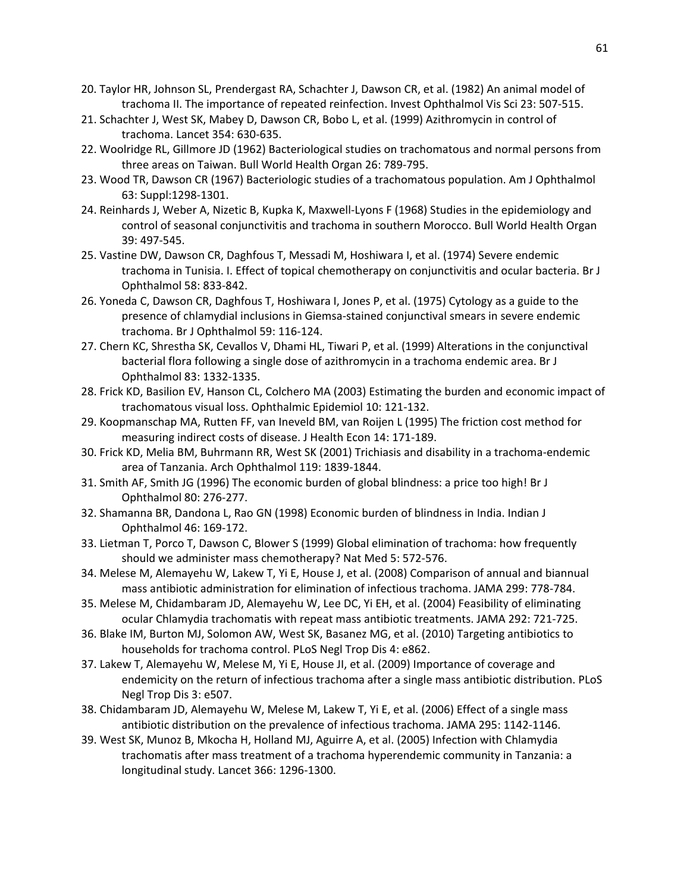20. Taylor HR, Johnson SL, Prendergast RA, Schachter J, Dawson CR, et al. (1982) An animal model of trachoma II. The importance of repeated reinfection. Invest Ophthalmol Vis Sci 23: 507-515.
21. Schachter J, West SK, Mabey D, Dawson CR, Bobo L, et al. (1999) Azithromycin in control of trachoma. Lancet 354: 630-635.
22. Woolridge RL, Gillmore JD (1962) Bacteriological studies on trachomatous and normal persons from three areas on Taiwan. Bull World Health Organ 26: 789-795.
23. Wood TR, Dawson CR (1967) Bacteriologic studies of a trachomatous population. Am J Ophthalmol 63: Suppl:1298-1301.
24. Reinhards J, Weber A, Nizetic B, Kupka K, Maxwell-Lyons F (1968) Studies in the epidemiology and control of seasonal conjunctivitis and trachoma in southern Morocco. Bull World Health Organ 39: 497-545.
25. Vastine DW, Dawson CR, Daghfous T, Messadi M, Hoshiwara I, et al. (1974) Severe endemic trachoma in Tunisia. I. Effect of topical chemotherapy on conjunctivitis and ocular bacteria. Br J Ophthalmol 58: 833-842.
26. Yoneda C, Dawson CR, Daghfous T, Hoshiwara I, Jones P, et al. (1975) Cytology as a guide to the presence of chlamydial inclusions in Giemsa-stained conjunctival smears in severe endemic trachoma. Br J Ophthalmol 59: 116-124.
27. Chern KC, Shrestha SK, Cevallos V, Dhami HL, Tiwari P, et al. (1999) Alterations in the conjunctival bacterial flora following a single dose of azithromycin in a trachoma endemic area. Br J Ophthalmol 83: 1332-1335.
28. Frick KD, Basilion EV, Hanson CL, Colchero MA (2003) Estimating the burden and economic impact of trachomatous visual loss. Ophthalmic Epidemiol 10: 121-132.
29. Koopmanschap MA, Rutten FF, van Ineveld BM, van Roijen L (1995) The friction cost method for measuring indirect costs of disease. J Health Econ 14: 171-189.
30. Frick KD, Melia BM, Buhrmann RR, West SK (2001) Trichiasis and disability in a trachoma-endemic area of Tanzania. Arch Ophthalmol 119: 1839-1844.
31. Smith AF, Smith JG (1996) The economic burden of global blindness: a price too high! Br J Ophthalmol 80: 276-277.
32. Shamanna BR, Dandona L, Rao GN (1998) Economic burden of blindness in India. Indian J Ophthalmol 46: 169-172.
33. Lietman T, Porco T, Dawson C, Blower S (1999) Global elimination of trachoma: how frequently should we administer mass chemotherapy? Nat Med 5: 572-576.
34. Melese M, Alemayehu W, Lakew T, Yi E, House J, et al. (2008) Comparison of annual and biannual mass antibiotic administration for elimination of infectious trachoma. JAMA 299: 778-784.
35. Melese M, Chidambaram JD, Alemayehu W, Lee DC, Yi EH, et al. (2004) Feasibility of eliminating ocular Chlamydia trachomatis with repeat mass antibiotic treatments. JAMA 292: 721-725.
36. Blake IM, Burton MJ, Solomon AW, West SK, Basanez MG, et al. (2010) Targeting antibiotics to households for trachoma control. PLoS Negl Trop Dis 4: e862.
37. Lakew T, Alemayehu W, Melese M, Yi E, House JI, et al. (2009) Importance of coverage and endemicity on the return of infectious trachoma after a single mass antibiotic distribution. PLoS Negl Trop Dis 3: e507.
38. Chidambaram JD, Alemayehu W, Melese M, Lakew T, Yi E, et al. (2006) Effect of a single mass antibiotic distribution on the prevalence of infectious trachoma. JAMA 295: 1142-1146.
39. West SK, Munoz B, Mkocha H, Holland MJ, Aguirre A, et al. (2005) Infection with Chlamydia trachomatis after mass treatment of a trachoma hyperendemic community in Tanzania: a longitudinal study. Lancet 366: 1296-1300.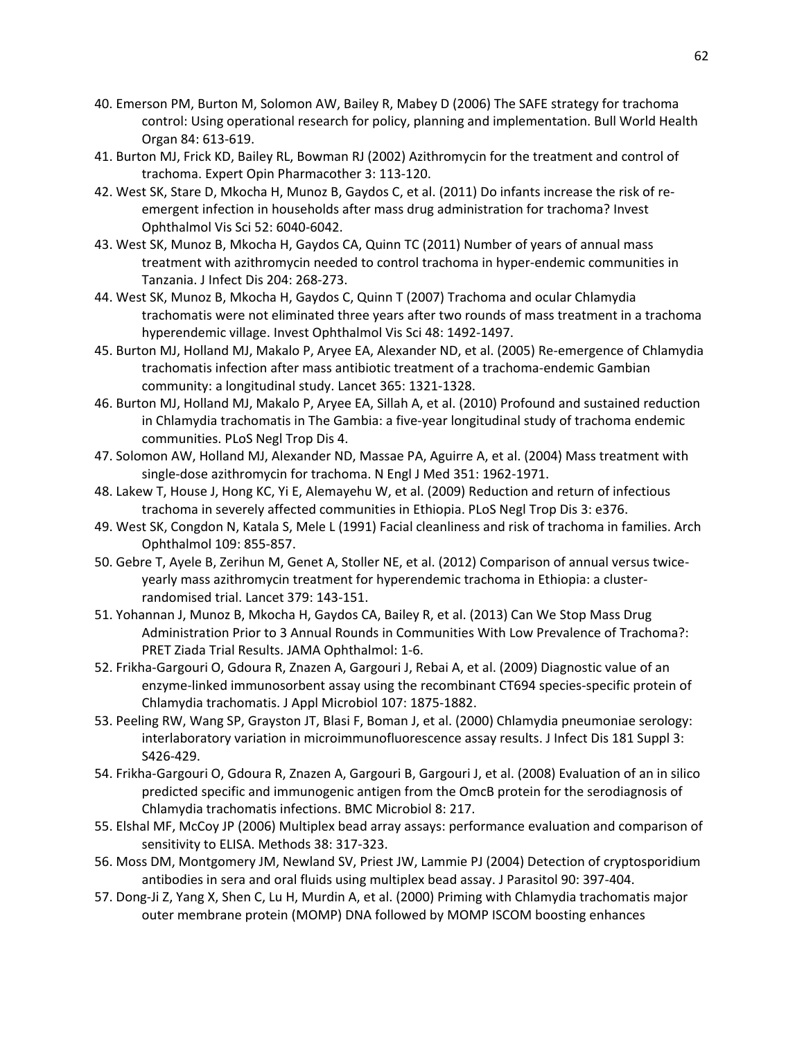40. Emerson PM, Burton M, Solomon AW, Bailey R, Mabey D (2006) The SAFE strategy for trachoma control: Using operational research for policy, planning and implementation. Bull World Health Organ 84: 613-619.
41. Burton MJ, Frick KD, Bailey RL, Bowman RJ (2002) Azithromycin for the treatment and control of trachoma. Expert Opin Pharmacother 3: 113-120.
42. West SK, Stare D, Mkocha H, Munoz B, Gaydos C, et al. (2011) Do infants increase the risk of re-emergent infection in households after mass drug administration for trachoma? Invest Ophthalmol Vis Sci 52: 6040-6042.
43. West SK, Munoz B, Mkocha H, Gaydos CA, Quinn TC (2011) Number of years of annual mass treatment with azithromycin needed to control trachoma in hyper-endemic communities in Tanzania. J Infect Dis 204: 268-273.
44. West SK, Munoz B, Mkocha H, Gaydos C, Quinn T (2007) Trachoma and ocular Chlamydia trachomatis were not eliminated three years after two rounds of mass treatment in a trachoma hyperendemic village. Invest Ophthalmol Vis Sci 48: 1492-1497.
45. Burton MJ, Holland MJ, Makalo P, Aryee EA, Alexander ND, et al. (2005) Re-emergence of Chlamydia trachomatis infection after mass antibiotic treatment of a trachoma-endemic Gambian community: a longitudinal study. Lancet 365: 1321-1328.
46. Burton MJ, Holland MJ, Makalo P, Aryee EA, Sillah A, et al. (2010) Profound and sustained reduction in Chlamydia trachomatis in The Gambia: a five-year longitudinal study of trachoma endemic communities. PLoS Negl Trop Dis 4.
47. Solomon AW, Holland MJ, Alexander ND, Massae PA, Aguirre A, et al. (2004) Mass treatment with single-dose azithromycin for trachoma. N Engl J Med 351: 1962-1971.
48. Lakew T, House J, Hong KC, Yi E, Alemayehu W, et al. (2009) Reduction and return of infectious trachoma in severely affected communities in Ethiopia. PLoS Negl Trop Dis 3: e376.
49. West SK, Congdon N, Katala S, Mele L (1991) Facial cleanliness and risk of trachoma in families. Arch Ophthalmol 109: 855-857.
50. Gebre T, Ayele B, Zerihun M, Genet A, Stoller NE, et al. (2012) Comparison of annual versus twice-yearly mass azithromycin treatment for hyperendemic trachoma in Ethiopia: a cluster-randomised trial. Lancet 379: 143-151.
51. Yohannan J, Munoz B, Mkocha H, Gaydos CA, Bailey R, et al. (2013) Can We Stop Mass Drug Administration Prior to 3 Annual Rounds in Communities With Low Prevalence of Trachoma?: PRET Ziada Trial Results. JAMA Ophthalmol: 1-6.
52. Frikha-Gargouri O, Gdoura R, Znazen A, Gargouri J, Rebai A, et al. (2009) Diagnostic value of an enzyme-linked immunosorbent assay using the recombinant CT694 species-specific protein of Chlamydia trachomatis. J Appl Microbiol 107: 1875-1882.
53. Peeling RW, Wang SP, Grayston JT, Blasi F, Boman J, et al. (2000) Chlamydia pneumoniae serology: interlaboratory variation in microimmunofluorescence assay results. J Infect Dis 181 Suppl 3: S426-429.
54. Frikha-Gargouri O, Gdoura R, Znazen A, Gargouri B, Gargouri J, et al. (2008) Evaluation of an in silico predicted specific and immunogenic antigen from the OmcB protein for the serodiagnosis of Chlamydia trachomatis infections. BMC Microbiol 8: 217.
55. Elshal MF, McCoy JP (2006) Multiplex bead array assays: performance evaluation and comparison of sensitivity to ELISA. Methods 38: 317-323.
56. Moss DM, Montgomery JM, Newland SV, Priest JW, Lammie PJ (2004) Detection of cryptosporidium antibodies in sera and oral fluids using multiplex bead assay. J Parasitol 90: 397-404.
57. Dong-Ji Z, Yang X, Shen C, Lu H, Murdin A, et al. (2000) Priming with Chlamydia trachomatis major outer membrane protein (MOMP) DNA followed by MOMP ISCOM boosting enhances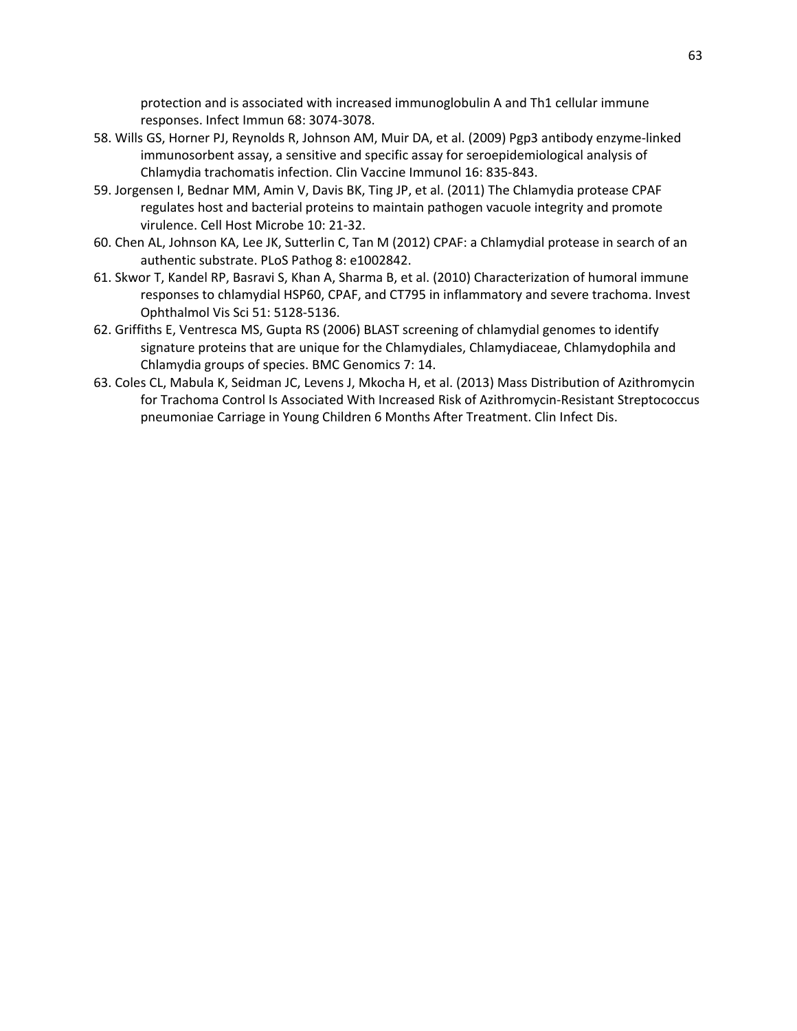protection and is associated with increased immunoglobulin A and Th1 cellular immune responses. Infect Immun 68: 3074-3078.

58. Wills GS, Horner PJ, Reynolds R, Johnson AM, Muir DA, et al. (2009) Pgp3 antibody enzyme-linked immunosorbent assay, a sensitive and specific assay for seroepidemiological analysis of Chlamydia trachomatis infection. Clin Vaccine Immunol 16: 835-843.
59. Jorgensen I, Bednar MM, Amin V, Davis BK, Ting JP, et al. (2011) The Chlamydia protease CPAF regulates host and bacterial proteins to maintain pathogen vacuole integrity and promote virulence. Cell Host Microbe 10: 21-32.
60. Chen AL, Johnson KA, Lee JK, Sutterlin C, Tan M (2012) CPAF: a Chlamydial protease in search of an authentic substrate. PLoS Pathog 8: e1002842.
61. Skwor T, Kandel RP, Basravi S, Khan A, Sharma B, et al. (2010) Characterization of humoral immune responses to chlamydial HSP60, CPAF, and CT795 in inflammatory and severe trachoma. Invest Ophthalmol Vis Sci 51: 5128-5136.
62. Griffiths E, Ventresca MS, Gupta RS (2006) BLAST screening of chlamydial genomes to identify signature proteins that are unique for the Chlamydiales, Chlamydiaceae, Chlamydophila and Chlamydia groups of species. BMC Genomics 7: 14.
63. Coles CL, Mabula K, Seidman JC, Levens J, Mkocha H, et al. (2013) Mass Distribution of Azithromycin for Trachoma Control Is Associated With Increased Risk of Azithromycin-Resistant Streptococcus pneumoniae Carriage in Young Children 6 Months After Treatment. Clin Infect Dis.